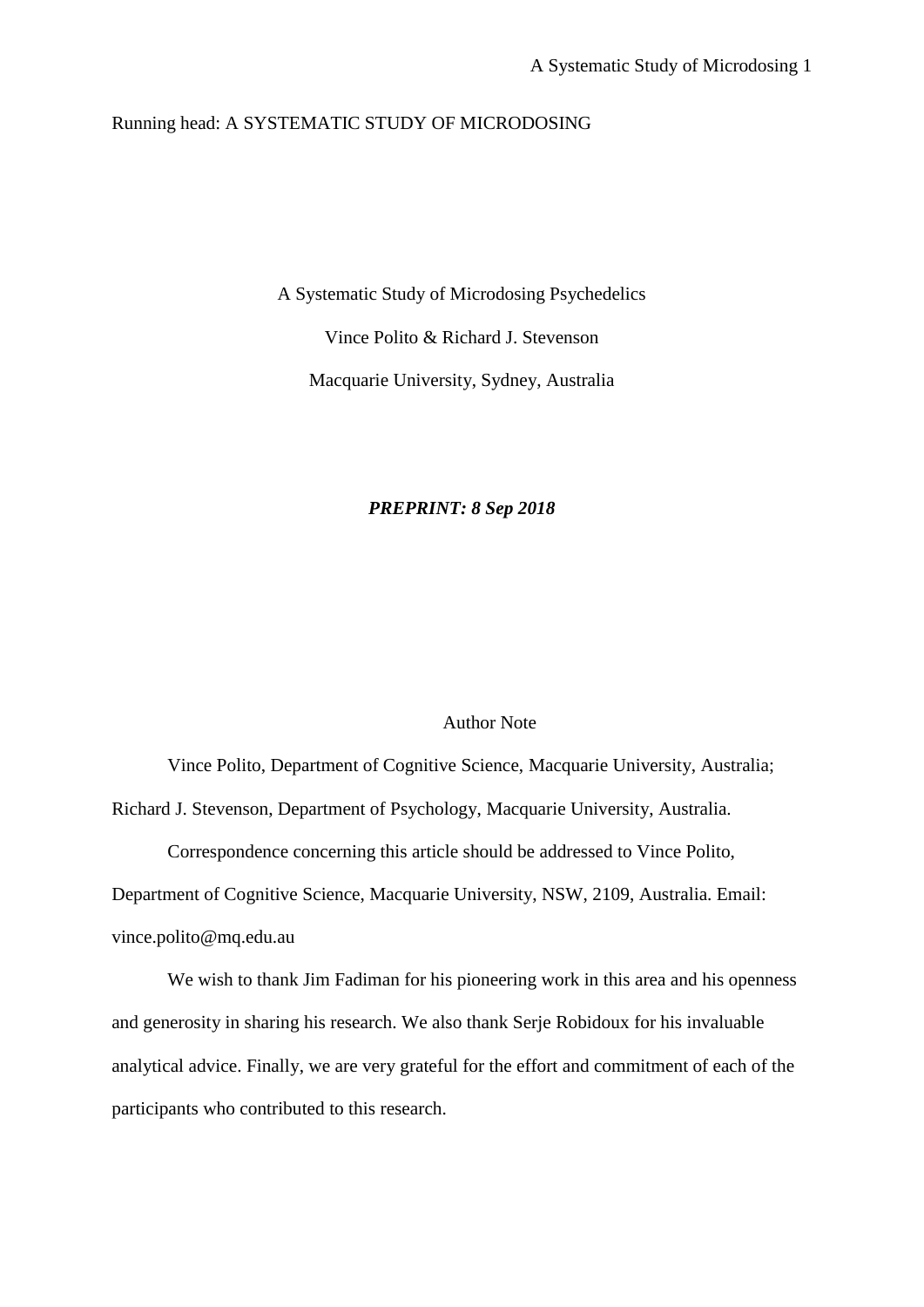Running head: A SYSTEMATIC STUDY OF MICRODOSING

# A Systematic Study of Microdosing Psychedelics

Vince Polito & Richard J. Stevenson

Macquarie University, Sydney, Australia

***PREPRINT: 8 Sep 2018***

## Author Note

Vince Polito, Department of Cognitive Science, Macquarie University, Australia; Richard J. Stevenson, Department of Psychology, Macquarie University, Australia.

Correspondence concerning this article should be addressed to Vince Polito, Department of Cognitive Science, Macquarie University, NSW, 2109, Australia. Email: vince.polito@mq.edu.au

We wish to thank Jim Fadiman for his pioneering work in this area and his openness and generosity in sharing his research. We also thank Serje Robidoux for his invaluable analytical advice. Finally, we are very grateful for the effort and commitment of each of the participants who contributed to this research.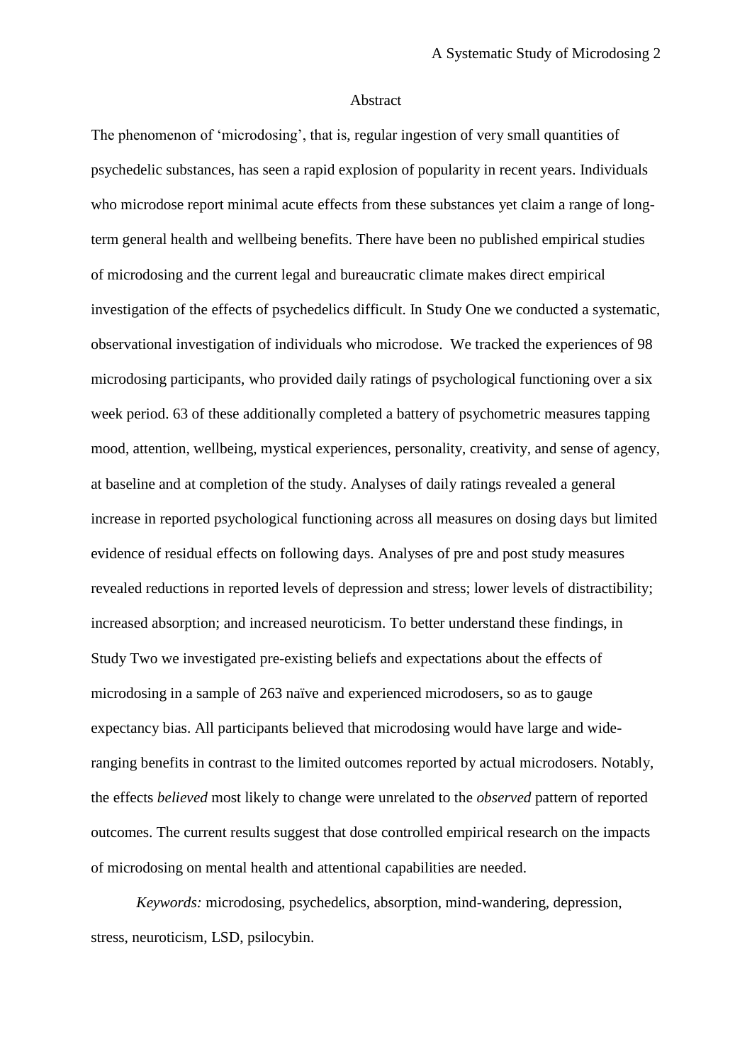## Abstract

The phenomenon of 'microdosing', that is, regular ingestion of very small quantities of psychedelic substances, has seen a rapid explosion of popularity in recent years. Individuals who microdose report minimal acute effects from these substances yet claim a range of long-term general health and wellbeing benefits. There have been no published empirical studies of microdosing and the current legal and bureaucratic climate makes direct empirical investigation of the effects of psychedelics difficult. In Study One we conducted a systematic, observational investigation of individuals who microdose. We tracked the experiences of 98 microdosing participants, who provided daily ratings of psychological functioning over a six week period. 63 of these additionally completed a battery of psychometric measures tapping mood, attention, wellbeing, mystical experiences, personality, creativity, and sense of agency, at baseline and at completion of the study. Analyses of daily ratings revealed a general increase in reported psychological functioning across all measures on dosing days but limited evidence of residual effects on following days. Analyses of pre and post study measures revealed reductions in reported levels of depression and stress; lower levels of distractibility; increased absorption; and increased neuroticism. To better understand these findings, in Study Two we investigated pre-existing beliefs and expectations about the effects of microdosing in a sample of 263 naïve and experienced microdosers, so as to gauge expectancy bias. All participants believed that microdosing would have large and wide-ranging benefits in contrast to the limited outcomes reported by actual microdosers. Notably, the effects *believed* most likely to change were unrelated to the *observed* pattern of reported outcomes. The current results suggest that dose controlled empirical research on the impacts of microdosing on mental health and attentional capabilities are needed.

*Keywords:* microdosing, psychedelics, absorption, mind-wandering, depression, stress, neuroticism, LSD, psilocybin.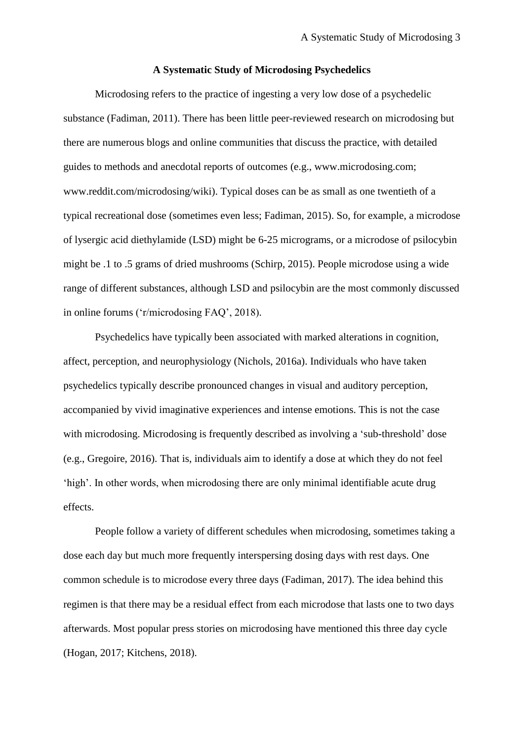# A Systematic Study of Microdosing Psychedelics

Microdosing refers to the practice of ingesting a very low dose of a psychedelic substance (Fadiman, 2011). There has been little peer-reviewed research on microdosing but there are numerous blogs and online communities that discuss the practice, with detailed guides to methods and anecdotal reports of outcomes (e.g., www.microdosing.com; www.reddit.com/microdosing/wiki). Typical doses can be as small as one twentieth of a typical recreational dose (sometimes even less; Fadiman, 2015). So, for example, a microdose of lysergic acid diethylamide (LSD) might be 6-25 micrograms, or a microdose of psilocybin might be .1 to .5 grams of dried mushrooms (Schirp, 2015). People microdose using a wide range of different substances, although LSD and psilocybin are the most commonly discussed in online forums ('r/microdosing FAQ', 2018).

Psychedelics have typically been associated with marked alterations in cognition, affect, perception, and neurophysiology (Nichols, 2016a). Individuals who have taken psychedelics typically describe pronounced changes in visual and auditory perception, accompanied by vivid imaginative experiences and intense emotions. This is not the case with microdosing. Microdosing is frequently described as involving a 'sub-threshold' dose (e.g., Gregoire, 2016). That is, individuals aim to identify a dose at which they do not feel 'high'. In other words, when microdosing there are only minimal identifiable acute drug effects.

People follow a variety of different schedules when microdosing, sometimes taking a dose each day but much more frequently interspersing dosing days with rest days. One common schedule is to microdose every three days (Fadiman, 2017). The idea behind this regimen is that there may be a residual effect from each microdose that lasts one to two days afterwards. Most popular press stories on microdosing have mentioned this three day cycle (Hogan, 2017; Kitchens, 2018).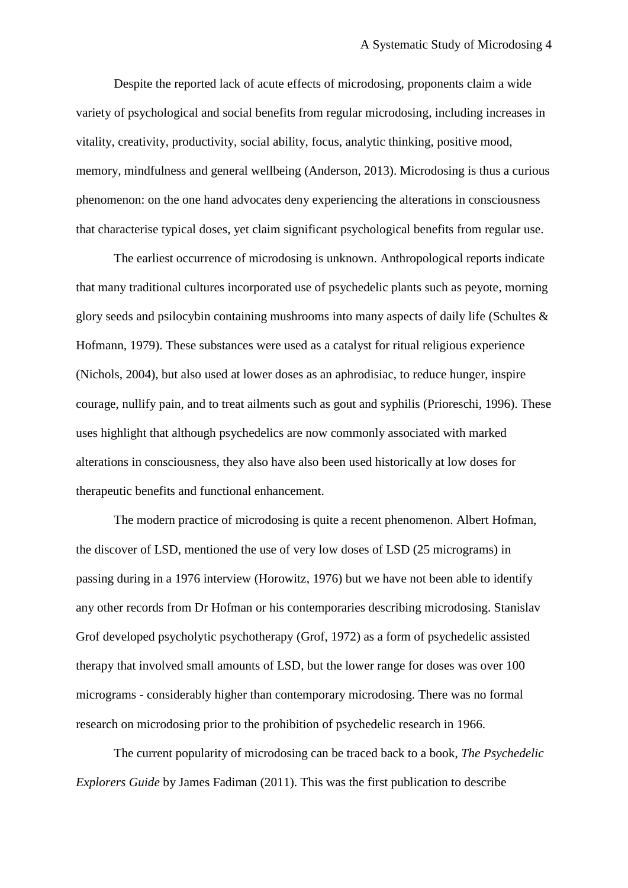Despite the reported lack of acute effects of microdosing, proponents claim a wide variety of psychological and social benefits from regular microdosing, including increases in vitality, creativity, productivity, social ability, focus, analytic thinking, positive mood, memory, mindfulness and general wellbeing (Anderson, 2013). Microdosing is thus a curious phenomenon: on the one hand advocates deny experiencing the alterations in consciousness that characterise typical doses, yet claim significant psychological benefits from regular use.

The earliest occurrence of microdosing is unknown. Anthropological reports indicate that many traditional cultures incorporated use of psychedelic plants such as peyote, morning glory seeds and psilocybin containing mushrooms into many aspects of daily life (Schultes & Hofmann, 1979). These substances were used as a catalyst for ritual religious experience (Nichols, 2004), but also used at lower doses as an aphrodisiac, to reduce hunger, inspire courage, nullify pain, and to treat ailments such as gout and syphilis (Prioreschi, 1996). These uses highlight that although psychedelics are now commonly associated with marked alterations in consciousness, they also have also been used historically at low doses for therapeutic benefits and functional enhancement.

The modern practice of microdosing is quite a recent phenomenon. Albert Hofman, the discover of LSD, mentioned the use of very low doses of LSD (25 micrograms) in passing during in a 1976 interview (Horowitz, 1976) but we have not been able to identify any other records from Dr Hofman or his contemporaries describing microdosing. Stanislav Grof developed psycholytic psychotherapy (Grof, 1972) as a form of psychedelic assisted therapy that involved small amounts of LSD, but the lower range for doses was over 100 micrograms - considerably higher than contemporary microdosing. There was no formal research on microdosing prior to the prohibition of psychedelic research in 1966.

The current popularity of microdosing can be traced back to a book, *The Psychedelic Explorers Guide* by James Fadiman (2011). This was the first publication to describe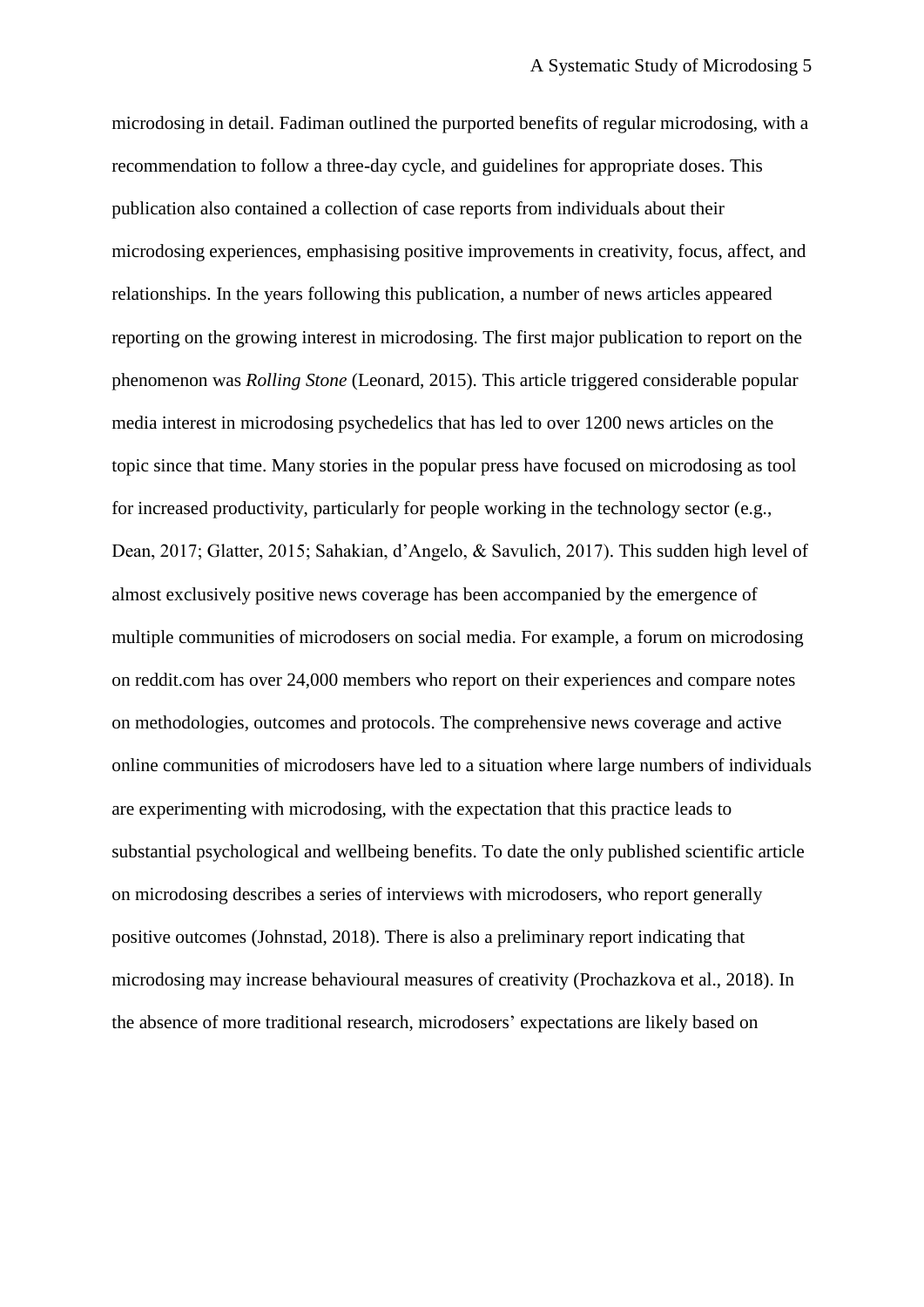microdosing in detail. Fadiman outlined the purported benefits of regular microdosing, with a recommendation to follow a three-day cycle, and guidelines for appropriate doses. This publication also contained a collection of case reports from individuals about their microdosing experiences, emphasising positive improvements in creativity, focus, affect, and relationships. In the years following this publication, a number of news articles appeared reporting on the growing interest in microdosing. The first major publication to report on the phenomenon was *Rolling Stone* (Leonard, 2015). This article triggered considerable popular media interest in microdosing psychedelics that has led to over 1200 news articles on the topic since that time. Many stories in the popular press have focused on microdosing as tool for increased productivity, particularly for people working in the technology sector (e.g., Dean, 2017; Glatter, 2015; Sahakian, d'Angelo, & Savulich, 2017). This sudden high level of almost exclusively positive news coverage has been accompanied by the emergence of multiple communities of microdosers on social media. For example, a forum on microdosing on reddit.com has over 24,000 members who report on their experiences and compare notes on methodologies, outcomes and protocols. The comprehensive news coverage and active online communities of microdosers have led to a situation where large numbers of individuals are experimenting with microdosing, with the expectation that this practice leads to substantial psychological and wellbeing benefits. To date the only published scientific article on microdosing describes a series of interviews with microdosers, who report generally positive outcomes (Johnstad, 2018). There is also a preliminary report indicating that microdosing may increase behavioural measures of creativity (Prochazkova et al., 2018). In the absence of more traditional research, microdosers' expectations are likely based on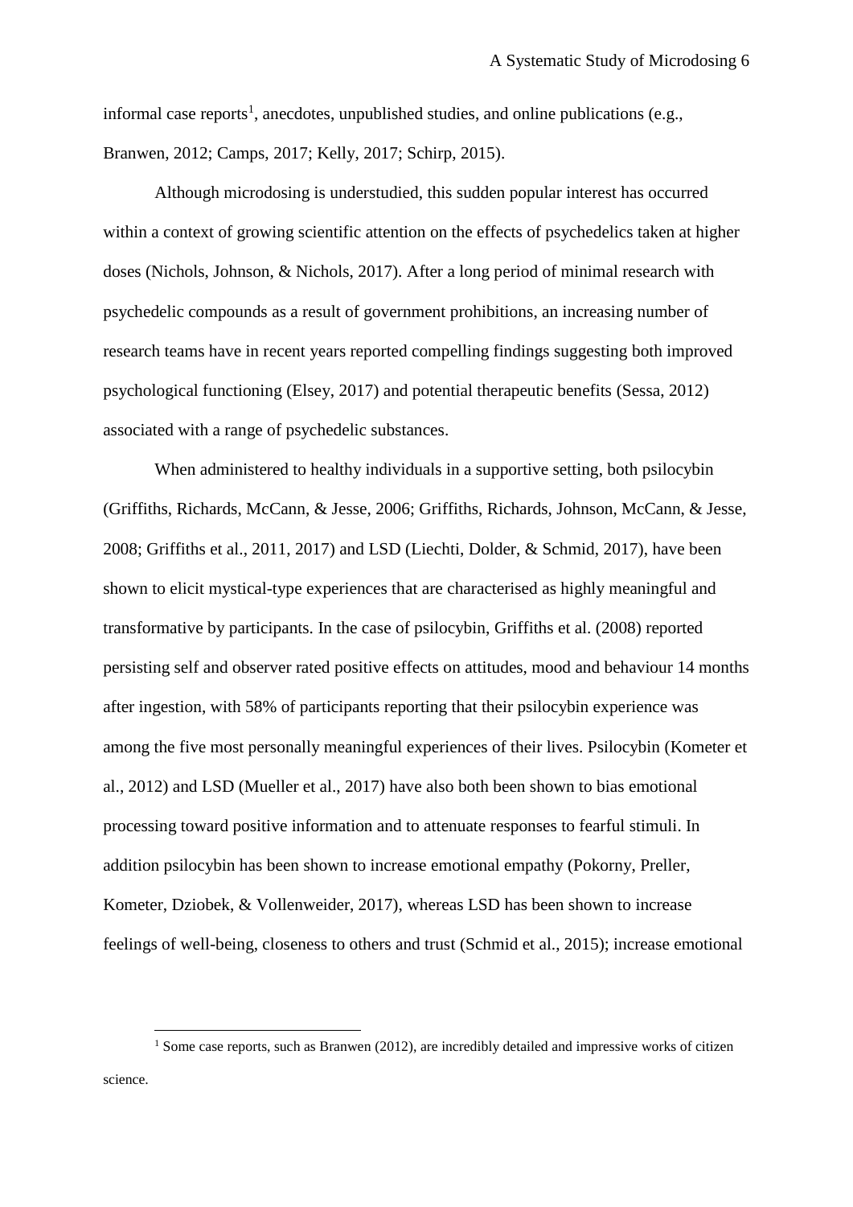informal case reports[1], anecdotes, unpublished studies, and online publications (e.g., Branwen, 2012; Camps, 2017; Kelly, 2017; Schirp, 2015).

Although microdosing is understudied, this sudden popular interest has occurred within a context of growing scientific attention on the effects of psychedelics taken at higher doses (Nichols, Johnson, & Nichols, 2017). After a long period of minimal research with psychedelic compounds as a result of government prohibitions, an increasing number of research teams have in recent years reported compelling findings suggesting both improved psychological functioning (Elsey, 2017) and potential therapeutic benefits (Sessa, 2012) associated with a range of psychedelic substances.

When administered to healthy individuals in a supportive setting, both psilocybin (Griffiths, Richards, McCann, & Jesse, 2006; Griffiths, Richards, Johnson, McCann, & Jesse, 2008; Griffiths et al., 2011, 2017) and LSD (Liechti, Dolder, & Schmid, 2017), have been shown to elicit mystical-type experiences that are characterised as highly meaningful and transformative by participants. In the case of psilocybin, Griffiths et al. (2008) reported persisting self and observer rated positive effects on attitudes, mood and behaviour 14 months after ingestion, with 58% of participants reporting that their psilocybin experience was among the five most personally meaningful experiences of their lives. Psilocybin (Kometer et al., 2012) and LSD (Mueller et al., 2017) have also both been shown to bias emotional processing toward positive information and to attenuate responses to fearful stimuli. In addition psilocybin has been shown to increase emotional empathy (Pokorny, Preller, Kometer, Dziobek, & Vollenweider, 2017), whereas LSD has been shown to increase feelings of well-being, closeness to others and trust (Schmid et al., 2015); increase emotional

[1] Some case reports, such as Branwen (2012), are incredibly detailed and impressive works of citizen science.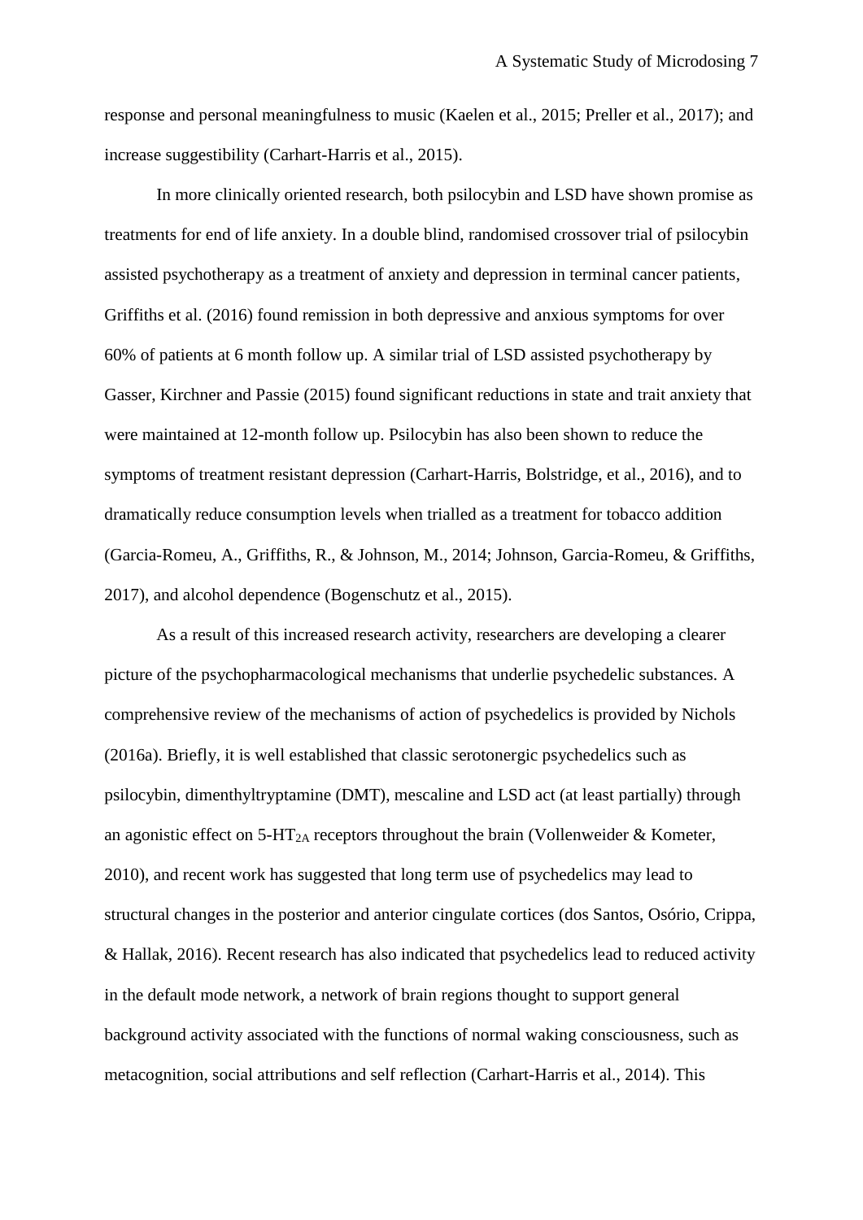response and personal meaningfulness to music (Kaelen et al., 2015; Preller et al., 2017); and increase suggestibility (Carhart-Harris et al., 2015).

In more clinically oriented research, both psilocybin and LSD have shown promise as treatments for end of life anxiety. In a double blind, randomised crossover trial of psilocybin assisted psychotherapy as a treatment of anxiety and depression in terminal cancer patients, Griffiths et al. (2016) found remission in both depressive and anxious symptoms for over 60% of patients at 6 month follow up. A similar trial of LSD assisted psychotherapy by Gasser, Kirchner and Passie (2015) found significant reductions in state and trait anxiety that were maintained at 12-month follow up. Psilocybin has also been shown to reduce the symptoms of treatment resistant depression (Carhart-Harris, Bolstridge, et al., 2016), and to dramatically reduce consumption levels when trialled as a treatment for tobacco addition (Garcia-Romeu, A., Griffiths, R., & Johnson, M., 2014; Johnson, Garcia-Romeu, & Griffiths, 2017), and alcohol dependence (Bogenschutz et al., 2015).

As a result of this increased research activity, researchers are developing a clearer picture of the psychopharmacological mechanisms that underlie psychedelic substances. A comprehensive review of the mechanisms of action of psychedelics is provided by Nichols (2016a). Briefly, it is well established that classic serotonergic psychedelics such as psilocybin, dimenthyltryptamine (DMT), mescaline and LSD act (at least partially) through an agonistic effect on 5-$HT_{2A}$ receptors throughout the brain (Vollenweider & Kometer, 2010), and recent work has suggested that long term use of psychedelics may lead to structural changes in the posterior and anterior cingulate cortices (dos Santos, Osório, Crippa, & Hallak, 2016). Recent research has also indicated that psychedelics lead to reduced activity in the default mode network, a network of brain regions thought to support general background activity associated with the functions of normal waking consciousness, such as metacognition, social attributions and self reflection (Carhart-Harris et al., 2014). This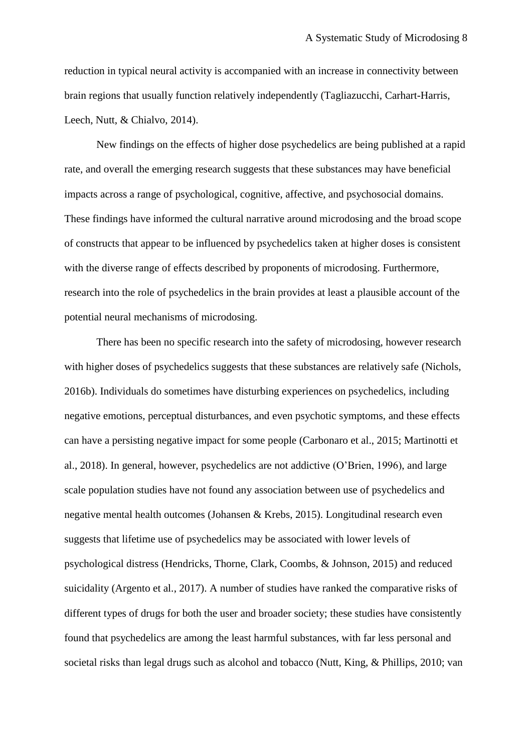reduction in typical neural activity is accompanied with an increase in connectivity between brain regions that usually function relatively independently (Tagliazucchi, Carhart-Harris, Leech, Nutt, & Chialvo, 2014).

New findings on the effects of higher dose psychedelics are being published at a rapid rate, and overall the emerging research suggests that these substances may have beneficial impacts across a range of psychological, cognitive, affective, and psychosocial domains. These findings have informed the cultural narrative around microdosing and the broad scope of constructs that appear to be influenced by psychedelics taken at higher doses is consistent with the diverse range of effects described by proponents of microdosing. Furthermore, research into the role of psychedelics in the brain provides at least a plausible account of the potential neural mechanisms of microdosing.

There has been no specific research into the safety of microdosing, however research with higher doses of psychedelics suggests that these substances are relatively safe (Nichols, 2016b). Individuals do sometimes have disturbing experiences on psychedelics, including negative emotions, perceptual disturbances, and even psychotic symptoms, and these effects can have a persisting negative impact for some people (Carbonaro et al., 2015; Martinotti et al., 2018). In general, however, psychedelics are not addictive (O'Brien, 1996), and large scale population studies have not found any association between use of psychedelics and negative mental health outcomes (Johansen & Krebs, 2015). Longitudinal research even suggests that lifetime use of psychedelics may be associated with lower levels of psychological distress (Hendricks, Thorne, Clark, Coombs, & Johnson, 2015) and reduced suicidality (Argento et al., 2017). A number of studies have ranked the comparative risks of different types of drugs for both the user and broader society; these studies have consistently found that psychedelics are among the least harmful substances, with far less personal and societal risks than legal drugs such as alcohol and tobacco (Nutt, King, & Phillips, 2010; van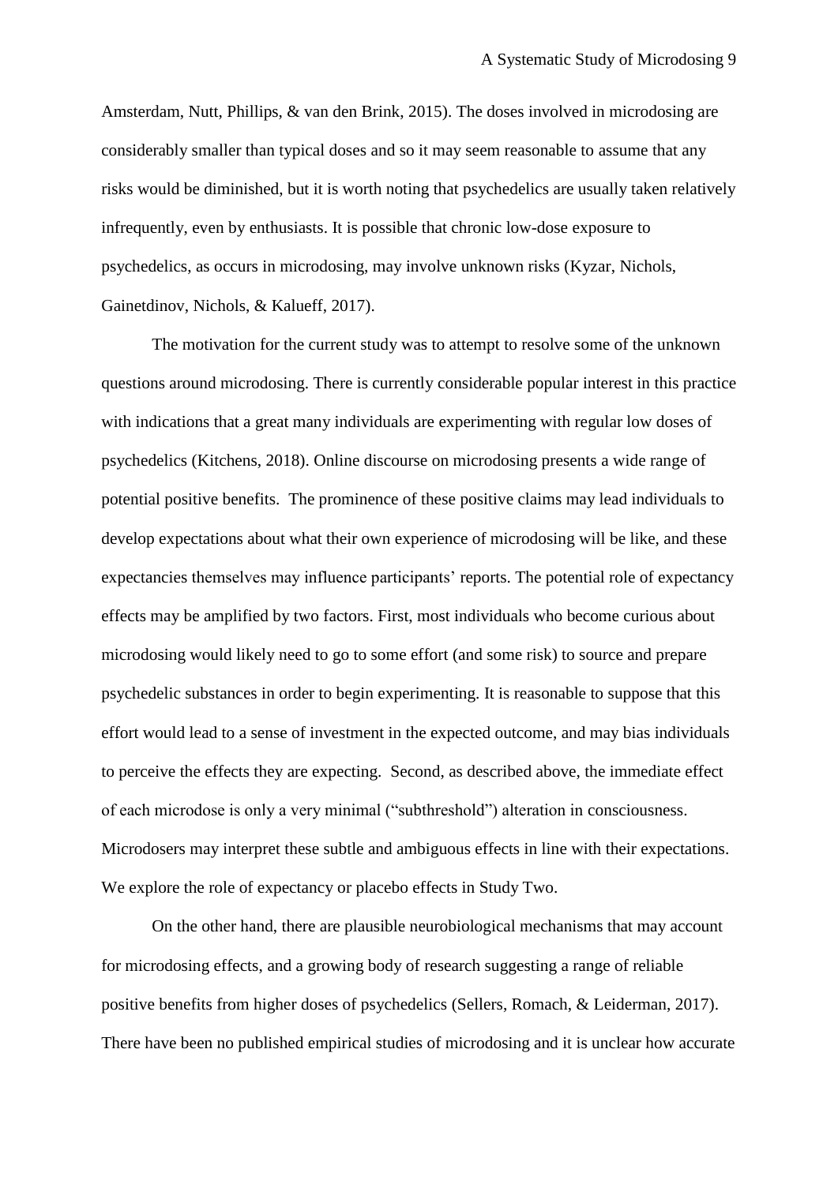Amsterdam, Nutt, Phillips, & van den Brink, 2015). The doses involved in microdosing are considerably smaller than typical doses and so it may seem reasonable to assume that any risks would be diminished, but it is worth noting that psychedelics are usually taken relatively infrequently, even by enthusiasts. It is possible that chronic low-dose exposure to psychedelics, as occurs in microdosing, may involve unknown risks (Kyzar, Nichols, Gainetdinov, Nichols, & Kalueff, 2017).

The motivation for the current study was to attempt to resolve some of the unknown questions around microdosing. There is currently considerable popular interest in this practice with indications that a great many individuals are experimenting with regular low doses of psychedelics (Kitchens, 2018). Online discourse on microdosing presents a wide range of potential positive benefits. The prominence of these positive claims may lead individuals to develop expectations about what their own experience of microdosing will be like, and these expectancies themselves may influence participants' reports. The potential role of expectancy effects may be amplified by two factors. First, most individuals who become curious about microdosing would likely need to go to some effort (and some risk) to source and prepare psychedelic substances in order to begin experimenting. It is reasonable to suppose that this effort would lead to a sense of investment in the expected outcome, and may bias individuals to perceive the effects they are expecting. Second, as described above, the immediate effect of each microdose is only a very minimal ("subthreshold") alteration in consciousness. Microdosers may interpret these subtle and ambiguous effects in line with their expectations. We explore the role of expectancy or placebo effects in Study Two.

On the other hand, there are plausible neurobiological mechanisms that may account for microdosing effects, and a growing body of research suggesting a range of reliable positive benefits from higher doses of psychedelics (Sellers, Romach, & Leiderman, 2017). There have been no published empirical studies of microdosing and it is unclear how accurate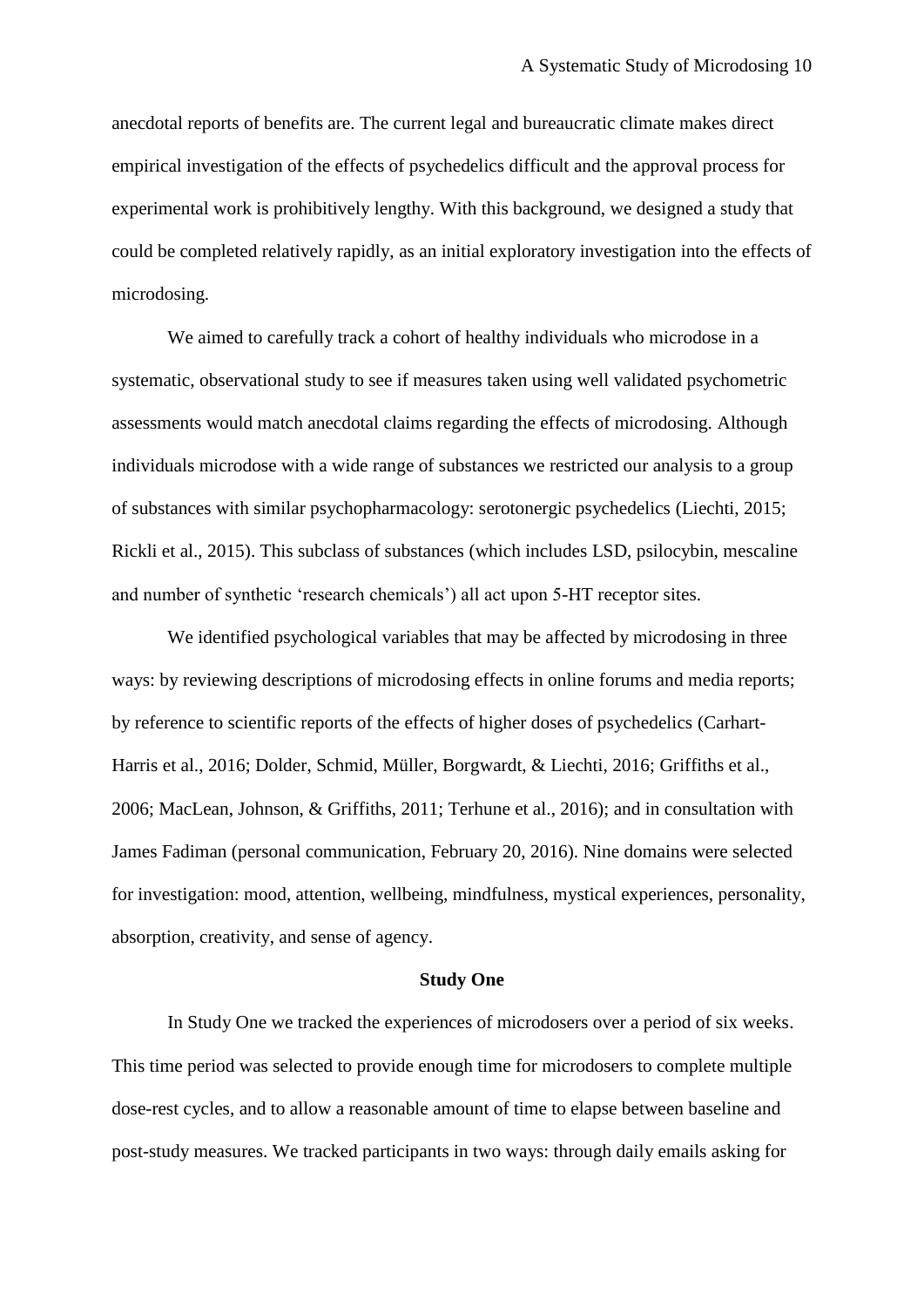anecdotal reports of benefits are. The current legal and bureaucratic climate makes direct empirical investigation of the effects of psychedelics difficult and the approval process for experimental work is prohibitively lengthy. With this background, we designed a study that could be completed relatively rapidly, as an initial exploratory investigation into the effects of microdosing.

We aimed to carefully track a cohort of healthy individuals who microdose in a systematic, observational study to see if measures taken using well validated psychometric assessments would match anecdotal claims regarding the effects of microdosing. Although individuals microdose with a wide range of substances we restricted our analysis to a group of substances with similar psychopharmacology: serotonergic psychedelics (Liechti, 2015; Rickli et al., 2015). This subclass of substances (which includes LSD, psilocybin, mescaline and number of synthetic 'research chemicals') all act upon 5-HT receptor sites.

We identified psychological variables that may be affected by microdosing in three ways: by reviewing descriptions of microdosing effects in online forums and media reports; by reference to scientific reports of the effects of higher doses of psychedelics (Carhart-Harris et al., 2016; Dolder, Schmid, Müller, Borgwardt, & Liechti, 2016; Griffiths et al., 2006; MacLean, Johnson, & Griffiths, 2011; Terhune et al., 2016); and in consultation with James Fadiman (personal communication, February 20, 2016). Nine domains were selected for investigation: mood, attention, wellbeing, mindfulness, mystical experiences, personality, absorption, creativity, and sense of agency.

## Study One

In Study One we tracked the experiences of microdosers over a period of six weeks. This time period was selected to provide enough time for microdosers to complete multiple dose-rest cycles, and to allow a reasonable amount of time to elapse between baseline and post-study measures. We tracked participants in two ways: through daily emails asking for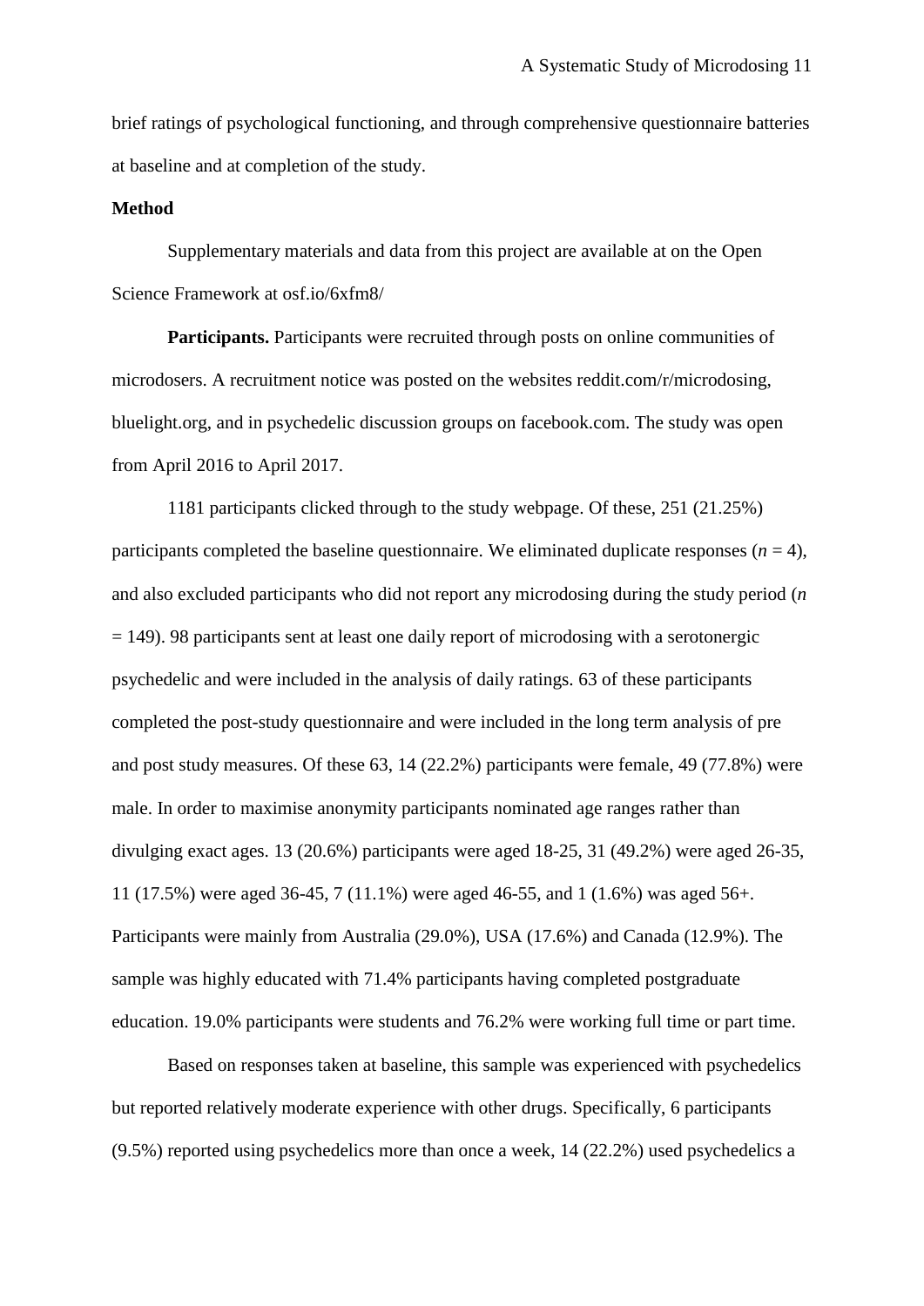brief ratings of psychological functioning, and through comprehensive questionnaire batteries at baseline and at completion of the study.

**Method**

Supplementary materials and data from this project are available at on the Open Science Framework at osf.io/6xfm8/

**Participants.** Participants were recruited through posts on online communities of microdosers. A recruitment notice was posted on the websites reddit.com/r/microdosing, bluelight.org, and in psychedelic discussion groups on facebook.com. The study was open from April 2016 to April 2017.

1181 participants clicked through to the study webpage. Of these, 251 (21.25%) participants completed the baseline questionnaire. We eliminated duplicate responses ($n = 4$), and also excluded participants who did not report any microdosing during the study period ($n = 149$). 98 participants sent at least one daily report of microdosing with a serotonergic psychedelic and were included in the analysis of daily ratings. 63 of these participants completed the post-study questionnaire and were included in the long term analysis of pre and post study measures. Of these 63, 14 (22.2%) participants were female, 49 (77.8%) were male. In order to maximise anonymity participants nominated age ranges rather than divulging exact ages. 13 (20.6%) participants were aged 18-25, 31 (49.2%) were aged 26-35, 11 (17.5%) were aged 36-45, 7 (11.1%) were aged 46-55, and 1 (1.6%) was aged 56+. Participants were mainly from Australia (29.0%), USA (17.6%) and Canada (12.9%). The sample was highly educated with 71.4% participants having completed postgraduate education. 19.0% participants were students and 76.2% were working full time or part time.

Based on responses taken at baseline, this sample was experienced with psychedelics but reported relatively moderate experience with other drugs. Specifically, 6 participants (9.5%) reported using psychedelics more than once a week, 14 (22.2%) used psychedelics a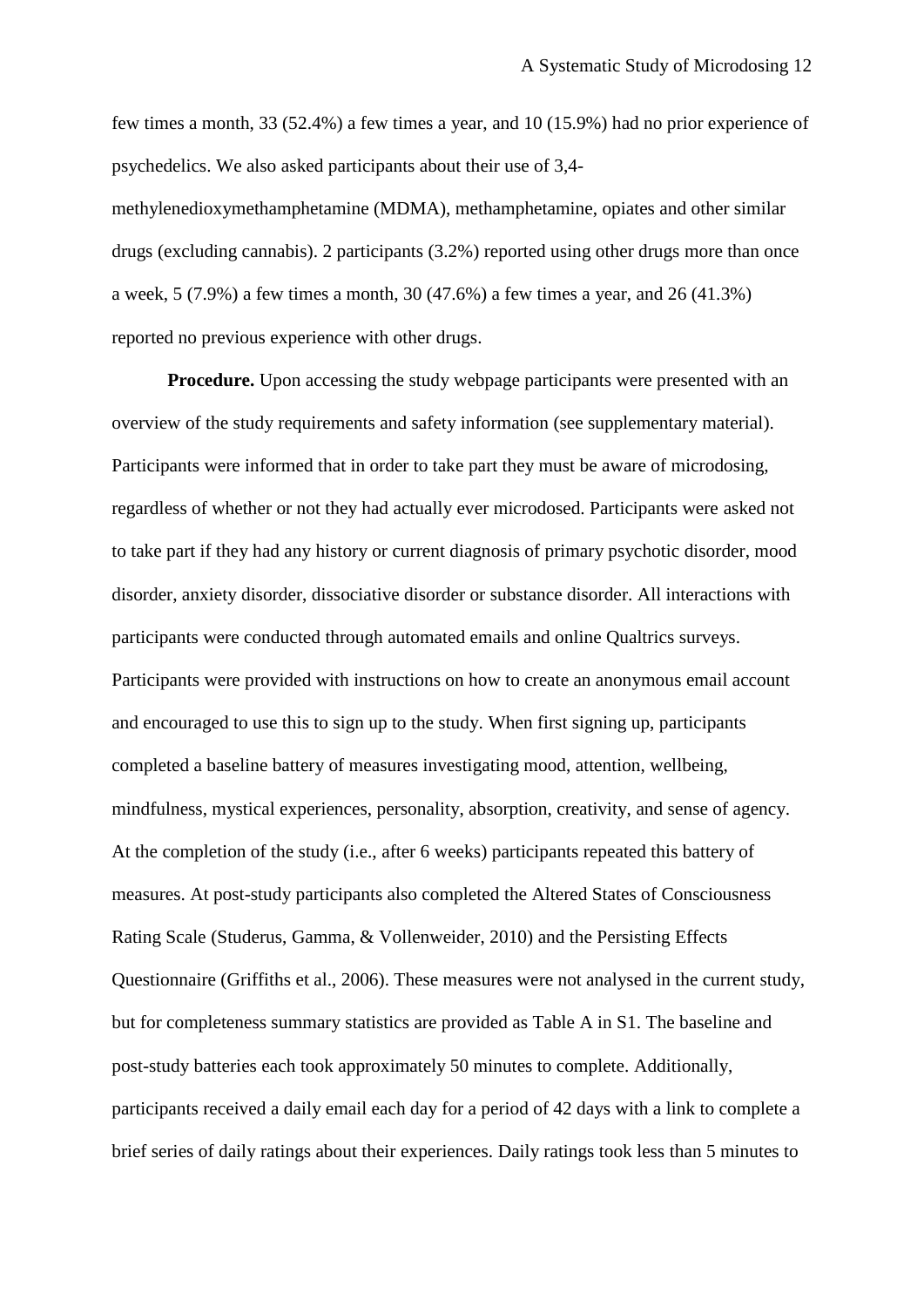few times a month, 33 (52.4%) a few times a year, and 10 (15.9%) had no prior experience of psychedelics. We also asked participants about their use of 3,4-methylenedioxymethamphetamine (MDMA), methamphetamine, opiates and other similar drugs (excluding cannabis). 2 participants (3.2%) reported using other drugs more than once a week, 5 (7.9%) a few times a month, 30 (47.6%) a few times a year, and 26 (41.3%) reported no previous experience with other drugs.

**Procedure.** Upon accessing the study webpage participants were presented with an overview of the study requirements and safety information (see supplementary material). Participants were informed that in order to take part they must be aware of microdosing, regardless of whether or not they had actually ever microdosed. Participants were asked not to take part if they had any history or current diagnosis of primary psychotic disorder, mood disorder, anxiety disorder, dissociative disorder or substance disorder. All interactions with participants were conducted through automated emails and online Qualtrics surveys. Participants were provided with instructions on how to create an anonymous email account and encouraged to use this to sign up to the study. When first signing up, participants completed a baseline battery of measures investigating mood, attention, wellbeing, mindfulness, mystical experiences, personality, absorption, creativity, and sense of agency. At the completion of the study (i.e., after 6 weeks) participants repeated this battery of measures. At post-study participants also completed the Altered States of Consciousness Rating Scale (Studerus, Gamma, & Vollenweider, 2010) and the Persisting Effects Questionnaire (Griffiths et al., 2006). These measures were not analysed in the current study, but for completeness summary statistics are provided as Table A in S1. The baseline and post-study batteries each took approximately 50 minutes to complete. Additionally, participants received a daily email each day for a period of 42 days with a link to complete a brief series of daily ratings about their experiences. Daily ratings took less than 5 minutes to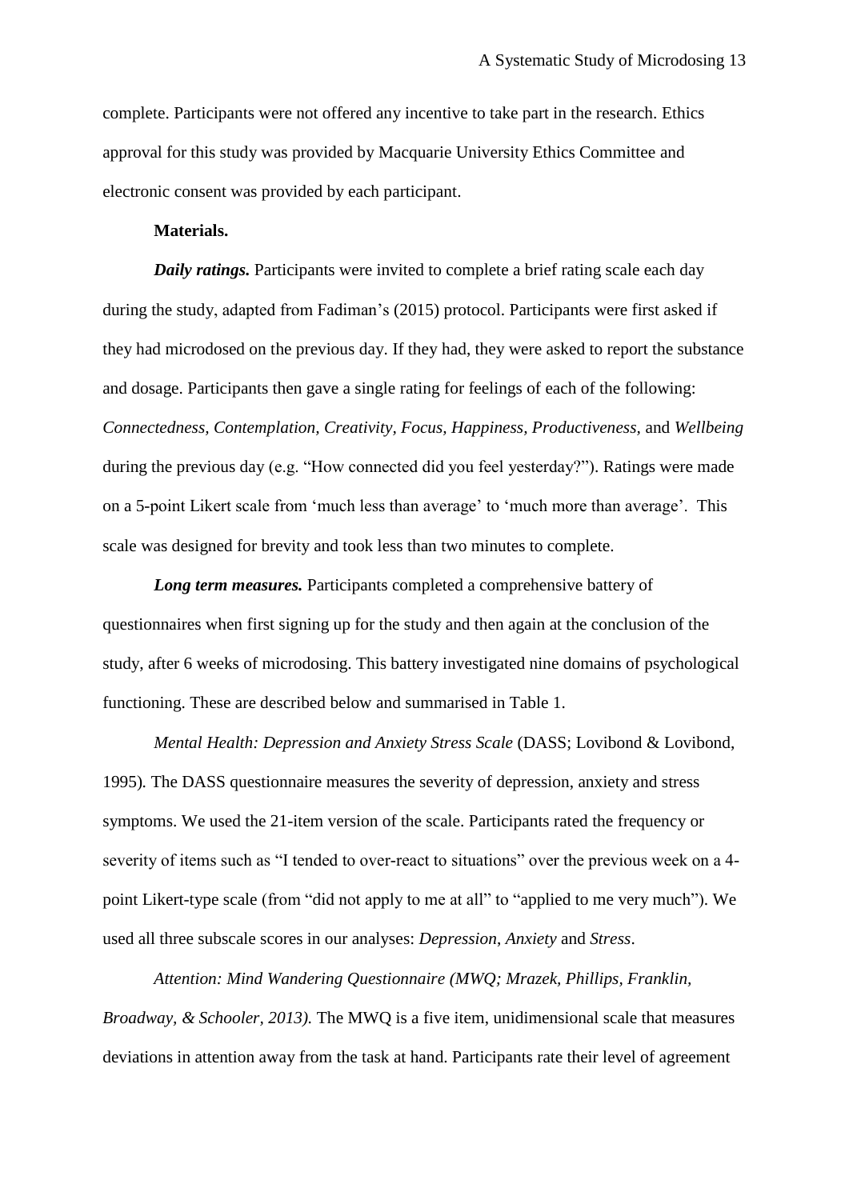complete. Participants were not offered any incentive to take part in the research. Ethics approval for this study was provided by Macquarie University Ethics Committee and electronic consent was provided by each participant.

**Materials.**

***Daily ratings.*** Participants were invited to complete a brief rating scale each day during the study, adapted from Fadiman's (2015) protocol. Participants were first asked if they had microdosed on the previous day. If they had, they were asked to report the substance and dosage. Participants then gave a single rating for feelings of each of the following: *Connectedness, Contemplation, Creativity, Focus, Happiness, Productiveness,* and *Wellbeing* during the previous day (e.g. "How connected did you feel yesterday?"). Ratings were made on a 5-point Likert scale from 'much less than average' to 'much more than average'. This scale was designed for brevity and took less than two minutes to complete.

***Long term measures.*** Participants completed a comprehensive battery of questionnaires when first signing up for the study and then again at the conclusion of the study, after 6 weeks of microdosing. This battery investigated nine domains of psychological functioning. These are described below and summarised in Table 1.

*Mental Health: Depression and Anxiety Stress Scale* (DASS; Lovibond & Lovibond, 1995)*.* The DASS questionnaire measures the severity of depression, anxiety and stress symptoms. We used the 21-item version of the scale. Participants rated the frequency or severity of items such as "I tended to over-react to situations" over the previous week on a 4-point Likert-type scale (from "did not apply to me at all" to "applied to me very much"). We used all three subscale scores in our analyses: *Depression*, *Anxiety* and *Stress*.

*Attention: Mind Wandering Questionnaire (MWQ; Mrazek, Phillips, Franklin, Broadway, & Schooler, 2013).* The MWQ is a five item, unidimensional scale that measures deviations in attention away from the task at hand. Participants rate their level of agreement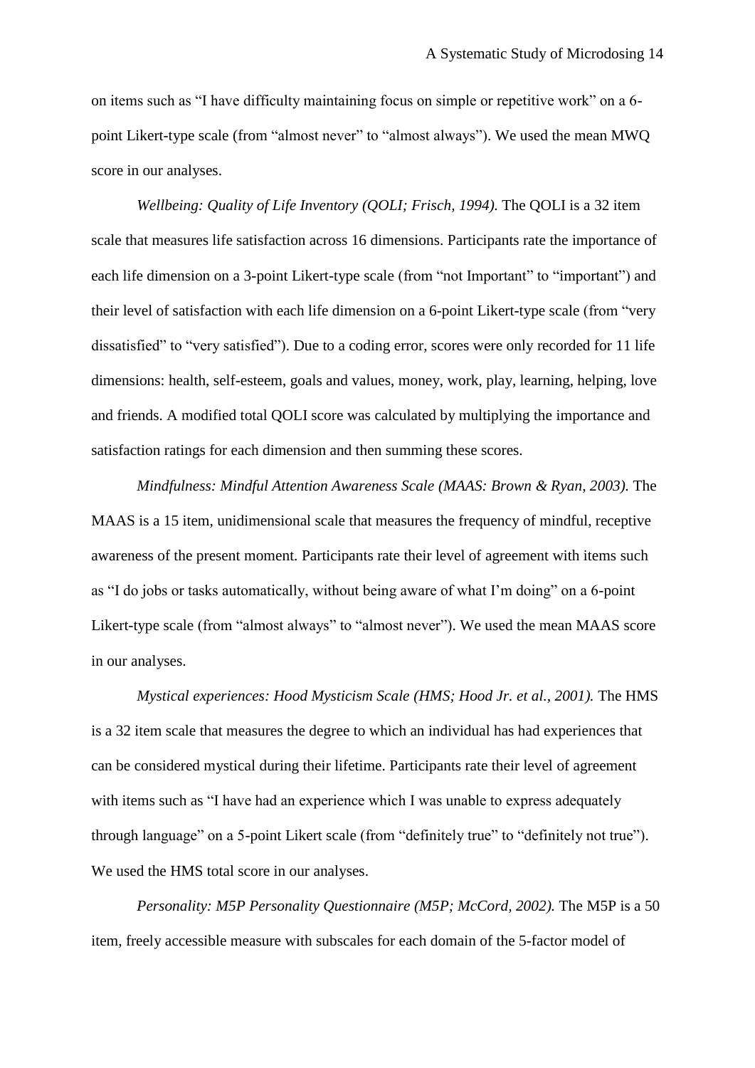on items such as "I have difficulty maintaining focus on simple or repetitive work" on a 6-point Likert-type scale (from "almost never" to "almost always"). We used the mean MWQ score in our analyses.

*Wellbeing: Quality of Life Inventory (QOLI; Frisch, 1994).* The QOLI is a 32 item scale that measures life satisfaction across 16 dimensions. Participants rate the importance of each life dimension on a 3-point Likert-type scale (from "not Important" to "important") and their level of satisfaction with each life dimension on a 6-point Likert-type scale (from "very dissatisfied" to "very satisfied"). Due to a coding error, scores were only recorded for 11 life dimensions: health, self-esteem, goals and values, money, work, play, learning, helping, love and friends. A modified total QOLI score was calculated by multiplying the importance and satisfaction ratings for each dimension and then summing these scores.

*Mindfulness: Mindful Attention Awareness Scale (MAAS: Brown & Ryan, 2003).* The MAAS is a 15 item, unidimensional scale that measures the frequency of mindful, receptive awareness of the present moment. Participants rate their level of agreement with items such as "I do jobs or tasks automatically, without being aware of what I'm doing" on a 6-point Likert-type scale (from "almost always" to "almost never"). We used the mean MAAS score in our analyses.

*Mystical experiences: Hood Mysticism Scale (HMS; Hood Jr. et al., 2001).* The HMS is a 32 item scale that measures the degree to which an individual has had experiences that can be considered mystical during their lifetime. Participants rate their level of agreement with items such as "I have had an experience which I was unable to express adequately through language" on a 5-point Likert scale (from "definitely true" to "definitely not true"). We used the HMS total score in our analyses.

*Personality: M5P Personality Questionnaire (M5P; McCord, 2002).* The M5P is a 50 item, freely accessible measure with subscales for each domain of the 5-factor model of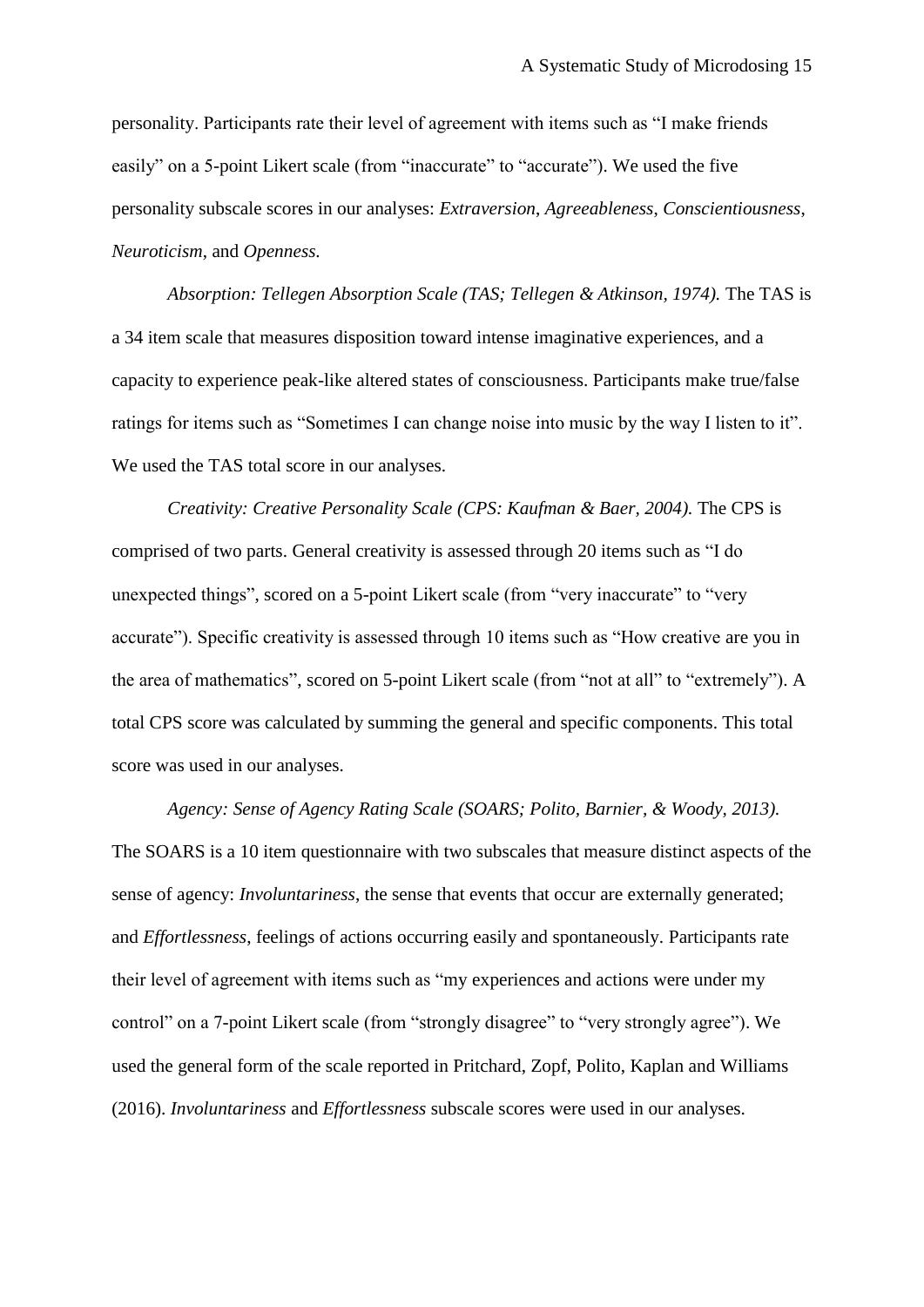personality. Participants rate their level of agreement with items such as “I make friends easily” on a 5-point Likert scale (from “inaccurate” to “accurate”). We used the five personality subscale scores in our analyses: *Extraversion*, *Agreeableness*, *Conscientiousness*, *Neuroticism*, and *Openness.*

*Absorption: Tellegen Absorption Scale (TAS; Tellegen & Atkinson, 1974).* The TAS is a 34 item scale that measures disposition toward intense imaginative experiences, and a capacity to experience peak-like altered states of consciousness. Participants make true/false ratings for items such as “Sometimes I can change noise into music by the way I listen to it”. We used the TAS total score in our analyses.

*Creativity: Creative Personality Scale (CPS: Kaufman & Baer, 2004).* The CPS is comprised of two parts. General creativity is assessed through 20 items such as “I do unexpected things”, scored on a 5-point Likert scale (from “very inaccurate” to “very accurate”). Specific creativity is assessed through 10 items such as “How creative are you in the area of mathematics”, scored on 5-point Likert scale (from “not at all” to “extremely”). A total CPS score was calculated by summing the general and specific components. This total score was used in our analyses.

*Agency: Sense of Agency Rating Scale (SOARS; Polito, Barnier, & Woody, 2013).* The SOARS is a 10 item questionnaire with two subscales that measure distinct aspects of the sense of agency: *Involuntariness*, the sense that events that occur are externally generated; and *Effortlessness*, feelings of actions occurring easily and spontaneously. Participants rate their level of agreement with items such as “my experiences and actions were under my control” on a 7-point Likert scale (from “strongly disagree” to “very strongly agree”). We used the general form of the scale reported in Pritchard, Zopf, Polito, Kaplan and Williams (2016). *Involuntariness* and *Effortlessness* subscale scores were used in our analyses.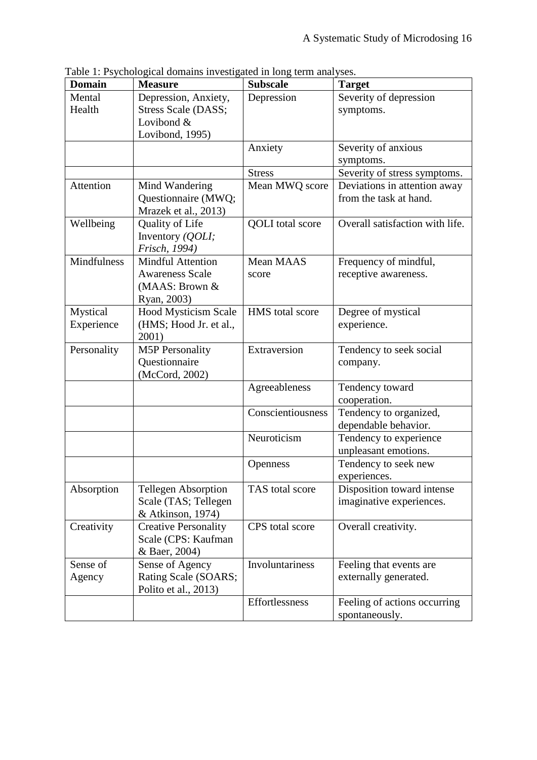Table 1: Psychological domains investigated in long term analyses.

| Domain | Measure | Subscale | Target |
|---|---|---|---|
| Mental Health | Depression, Anxiety, Stress Scale (DASS; Lovibond & Lovibond, 1995) | Depression | Severity of depression symptoms. |
| | | Anxiety | Severity of anxious symptoms. |
| | | Stress | Severity of stress symptoms. |
| Attention | Mind Wandering Questionnaire (MWQ; Mrazek et al., 2013) | Mean MWQ score | Deviations in attention away from the task at hand. |
| Wellbeing | Quality of Life Inventory *(QOLI; Frisch, 1994)* | QOLI total score | Overall satisfaction with life. |
| Mindfulness | Mindful Attention Awareness Scale (MAAS: Brown & Ryan, 2003) | Mean MAAS score | Frequency of mindful, receptive awareness. |
| Mystical Experience | Hood Mysticism Scale (HMS; Hood Jr. et al., 2001) | HMS total score | Degree of mystical experience. |
| Personality | M5P Personality Questionnaire (McCord, 2002) | Extraversion | Tendency to seek social company. |
| | | Agreeableness | Tendency toward cooperation. |
| | | Conscientiousness | Tendency to organized, dependable behavior. |
| | | Neuroticism | Tendency to experience unpleasant emotions. |
| | | Openness | Tendency to seek new experiences. |
| Absorption | Tellegen Absorption Scale (TAS; Tellegen & Atkinson, 1974) | TAS total score | Disposition toward intense imaginative experiences. |
| Creativity | Creative Personality Scale (CPS: Kaufman & Baer, 2004) | CPS total score | Overall creativity. |
| Sense of Agency | Sense of Agency Rating Scale (SOARS; Polito et al., 2013) | Involuntariness | Feeling that events are externally generated. |
| | | Effortlessness | Feeling of actions occurring spontaneously. |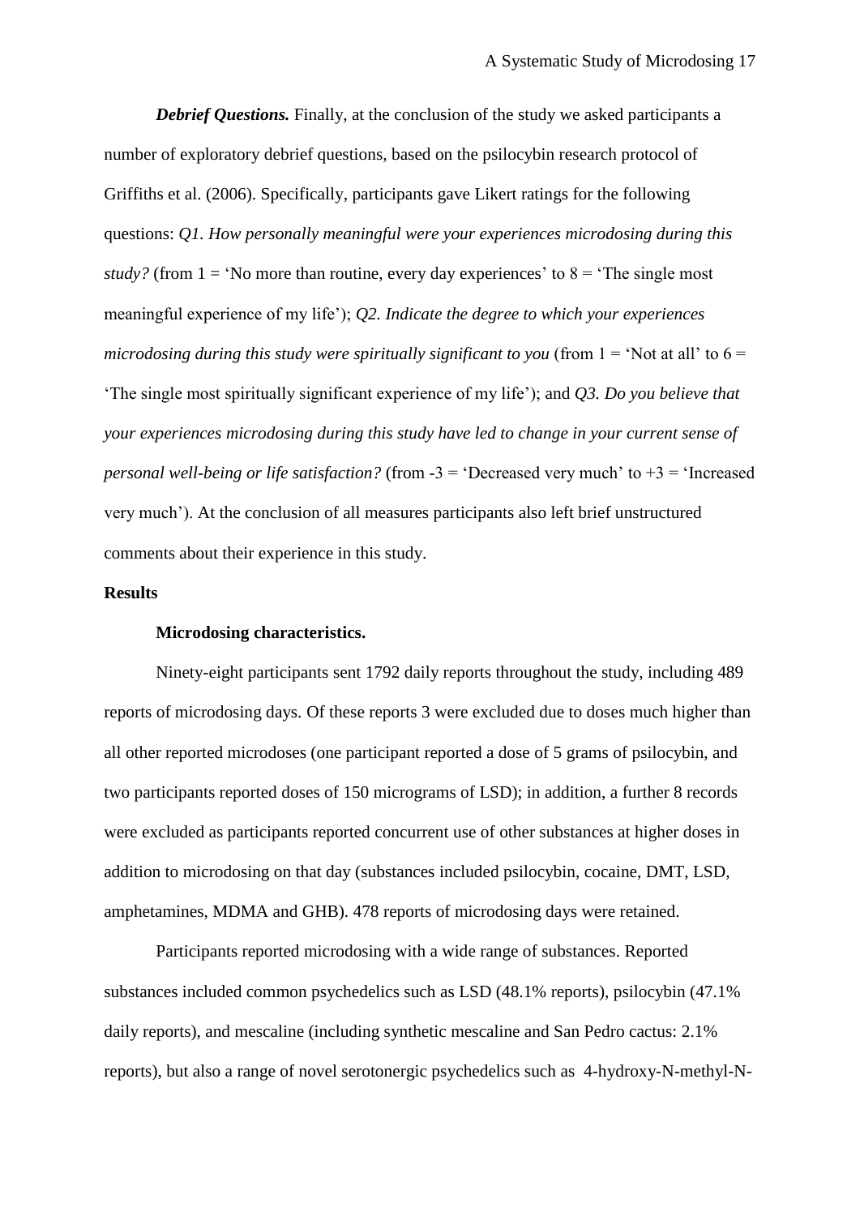***Debrief Questions.*** Finally, at the conclusion of the study we asked participants a number of exploratory debrief questions, based on the psilocybin research protocol of Griffiths et al. (2006). Specifically, participants gave Likert ratings for the following questions: *Q1. How personally meaningful were your experiences microdosing during this study?* (from 1 = 'No more than routine, every day experiences' to 8 = 'The single most meaningful experience of my life'); *Q2. Indicate the degree to which your experiences microdosing during this study were spiritually significant to you* (from 1 = 'Not at all' to 6 = 'The single most spiritually significant experience of my life'); and *Q3. Do you believe that your experiences microdosing during this study have led to change in your current sense of personal well-being or life satisfaction?* (from -3 = 'Decreased very much' to +3 = 'Increased very much'). At the conclusion of all measures participants also left brief unstructured comments about their experience in this study.

## Results

### Microdosing characteristics.

Ninety-eight participants sent 1792 daily reports throughout the study, including 489 reports of microdosing days. Of these reports 3 were excluded due to doses much higher than all other reported microdoses (one participant reported a dose of 5 grams of psilocybin, and two participants reported doses of 150 micrograms of LSD); in addition, a further 8 records were excluded as participants reported concurrent use of other substances at higher doses in addition to microdosing on that day (substances included psilocybin, cocaine, DMT, LSD, amphetamines, MDMA and GHB). 478 reports of microdosing days were retained.

Participants reported microdosing with a wide range of substances. Reported substances included common psychedelics such as LSD (48.1% reports), psilocybin (47.1% daily reports), and mescaline (including synthetic mescaline and San Pedro cactus: 2.1% reports), but also a range of novel serotonergic psychedelics such as 4-hydroxy-N-methyl-N-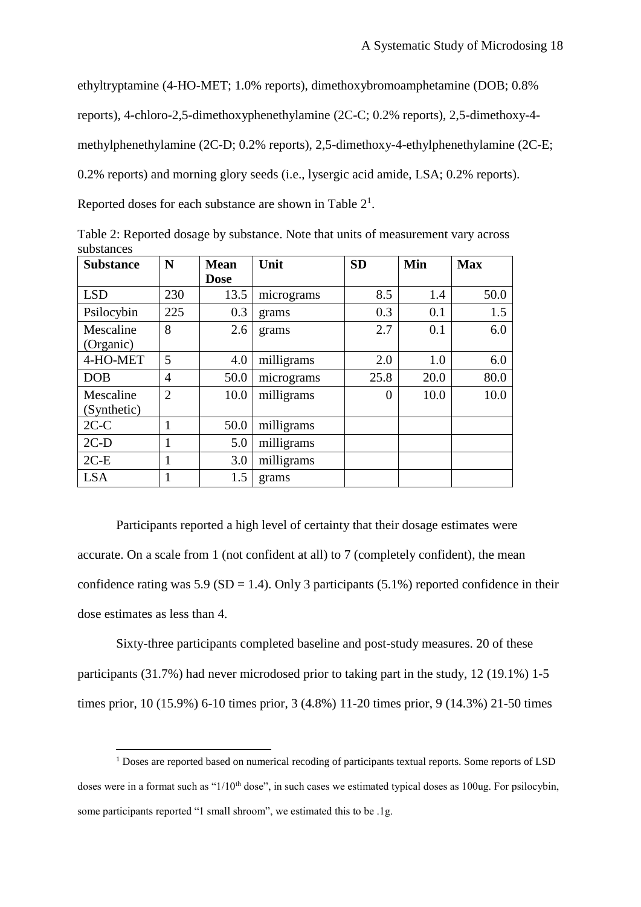ethyltryptamine (4-HO-MET; 1.0% reports), dimethoxybromoamphetamine (DOB; 0.8% reports), 4-chloro-2,5-dimethoxyphenethylamine (2C-C; 0.2% reports), 2,5-dimethoxy-4-methylphenethylamine (2C-D; 0.2% reports), 2,5-dimethoxy-4-ethylphenethylamine (2C-E; 0.2% reports) and morning glory seeds (i.e., lysergic acid amide, LSA; 0.2% reports). Reported doses for each substance are shown in Table 2[1].

Table 2: Reported dosage by substance. Note that units of measurement vary across substances

| Substance | N | Mean Dose | Unit | SD | Min | Max |
|---|---|---|---|---|---|---|
| LSD | 230 | 13.5 | micrograms | 8.5 | 1.4 | 50.0 |
| Psilocybin | 225 | 0.3 | grams | 0.3 | 0.1 | 1.5 |
| Mescaline (Organic) | 8 | 2.6 | grams | 2.7 | 0.1 | 6.0 |
| 4-HO-MET | 5 | 4.0 | milligrams | 2.0 | 1.0 | 6.0 |
| DOB | 4 | 50.0 | micrograms | 25.8 | 20.0 | 80.0 |
| Mescaline (Synthetic) | 2 | 10.0 | milligrams | 0 | 10.0 | 10.0 |
| 2C-C | 1 | 50.0 | milligrams | | | |
| 2C-D | 1 | 5.0 | milligrams | | | |
| 2C-E | 1 | 3.0 | milligrams | | | |
| LSA | 1 | 1.5 | grams | | | |

Participants reported a high level of certainty that their dosage estimates were accurate. On a scale from 1 (not confident at all) to 7 (completely confident), the mean confidence rating was 5.9 (SD = 1.4). Only 3 participants (5.1%) reported confidence in their dose estimates as less than 4.

Sixty-three participants completed baseline and post-study measures. 20 of these participants (31.7%) had never microdosed prior to taking part in the study, 12 (19.1%) 1-5 times prior, 10 (15.9%) 6-10 times prior, 3 (4.8%) 11-20 times prior, 9 (14.3%) 21-50 times

[1] Doses are reported based on numerical recoding of participants textual reports. Some reports of LSD doses were in a format such as "1/10th dose", in such cases we estimated typical doses as 100ug. For psilocybin, some participants reported "1 small shroom", we estimated this to be .1g.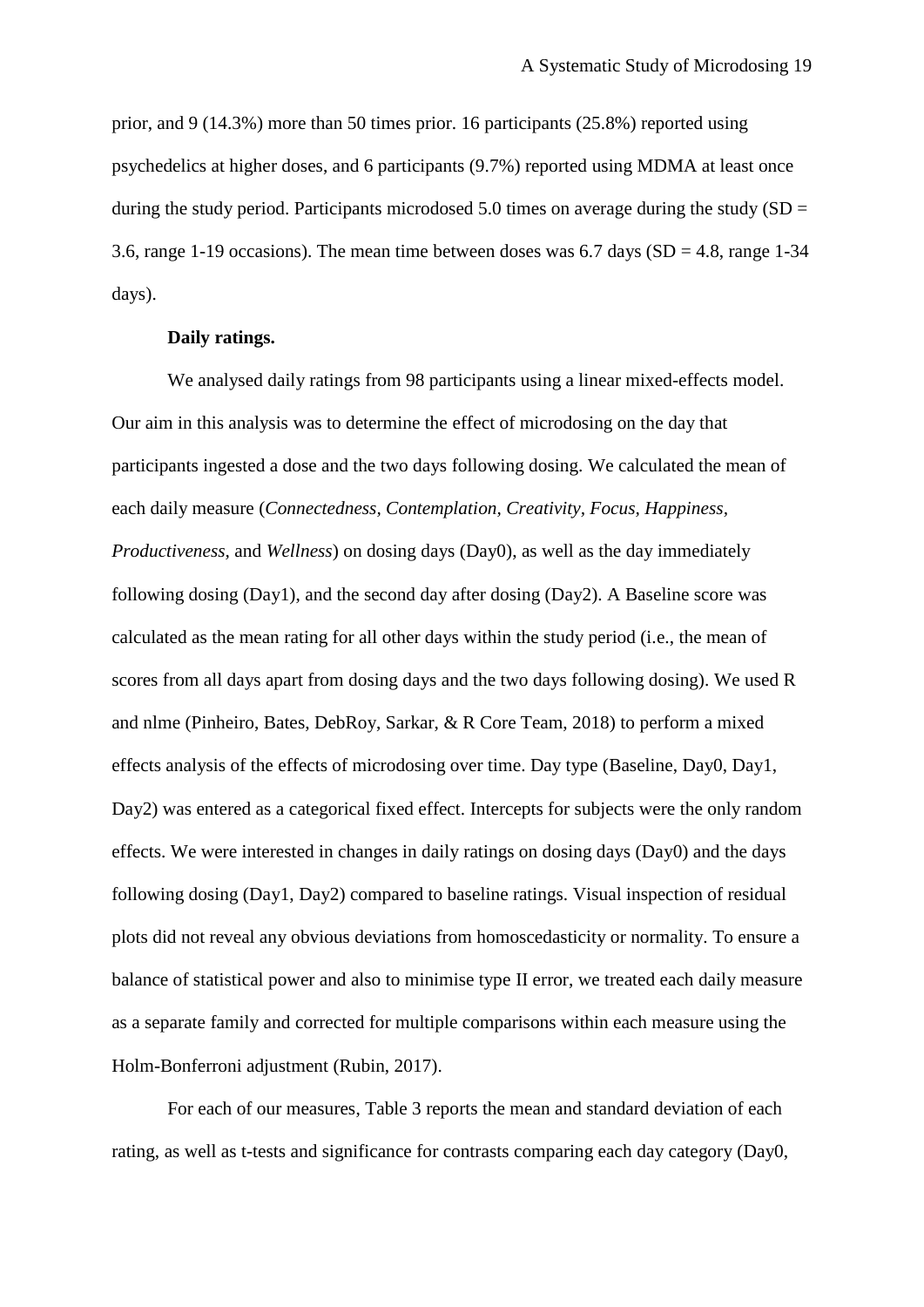prior, and 9 (14.3%) more than 50 times prior. 16 participants (25.8%) reported using psychedelics at higher doses, and 6 participants (9.7%) reported using MDMA at least once during the study period. Participants microdosed 5.0 times on average during the study (SD = 3.6, range 1-19 occasions). The mean time between doses was 6.7 days (SD = 4.8, range 1-34 days).

**Daily ratings.**

We analysed daily ratings from 98 participants using a linear mixed-effects model. Our aim in this analysis was to determine the effect of microdosing on the day that participants ingested a dose and the two days following dosing. We calculated the mean of each daily measure (*Connectedness, Contemplation, Creativity, Focus, Happiness, Productiveness,* and *Wellness*) on dosing days (Day0), as well as the day immediately following dosing (Day1), and the second day after dosing (Day2). A Baseline score was calculated as the mean rating for all other days within the study period (i.e., the mean of scores from all days apart from dosing days and the two days following dosing). We used R and nlme (Pinheiro, Bates, DebRoy, Sarkar, & R Core Team, 2018) to perform a mixed effects analysis of the effects of microdosing over time. Day type (Baseline, Day0, Day1, Day2) was entered as a categorical fixed effect. Intercepts for subjects were the only random effects. We were interested in changes in daily ratings on dosing days (Day0) and the days following dosing (Day1, Day2) compared to baseline ratings. Visual inspection of residual plots did not reveal any obvious deviations from homoscedasticity or normality. To ensure a balance of statistical power and also to minimise type II error, we treated each daily measure as a separate family and corrected for multiple comparisons within each measure using the Holm-Bonferroni adjustment (Rubin, 2017).

For each of our measures, Table 3 reports the mean and standard deviation of each rating, as well as t-tests and significance for contrasts comparing each day category (Day0,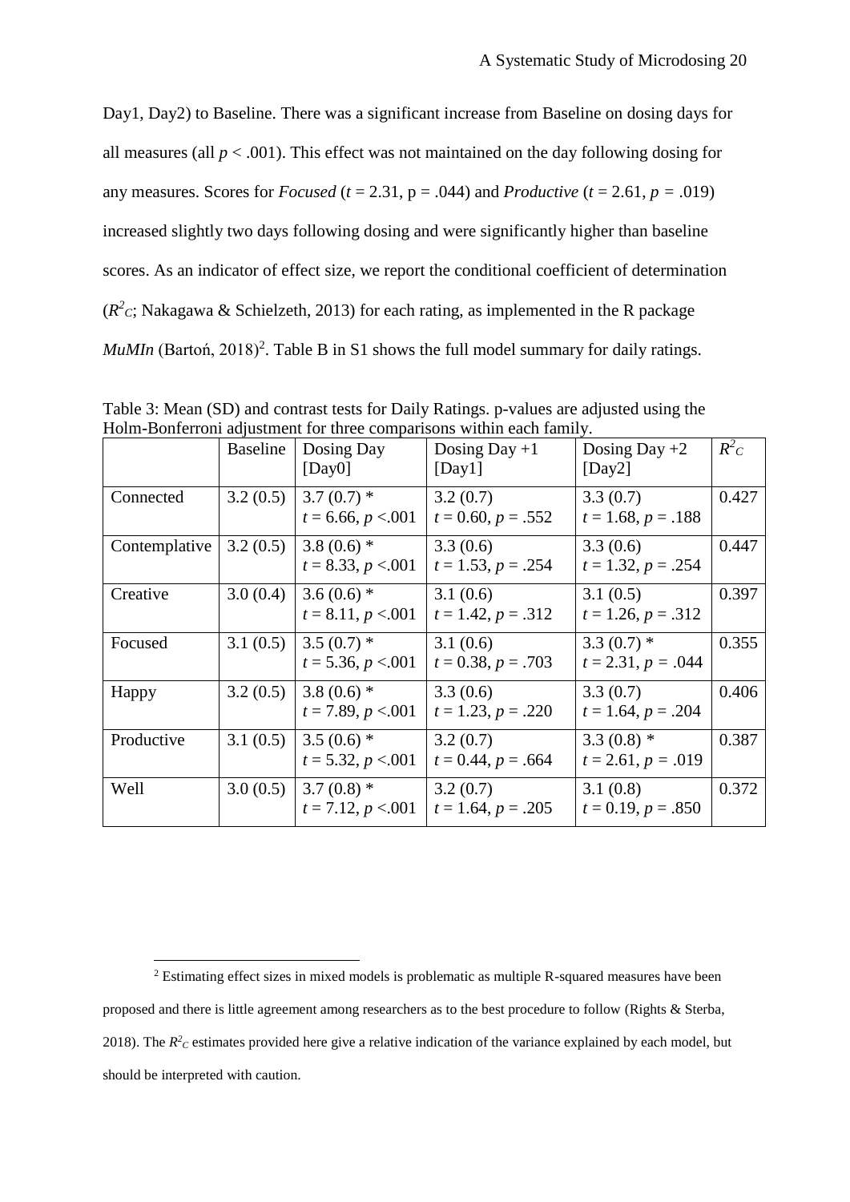Day1, Day2) to Baseline. There was a significant increase from Baseline on dosing days for all measures (all $p < .001$). This effect was not maintained on the day following dosing for any measures. Scores for *Focused* ($t = 2.31$, $p = .044$) and *Productive* ($t = 2.61$, $p = .019$) increased slightly two days following dosing and were significantly higher than baseline scores. As an indicator of effect size, we report the conditional coefficient of determination ($R^2_C$; Nakagawa & Schielzeth, 2013) for each rating, as implemented in the R package *MuMIn* (Bartoń, 2018)[2]. Table B in S1 shows the full model summary for daily ratings.

Table 3: Mean (SD) and contrast tests for Daily Ratings. p-values are adjusted using the Holm-Bonferroni adjustment for three comparisons within each family.

| | Baseline | Dosing Day [Day0] | Dosing Day +1 [Day1] | Dosing Day +2 [Day2] | $R^2_C$ |
|---|---|---|---|---|---|
| Connected | 3.2 (0.5) | 3.7 (0.7) * $t = 6.66$, $p < .001$ | 3.2 (0.7) $t = 0.60$, $p = .552$ | 3.3 (0.7) $t = 1.68$, $p = .188$ | 0.427 |
| Contemplative | 3.2 (0.5) | 3.8 (0.6) * $t = 8.33$, $p < .001$ | 3.3 (0.6) $t = 1.53$, $p = .254$ | 3.3 (0.6) $t = 1.32$, $p = .254$ | 0.447 |
| Creative | 3.0 (0.4) | 3.6 (0.6) * $t = 8.11$, $p < .001$ | 3.1 (0.6) $t = 1.42$, $p = .312$ | 3.1 (0.5) $t = 1.26$, $p = .312$ | 0.397 |
| Focused | 3.1 (0.5) | 3.5 (0.7) * $t = 5.36$, $p < .001$ | 3.1 (0.6) $t = 0.38$, $p = .703$ | 3.3 (0.7) * $t = 2.31$, $p = .044$ | 0.355 |
| Happy | 3.2 (0.5) | 3.8 (0.6) * $t = 7.89$, $p < .001$ | 3.3 (0.6) $t = 1.23$, $p = .220$ | 3.3 (0.7) $t = 1.64$, $p = .204$ | 0.406 |
| Productive | 3.1 (0.5) | 3.5 (0.6) * $t = 5.32$, $p < .001$ | 3.2 (0.7) $t = 0.44$, $p = .664$ | 3.3 (0.8) * $t = 2.61$, $p = .019$ | 0.387 |
| Well | 3.0 (0.5) | 3.7 (0.8) * $t = 7.12$, $p < .001$ | 3.2 (0.7) $t = 1.64$, $p = .205$ | 3.1 (0.8) $t = 0.19$, $p = .850$ | 0.372 |

[2] Estimating effect sizes in mixed models is problematic as multiple R-squared measures have been proposed and there is little agreement among researchers as to the best procedure to follow (Rights & Sterba, 2018). The $R^2_C$ estimates provided here give a relative indication of the variance explained by each model, but should be interpreted with caution.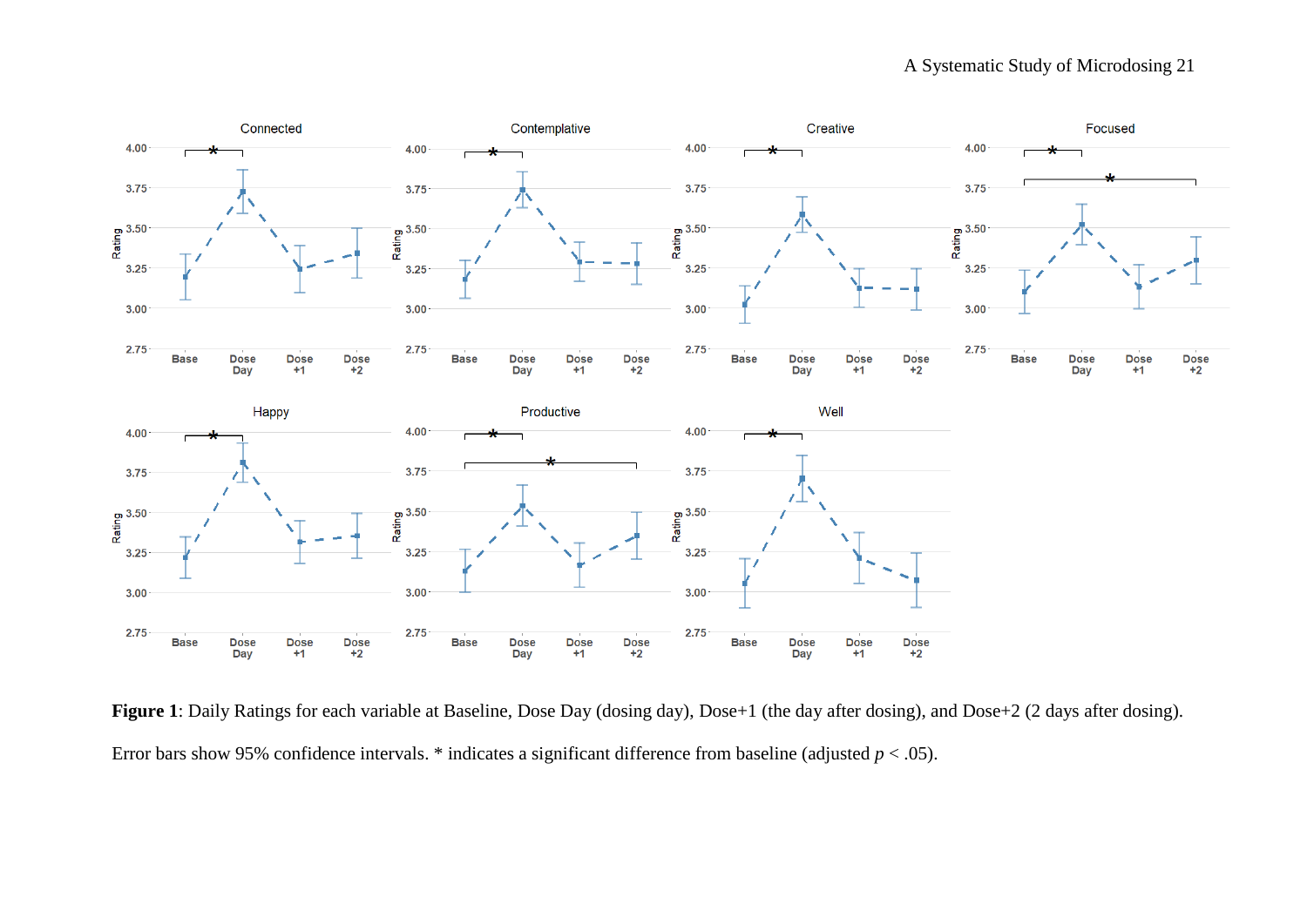**Figure 1**: Daily Ratings for each variable at Baseline, Dose Day (dosing day), Dose+1 (the day after dosing), and Dose+2 (2 days after dosing). Error bars show 95% confidence intervals. * indicates a significant difference from baseline (adjusted $p < .05$).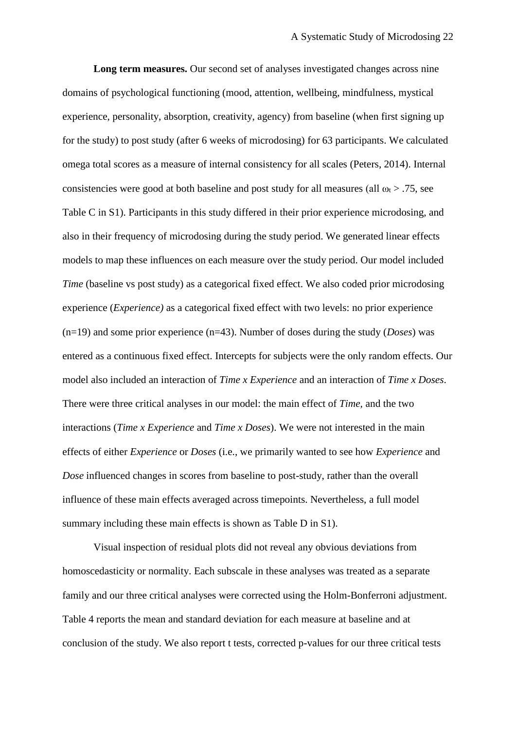**Long term measures.** Our second set of analyses investigated changes across nine domains of psychological functioning (mood, attention, wellbeing, mindfulness, mystical experience, personality, absorption, creativity, agency) from baseline (when first signing up for the study) to post study (after 6 weeks of microdosing) for 63 participants. We calculated omega total scores as a measure of internal consistency for all scales (Peters, 2014). Internal consistencies were good at both baseline and post study for all measures (all $\omega_t > .75$, see Table C in S1). Participants in this study differed in their prior experience microdosing, and also in their frequency of microdosing during the study period. We generated linear effects models to map these influences on each measure over the study period. Our model included *Time* (baseline vs post study) as a categorical fixed effect. We also coded prior microdosing experience (*Experience)* as a categorical fixed effect with two levels: no prior experience (n=19) and some prior experience (n=43). Number of doses during the study (*Doses*) was entered as a continuous fixed effect. Intercepts for subjects were the only random effects. Our model also included an interaction of *Time x Experience* and an interaction of *Time x Doses*. There were three critical analyses in our model: the main effect of *Time,* and the two interactions (*Time x Experience* and *Time x Doses*). We were not interested in the main effects of either *Experience* or *Doses* (i.e., we primarily wanted to see how *Experience* and *Dose* influenced changes in scores from baseline to post-study, rather than the overall influence of these main effects averaged across timepoints. Nevertheless, a full model summary including these main effects is shown as Table D in S1).

Visual inspection of residual plots did not reveal any obvious deviations from homoscedasticity or normality. Each subscale in these analyses was treated as a separate family and our three critical analyses were corrected using the Holm-Bonferroni adjustment. Table 4 reports the mean and standard deviation for each measure at baseline and at conclusion of the study. We also report t tests, corrected p-values for our three critical tests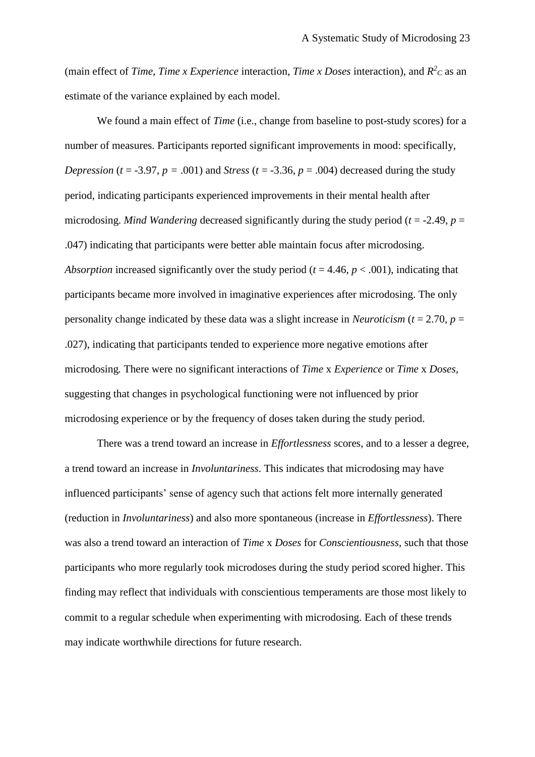(main effect of *Time*, *Time x Experience* interaction, *Time x Doses* interaction), and $R^2_C$ as an estimate of the variance explained by each model.

We found a main effect of *Time* (i.e., change from baseline to post-study scores) for a number of measures. Participants reported significant improvements in mood: specifically, *Depression* ($t$ = -3.97, $p$ = .001) and *Stress* ($t$ = -3.36, $p$ = .004) decreased during the study period, indicating participants experienced improvements in their mental health after microdosing. *Mind Wandering* decreased significantly during the study period ($t$ = -2.49, $p$ = .047) indicating that participants were better able maintain focus after microdosing. *Absorption* increased significantly over the study period ($t$ = 4.46, $p$ < .001), indicating that participants became more involved in imaginative experiences after microdosing. The only personality change indicated by these data was a slight increase in *Neuroticism* ($t$ = 2.70, $p$ = .027), indicating that participants tended to experience more negative emotions after microdosing. There were no significant interactions of *Time* x *Experience* or *Time* x *Doses*, suggesting that changes in psychological functioning were not influenced by prior microdosing experience or by the frequency of doses taken during the study period.

There was a trend toward an increase in *Effortlessness* scores, and to a lesser a degree, a trend toward an increase in *Involuntariness*. This indicates that microdosing may have influenced participants' sense of agency such that actions felt more internally generated (reduction in *Involuntariness*) and also more spontaneous (increase in *Effortlessness*). There was also a trend toward an interaction of *Time* x *Doses* for *Conscientiousness*, such that those participants who more regularly took microdoses during the study period scored higher. This finding may reflect that individuals with conscientious temperaments are those most likely to commit to a regular schedule when experimenting with microdosing. Each of these trends may indicate worthwhile directions for future research.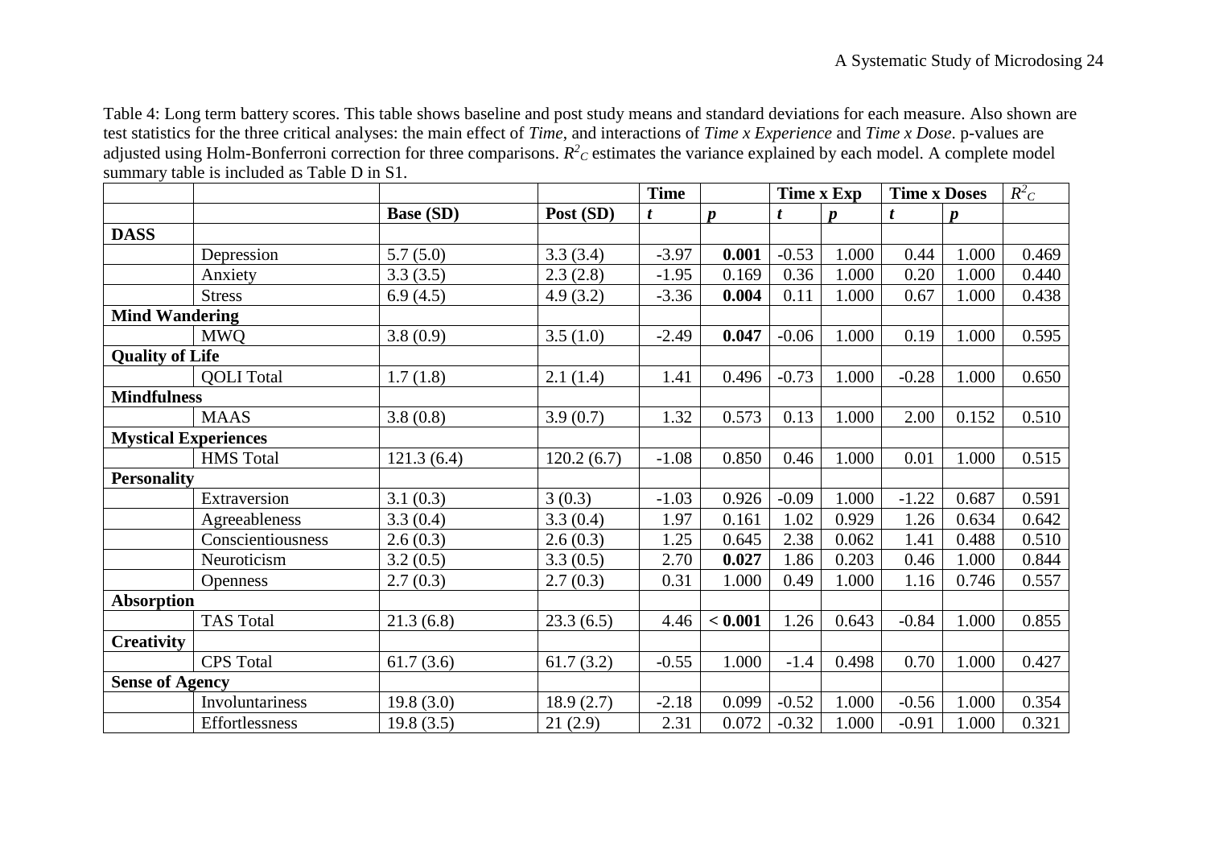Table 4: Long term battery scores. This table shows baseline and post study means and standard deviations for each measure. Also shown are test statistics for the three critical analyses: the main effect of *Time*, and interactions of *Time x Experience* and *Time x Dose*. p-values are adjusted using Holm-Bonferroni correction for three comparisons. $R^2_C$ estimates the variance explained by each model. A complete model summary table is included as Table D in S1.

| | | | | **Time** | | **Time x Exp** | | **Time x Doses** | | $R^2_C$ |
|---|---|---|---|---|---|---|---|---|---|---|
| | | **Base (SD)** | **Post (SD)** | $t$ | $p$ | $t$ | $p$ | $t$ | $p$ | |
| **DASS** | | | | | | | | | | |
| | Depression | 5.7 (5.0) | 3.3 (3.4) | -3.97 | **0.001** | -0.53 | 1.000 | 0.44 | 1.000 | 0.469 |
| | Anxiety | 3.3 (3.5) | 2.3 (2.8) | -1.95 | 0.169 | 0.36 | 1.000 | 0.20 | 1.000 | 0.440 |
| | Stress | 6.9 (4.5) | 4.9 (3.2) | -3.36 | **0.004** | 0.11 | 1.000 | 0.67 | 1.000 | 0.438 |
| **Mind Wandering** | | | | | | | | | | |
| | MWQ | 3.8 (0.9) | 3.5 (1.0) | -2.49 | **0.047** | -0.06 | 1.000 | 0.19 | 1.000 | 0.595 |
| **Quality of Life** | | | | | | | | | | |
| | QOLI Total | 1.7 (1.8) | 2.1 (1.4) | 1.41 | 0.496 | -0.73 | 1.000 | -0.28 | 1.000 | 0.650 |
| **Mindfulness** | | | | | | | | | | |
| | MAAS | 3.8 (0.8) | 3.9 (0.7) | 1.32 | 0.573 | 0.13 | 1.000 | 2.00 | 0.152 | 0.510 |
| **Mystical Experiences** | | | | | | | | | | |
| | HMS Total | 121.3 (6.4) | 120.2 (6.7) | -1.08 | 0.850 | 0.46 | 1.000 | 0.01 | 1.000 | 0.515 |
| **Personality** | | | | | | | | | | |
| | Extraversion | 3.1 (0.3) | 3 (0.3) | -1.03 | 0.926 | -0.09 | 1.000 | -1.22 | 0.687 | 0.591 |
| | Agreeableness | 3.3 (0.4) | 3.3 (0.4) | 1.97 | 0.161 | 1.02 | 0.929 | 1.26 | 0.634 | 0.642 |
| | Conscientiousness | 2.6 (0.3) | 2.6 (0.3) | 1.25 | 0.645 | 2.38 | 0.062 | 1.41 | 0.488 | 0.510 |
| | Neuroticism | 3.2 (0.5) | 3.3 (0.5) | 2.70 | **0.027** | 1.86 | 0.203 | 0.46 | 1.000 | 0.844 |
| | Openness | 2.7 (0.3) | 2.7 (0.3) | 0.31 | 1.000 | 0.49 | 1.000 | 1.16 | 0.746 | 0.557 |
| **Absorption** | | | | | | | | | | |
| | TAS Total | 21.3 (6.8) | 23.3 (6.5) | 4.46 | **< 0.001** | 1.26 | 0.643 | -0.84 | 1.000 | 0.855 |
| **Creativity** | | | | | | | | | | |
| | CPS Total | 61.7 (3.6) | 61.7 (3.2) | -0.55 | 1.000 | -1.4 | 0.498 | 0.70 | 1.000 | 0.427 |
| **Sense of Agency** | | | | | | | | | | |
| | Involuntariness | 19.8 (3.0) | 18.9 (2.7) | -2.18 | 0.099 | -0.52 | 1.000 | -0.56 | 1.000 | 0.354 |
| | Effortlessness | 19.8 (3.5) | 21 (2.9) | 2.31 | 0.072 | -0.32 | 1.000 | -0.91 | 1.000 | 0.321 |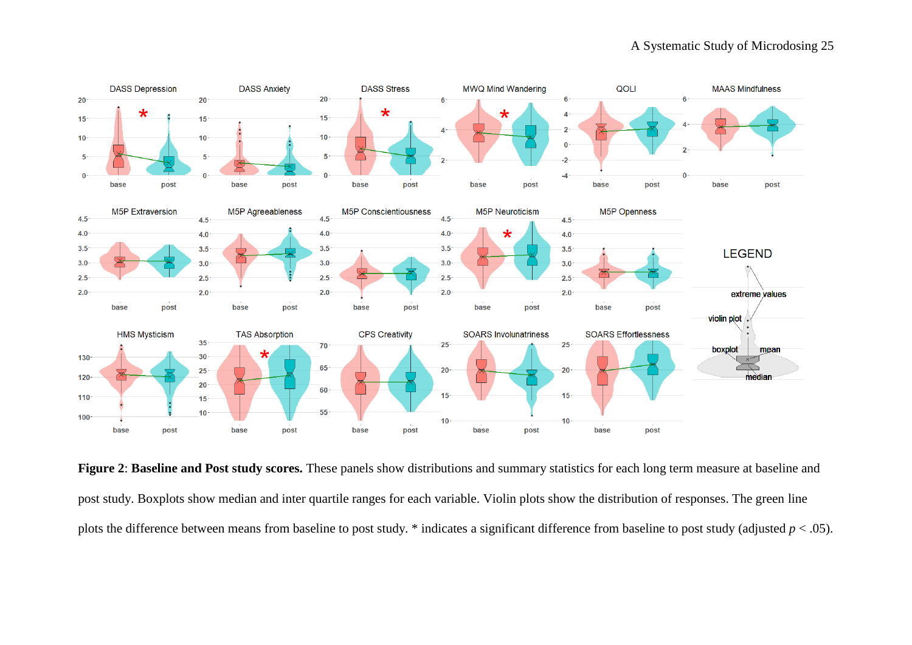**Figure 2**: **Baseline and Post study scores.** These panels show distributions and summary statistics for each long term measure at baseline and post study. Boxplots show median and inter quartile ranges for each variable. Violin plots show the distribution of responses. The green line plots the difference between means from baseline to post study. * indicates a significant difference from baseline to post study (adjusted $p < .05$).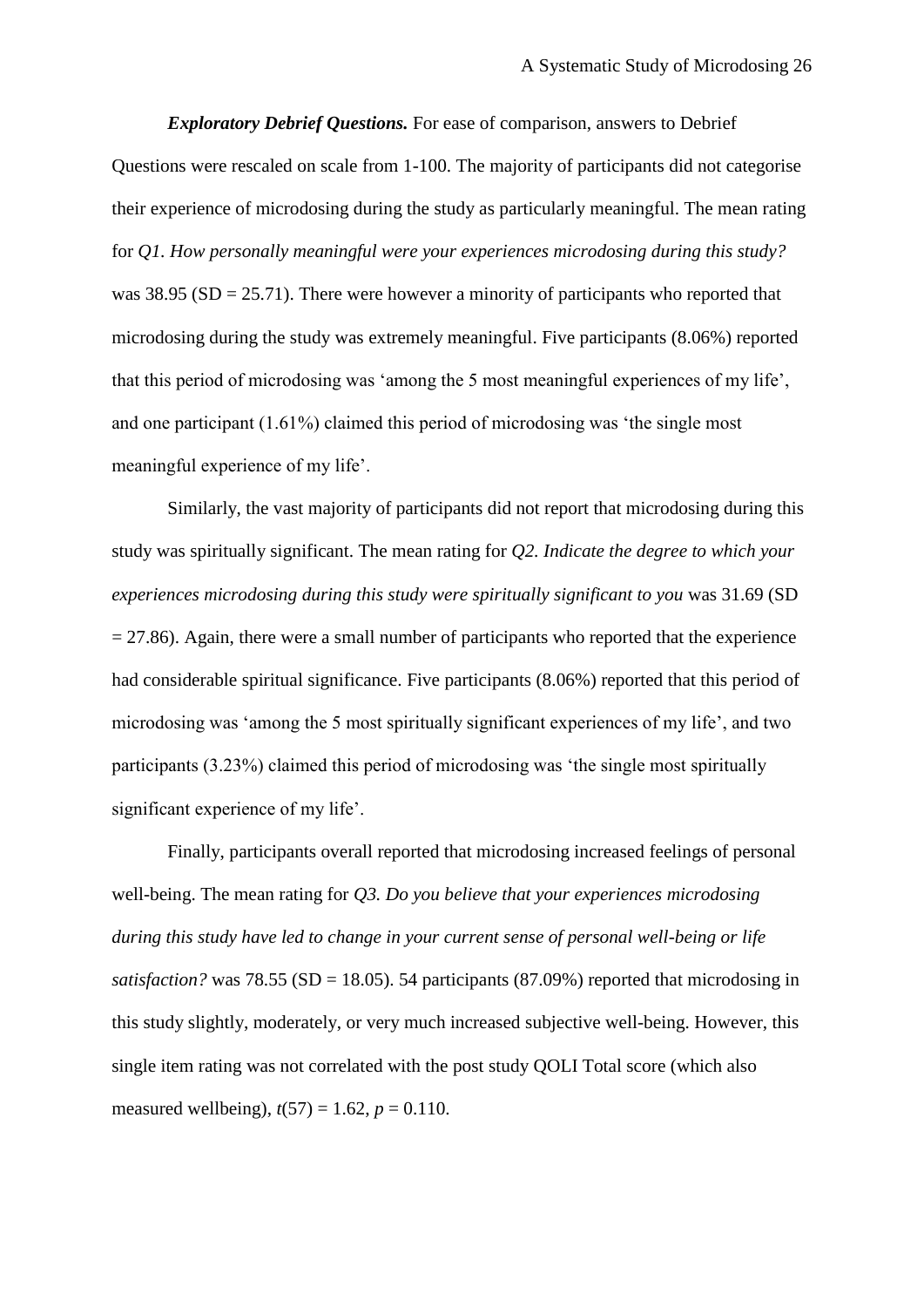***Exploratory Debrief Questions.*** For ease of comparison, answers to Debrief Questions were rescaled on scale from 1-100. The majority of participants did not categorise their experience of microdosing during the study as particularly meaningful. The mean rating for *Q1. How personally meaningful were your experiences microdosing during this study?* was 38.95 (SD = 25.71). There were however a minority of participants who reported that microdosing during the study was extremely meaningful. Five participants (8.06%) reported that this period of microdosing was 'among the 5 most meaningful experiences of my life', and one participant (1.61%) claimed this period of microdosing was 'the single most meaningful experience of my life'.

Similarly, the vast majority of participants did not report that microdosing during this study was spiritually significant. The mean rating for *Q2. Indicate the degree to which your experiences microdosing during this study were spiritually significant to you* was 31.69 (SD = 27.86). Again, there were a small number of participants who reported that the experience had considerable spiritual significance. Five participants (8.06%) reported that this period of microdosing was 'among the 5 most spiritually significant experiences of my life', and two participants (3.23%) claimed this period of microdosing was 'the single most spiritually significant experience of my life'.

Finally, participants overall reported that microdosing increased feelings of personal well-being. The mean rating for *Q3. Do you believe that your experiences microdosing during this study have led to change in your current sense of personal well-being or life satisfaction?* was 78.55 (SD = 18.05). 54 participants (87.09%) reported that microdosing in this study slightly, moderately, or very much increased subjective well-being. However, this single item rating was not correlated with the post study QOLI Total score (which also measured wellbeing), $t(57) = 1.62$, $p = 0.110$.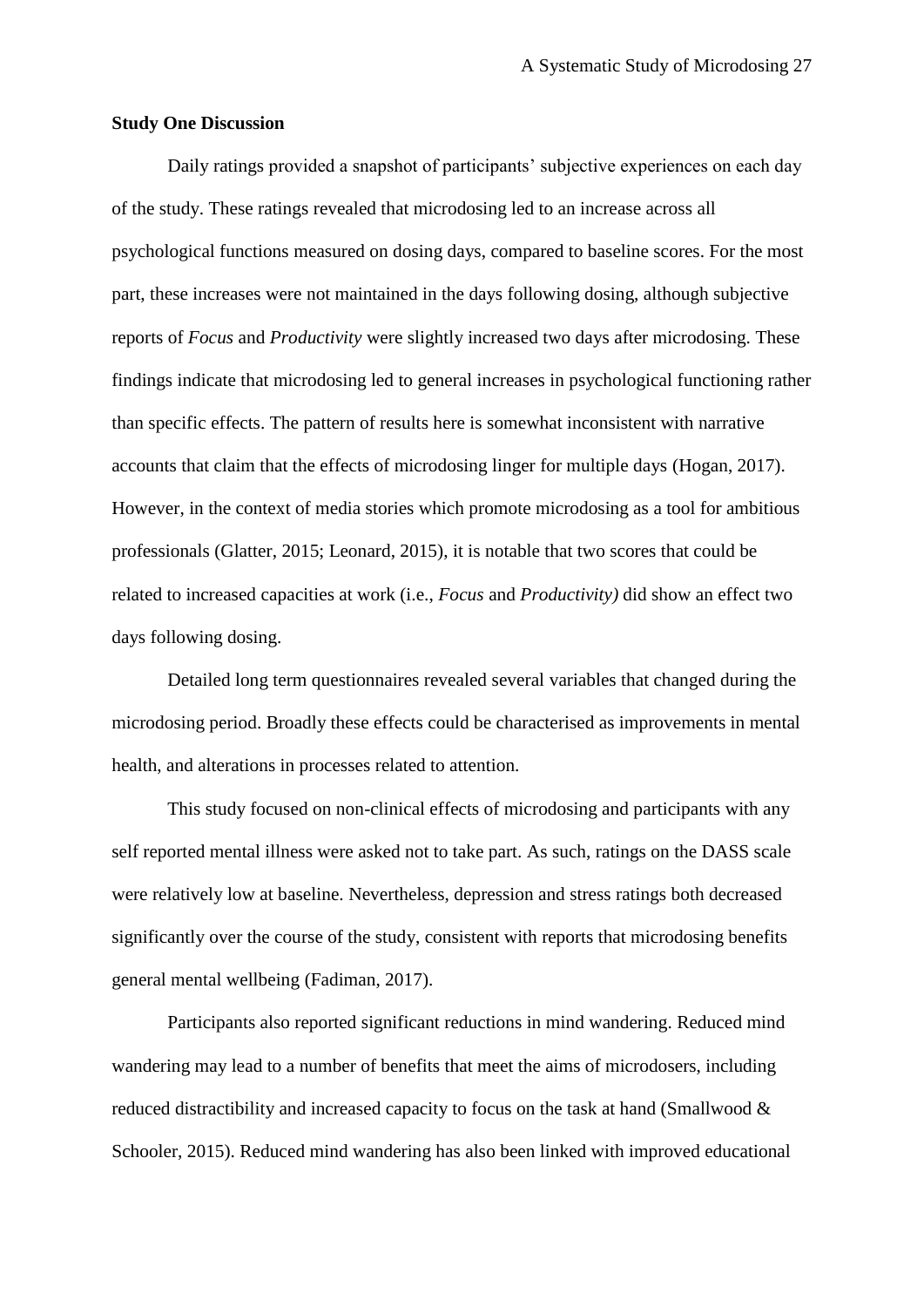**Study One Discussion**

Daily ratings provided a snapshot of participants' subjective experiences on each day of the study. These ratings revealed that microdosing led to an increase across all psychological functions measured on dosing days, compared to baseline scores. For the most part, these increases were not maintained in the days following dosing, although subjective reports of *Focus* and *Productivity* were slightly increased two days after microdosing. These findings indicate that microdosing led to general increases in psychological functioning rather than specific effects. The pattern of results here is somewhat inconsistent with narrative accounts that claim that the effects of microdosing linger for multiple days (Hogan, 2017). However, in the context of media stories which promote microdosing as a tool for ambitious professionals (Glatter, 2015; Leonard, 2015), it is notable that two scores that could be related to increased capacities at work (i.e., *Focus* and *Productivity)* did show an effect two days following dosing.

Detailed long term questionnaires revealed several variables that changed during the microdosing period. Broadly these effects could be characterised as improvements in mental health, and alterations in processes related to attention.

This study focused on non-clinical effects of microdosing and participants with any self reported mental illness were asked not to take part. As such, ratings on the DASS scale were relatively low at baseline. Nevertheless, depression and stress ratings both decreased significantly over the course of the study, consistent with reports that microdosing benefits general mental wellbeing (Fadiman, 2017).

Participants also reported significant reductions in mind wandering. Reduced mind wandering may lead to a number of benefits that meet the aims of microdosers, including reduced distractibility and increased capacity to focus on the task at hand (Smallwood & Schooler, 2015). Reduced mind wandering has also been linked with improved educational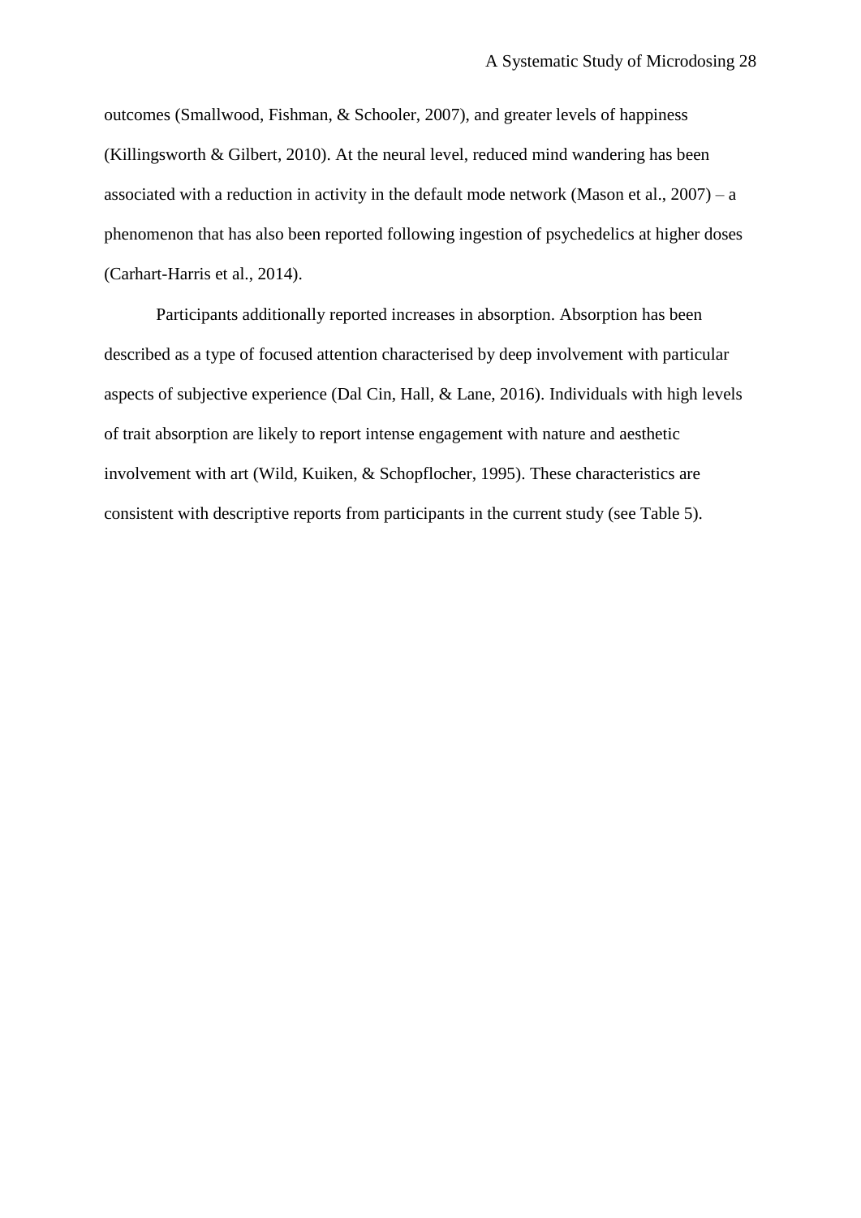outcomes (Smallwood, Fishman, & Schooler, 2007), and greater levels of happiness (Killingsworth & Gilbert, 2010). At the neural level, reduced mind wandering has been associated with a reduction in activity in the default mode network (Mason et al., 2007) – a phenomenon that has also been reported following ingestion of psychedelics at higher doses (Carhart-Harris et al., 2014).

Participants additionally reported increases in absorption. Absorption has been described as a type of focused attention characterised by deep involvement with particular aspects of subjective experience (Dal Cin, Hall, & Lane, 2016). Individuals with high levels of trait absorption are likely to report intense engagement with nature and aesthetic involvement with art (Wild, Kuiken, & Schopflocher, 1995). These characteristics are consistent with descriptive reports from participants in the current study (see Table 5).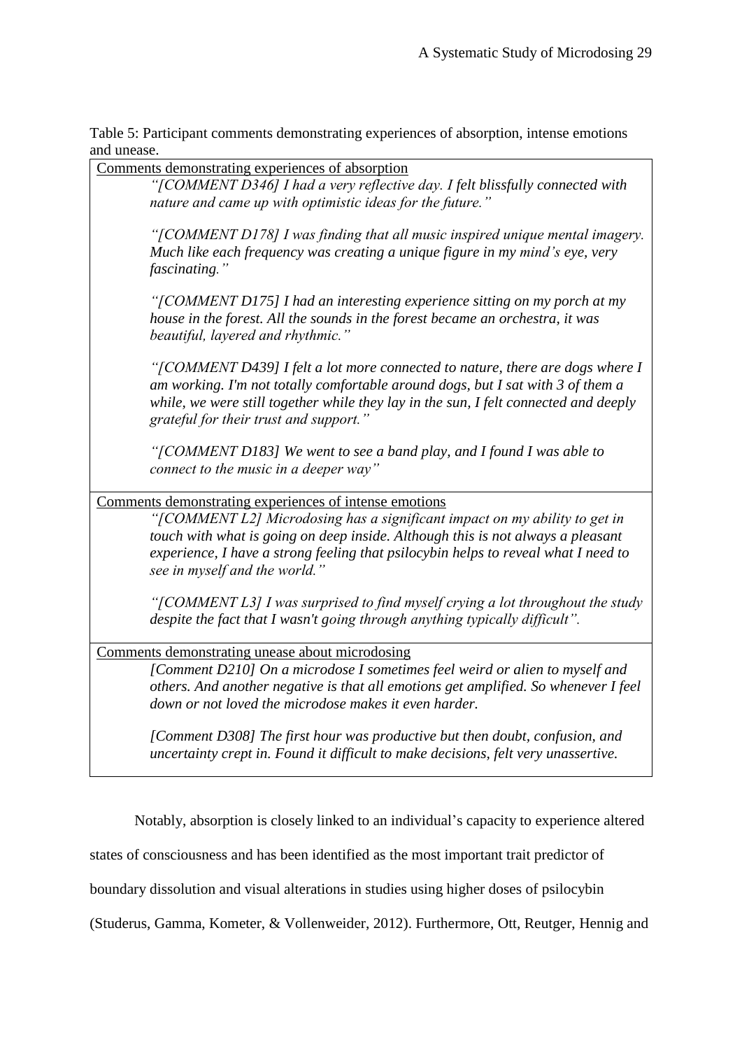Table 5: Participant comments demonstrating experiences of absorption, intense emotions and unease.

<u>Comments demonstrating experiences of absorption</u>

> *"[COMMENT D346] I had a very reflective day. I felt blissfully connected with nature and came up with optimistic ideas for the future."*
>
> *"[COMMENT D178] I was finding that all music inspired unique mental imagery. Much like each frequency was creating a unique figure in my mind's eye, very fascinating."*
>
> *"[COMMENT D175] I had an interesting experience sitting on my porch at my house in the forest. All the sounds in the forest became an orchestra, it was beautiful, layered and rhythmic."*
>
> *"[COMMENT D439] I felt a lot more connected to nature, there are dogs where I am working. I'm not totally comfortable around dogs, but I sat with 3 of them a while, we were still together while they lay in the sun, I felt connected and deeply grateful for their trust and support."*
>
> *"[COMMENT D183] We went to see a band play, and I found I was able to connect to the music in a deeper way"*

<u>Comments demonstrating experiences of intense emotions</u>

> *"[COMMENT L2] Microdosing has a significant impact on my ability to get in touch with what is going on deep inside. Although this is not always a pleasant experience, I have a strong feeling that psilocybin helps to reveal what I need to see in myself and the world."*
>
> *"[COMMENT L3] I was surprised to find myself crying a lot throughout the study despite the fact that I wasn't going through anything typically difficult".*

<u>Comments demonstrating unease about microdosing</u>

> *[Comment D210] On a microdose I sometimes feel weird or alien to myself and others. And another negative is that all emotions get amplified. So whenever I feel down or not loved the microdose makes it even harder.*
>
> *[Comment D308] The first hour was productive but then doubt, confusion, and uncertainty crept in. Found it difficult to make decisions, felt very unassertive.*

Notably, absorption is closely linked to an individual's capacity to experience altered states of consciousness and has been identified as the most important trait predictor of boundary dissolution and visual alterations in studies using higher doses of psilocybin (Studerus, Gamma, Kometer, & Vollenweider, 2012). Furthermore, Ott, Reutger, Hennig and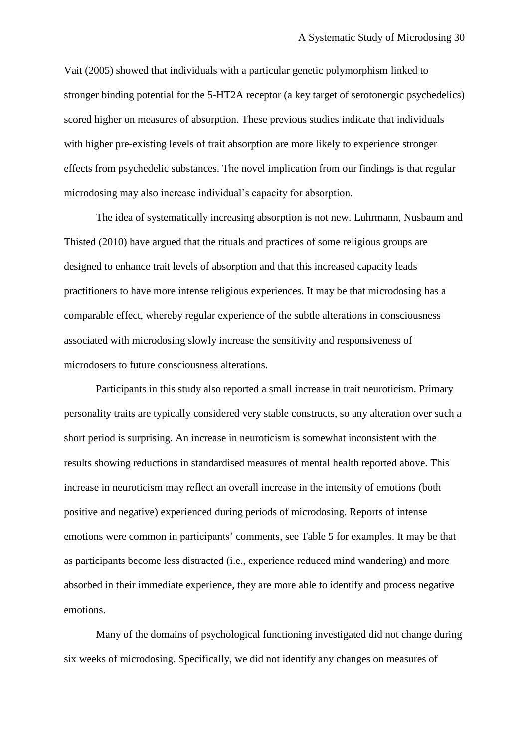Vait (2005) showed that individuals with a particular genetic polymorphism linked to stronger binding potential for the 5-HT2A receptor (a key target of serotonergic psychedelics) scored higher on measures of absorption. These previous studies indicate that individuals with higher pre-existing levels of trait absorption are more likely to experience stronger effects from psychedelic substances. The novel implication from our findings is that regular microdosing may also increase individual's capacity for absorption.

The idea of systematically increasing absorption is not new. Luhrmann, Nusbaum and Thisted (2010) have argued that the rituals and practices of some religious groups are designed to enhance trait levels of absorption and that this increased capacity leads practitioners to have more intense religious experiences. It may be that microdosing has a comparable effect, whereby regular experience of the subtle alterations in consciousness associated with microdosing slowly increase the sensitivity and responsiveness of microdosers to future consciousness alterations.

Participants in this study also reported a small increase in trait neuroticism. Primary personality traits are typically considered very stable constructs, so any alteration over such a short period is surprising. An increase in neuroticism is somewhat inconsistent with the results showing reductions in standardised measures of mental health reported above. This increase in neuroticism may reflect an overall increase in the intensity of emotions (both positive and negative) experienced during periods of microdosing. Reports of intense emotions were common in participants' comments, see Table 5 for examples. It may be that as participants become less distracted (i.e., experience reduced mind wandering) and more absorbed in their immediate experience, they are more able to identify and process negative emotions.

Many of the domains of psychological functioning investigated did not change during six weeks of microdosing. Specifically, we did not identify any changes on measures of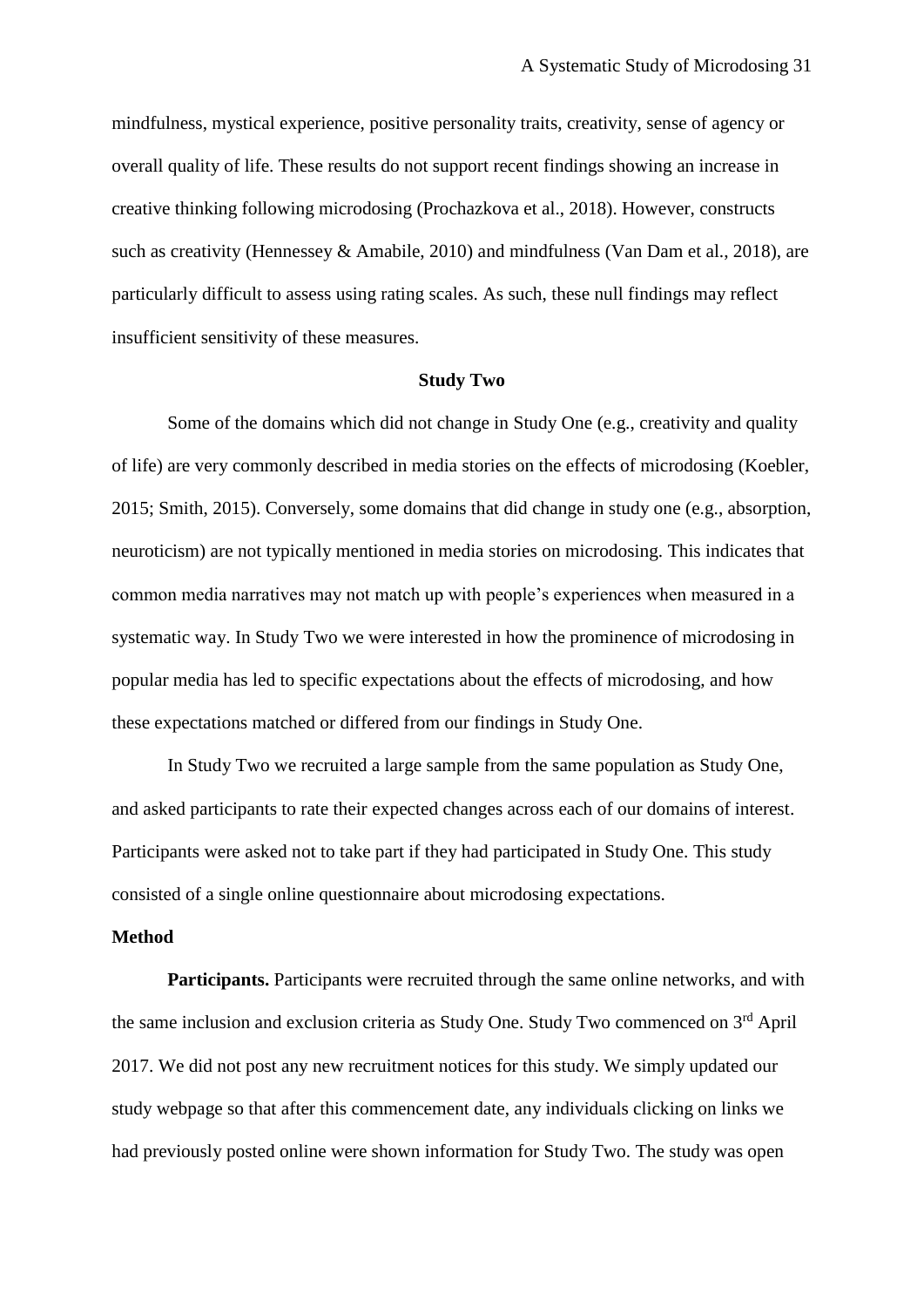mindfulness, mystical experience, positive personality traits, creativity, sense of agency or overall quality of life. These results do not support recent findings showing an increase in creative thinking following microdosing (Prochazkova et al., 2018). However, constructs such as creativity (Hennessey & Amabile, 2010) and mindfulness (Van Dam et al., 2018), are particularly difficult to assess using rating scales. As such, these null findings may reflect insufficient sensitivity of these measures.

## Study Two

Some of the domains which did not change in Study One (e.g., creativity and quality of life) are very commonly described in media stories on the effects of microdosing (Koebler, 2015; Smith, 2015). Conversely, some domains that did change in study one (e.g., absorption, neuroticism) are not typically mentioned in media stories on microdosing. This indicates that common media narratives may not match up with people's experiences when measured in a systematic way. In Study Two we were interested in how the prominence of microdosing in popular media has led to specific expectations about the effects of microdosing, and how these expectations matched or differed from our findings in Study One.

In Study Two we recruited a large sample from the same population as Study One, and asked participants to rate their expected changes across each of our domains of interest. Participants were asked not to take part if they had participated in Study One. This study consisted of a single online questionnaire about microdosing expectations.

### Method

**Participants.** Participants were recruited through the same online networks, and with the same inclusion and exclusion criteria as Study One. Study Two commenced on 3rd April 2017. We did not post any new recruitment notices for this study. We simply updated our study webpage so that after this commencement date, any individuals clicking on links we had previously posted online were shown information for Study Two. The study was open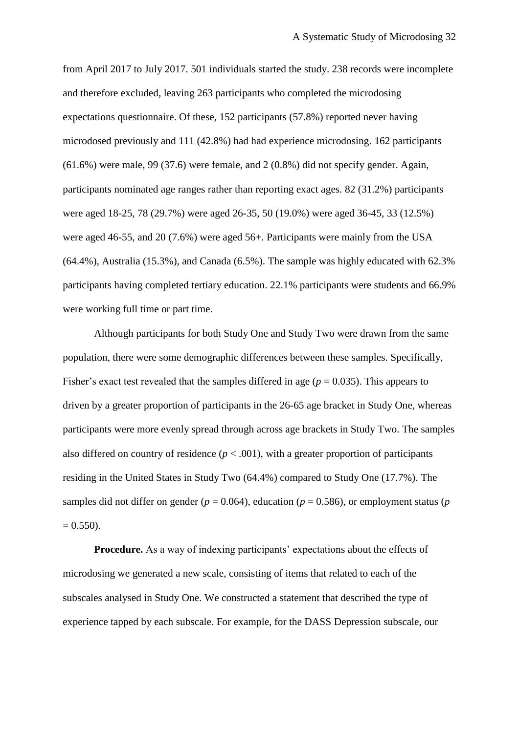from April 2017 to July 2017. 501 individuals started the study. 238 records were incomplete and therefore excluded, leaving 263 participants who completed the microdosing expectations questionnaire. Of these, 152 participants (57.8%) reported never having microdosed previously and 111 (42.8%) had had experience microdosing. 162 participants (61.6%) were male, 99 (37.6) were female, and 2 (0.8%) did not specify gender. Again, participants nominated age ranges rather than reporting exact ages. 82 (31.2%) participants were aged 18-25, 78 (29.7%) were aged 26-35, 50 (19.0%) were aged 36-45, 33 (12.5%) were aged 46-55, and 20 (7.6%) were aged 56+. Participants were mainly from the USA (64.4%), Australia (15.3%), and Canada (6.5%). The sample was highly educated with 62.3% participants having completed tertiary education. 22.1% participants were students and 66.9% were working full time or part time.

Although participants for both Study One and Study Two were drawn from the same population, there were some demographic differences between these samples. Specifically, Fisher's exact test revealed that the samples differed in age ($p = 0.035$). This appears to driven by a greater proportion of participants in the 26-65 age bracket in Study One, whereas participants were more evenly spread through across age brackets in Study Two. The samples also differed on country of residence ($p < .001$), with a greater proportion of participants residing in the United States in Study Two (64.4%) compared to Study One (17.7%). The samples did not differ on gender ($p = 0.064$), education ($p = 0.586$), or employment status ($p = 0.550$).

**Procedure.** As a way of indexing participants' expectations about the effects of microdosing we generated a new scale, consisting of items that related to each of the subscales analysed in Study One. We constructed a statement that described the type of experience tapped by each subscale. For example, for the DASS Depression subscale, our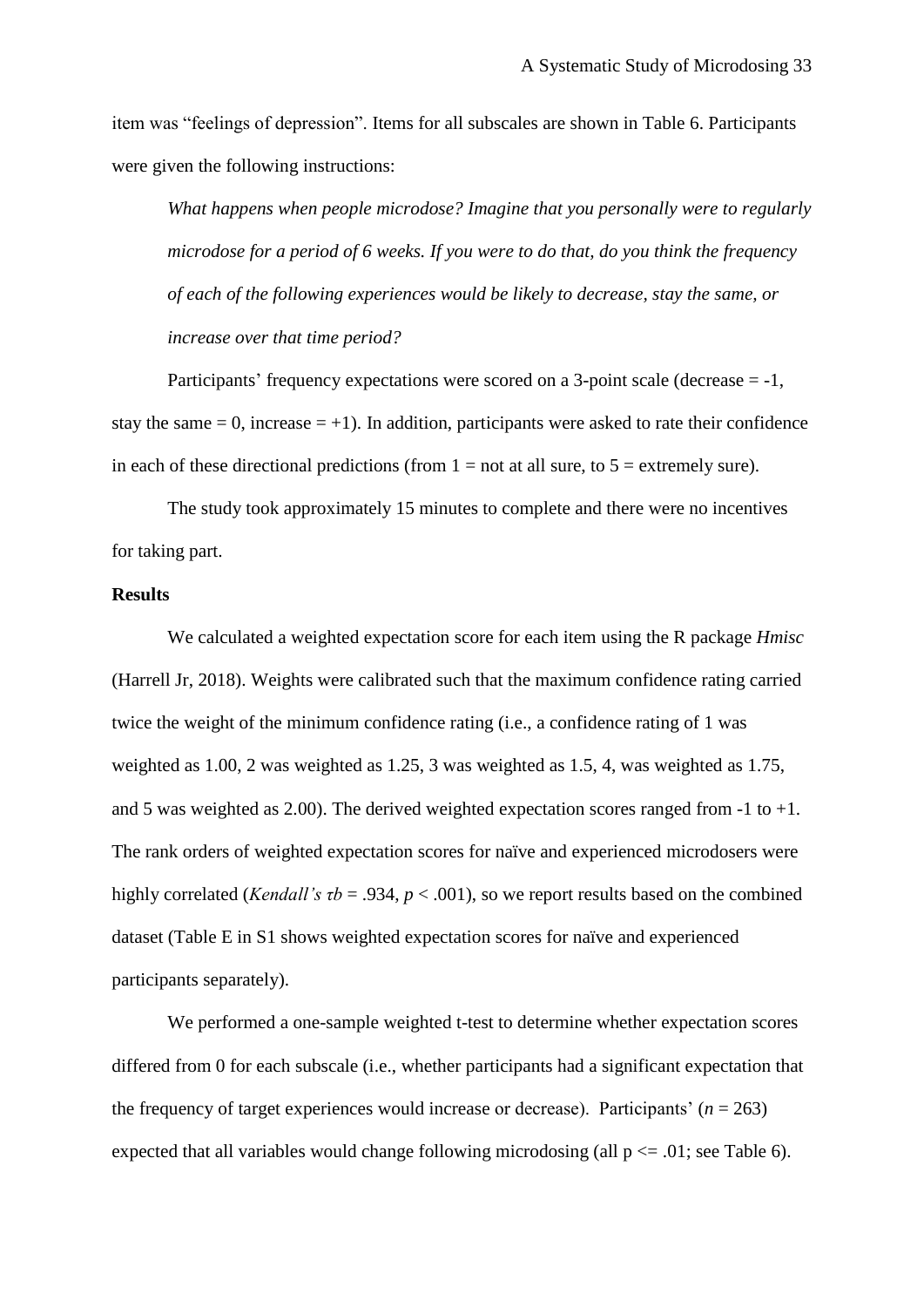item was “feelings of depression”. Items for all subscales are shown in Table 6. Participants were given the following instructions:

> *What happens when people microdose? Imagine that you personally were to regularly microdose for a period of 6 weeks. If you were to do that, do you think the frequency of each of the following experiences would be likely to decrease, stay the same, or increase over that time period?*

Participants’ frequency expectations were scored on a 3-point scale (decrease = -1, stay the same = 0, increase = +1). In addition, participants were asked to rate their confidence in each of these directional predictions (from 1 = not at all sure, to 5 = extremely sure).

The study took approximately 15 minutes to complete and there were no incentives for taking part.

**Results**

We calculated a weighted expectation score for each item using the R package *Hmisc* (Harrell Jr, 2018). Weights were calibrated such that the maximum confidence rating carried twice the weight of the minimum confidence rating (i.e., a confidence rating of 1 was weighted as 1.00, 2 was weighted as 1.25, 3 was weighted as 1.5, 4, was weighted as 1.75, and 5 was weighted as 2.00). The derived weighted expectation scores ranged from -1 to +1. The rank orders of weighted expectation scores for naïve and experienced microdosers were highly correlated (*Kendall’s* $\tau b$ = .934, $p < .001$), so we report results based on the combined dataset (Table E in S1 shows weighted expectation scores for naïve and experienced participants separately).

We performed a one-sample weighted t-test to determine whether expectation scores differed from 0 for each subscale (i.e., whether participants had a significant expectation that the frequency of target experiences would increase or decrease). Participants’ ($n = 263$) expected that all variables would change following microdosing (all $p <= .01$; see Table 6).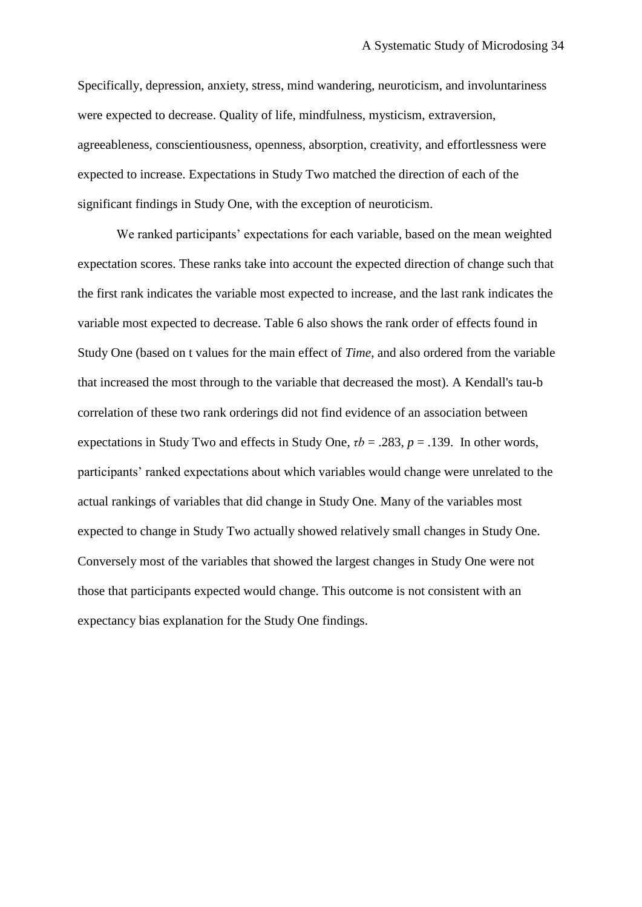Specifically, depression, anxiety, stress, mind wandering, neuroticism, and involuntariness were expected to decrease. Quality of life, mindfulness, mysticism, extraversion, agreeableness, conscientiousness, openness, absorption, creativity, and effortlessness were expected to increase. Expectations in Study Two matched the direction of each of the significant findings in Study One, with the exception of neuroticism.

We ranked participants' expectations for each variable, based on the mean weighted expectation scores. These ranks take into account the expected direction of change such that the first rank indicates the variable most expected to increase, and the last rank indicates the variable most expected to decrease. Table 6 also shows the rank order of effects found in Study One (based on t values for the main effect of *Time*, and also ordered from the variable that increased the most through to the variable that decreased the most). A Kendall's tau-b correlation of these two rank orderings did not find evidence of an association between expectations in Study Two and effects in Study One, $\tau b = .283$, $p = .139$. In other words, participants' ranked expectations about which variables would change were unrelated to the actual rankings of variables that did change in Study One. Many of the variables most expected to change in Study Two actually showed relatively small changes in Study One. Conversely most of the variables that showed the largest changes in Study One were not those that participants expected would change. This outcome is not consistent with an expectancy bias explanation for the Study One findings.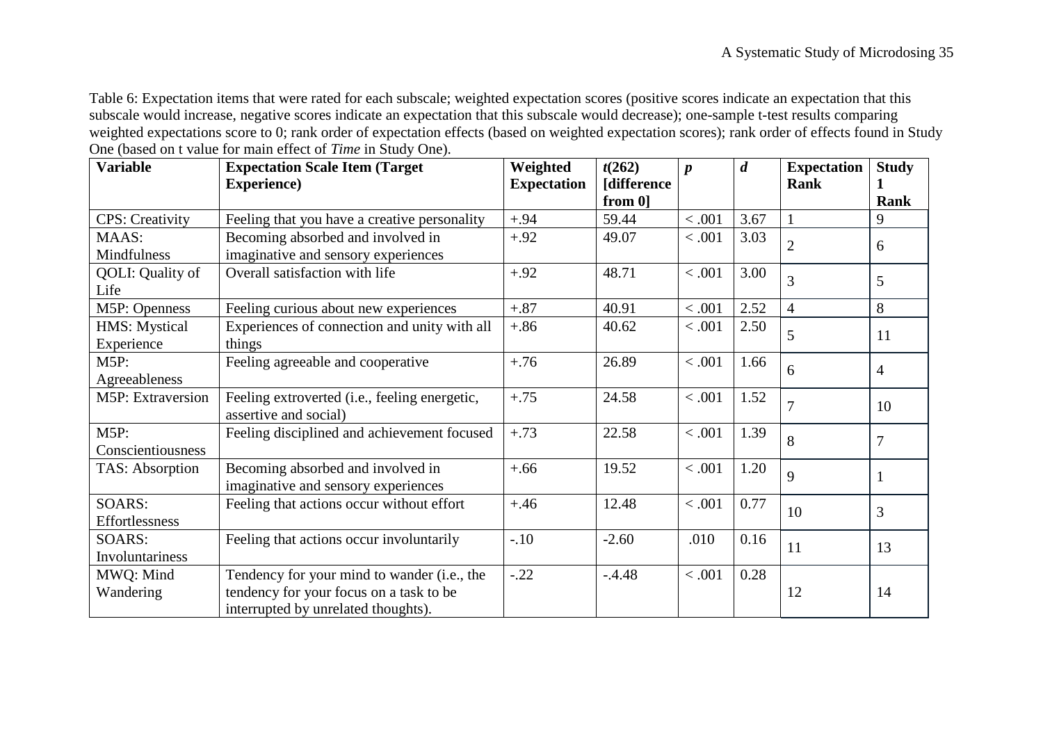Table 6: Expectation items that were rated for each subscale; weighted expectation scores (positive scores indicate an expectation that this subscale would increase, negative scores indicate an expectation that this subscale would decrease); one-sample t-test results comparing weighted expectations score to 0; rank order of expectation effects (based on weighted expectation scores); rank order of effects found in Study One (based on t value for main effect of *Time* in Study One).

| **Variable** | **Expectation Scale Item (Target Experience)** | **Weighted Expectation** | ***t*(262) [difference from 0]** | ***p*** | ***d*** | **Expectation Rank** | **Study 1 Rank** |
|---|---|---|---|---|---|---|---|
| CPS: Creativity | Feeling that you have a creative personality | +.94 | 59.44 | < .001 | 3.67 | 1 | 9 |
| MAAS: Mindfulness | Becoming absorbed and involved in imaginative and sensory experiences | +.92 | 49.07 | < .001 | 3.03 | 2 | 6 |
| QOLI: Quality of Life | Overall satisfaction with life | +.92 | 48.71 | < .001 | 3.00 | 3 | 5 |
| M5P: Openness | Feeling curious about new experiences | +.87 | 40.91 | < .001 | 2.52 | 4 | 8 |
| HMS: Mystical Experience | Experiences of connection and unity with all things | +.86 | 40.62 | < .001 | 2.50 | 5 | 11 |
| M5P: Agreeableness | Feeling agreeable and cooperative | +.76 | 26.89 | < .001 | 1.66 | 6 | 4 |
| M5P: Extraversion | Feeling extroverted (i.e., feeling energetic, assertive and social) | +.75 | 24.58 | < .001 | 1.52 | 7 | 10 |
| M5P: Conscientiousness | Feeling disciplined and achievement focused | +.73 | 22.58 | < .001 | 1.39 | 8 | 7 |
| TAS: Absorption | Becoming absorbed and involved in imaginative and sensory experiences | +.66 | 19.52 | < .001 | 1.20 | 9 | 1 |
| SOARS: Effortlessness | Feeling that actions occur without effort | +.46 | 12.48 | < .001 | 0.77 | 10 | 3 |
| SOARS: Involuntariness | Feeling that actions occur involuntarily | -.10 | -2.60 | .010 | 0.16 | 11 | 13 |
| MWQ: Mind Wandering | Tendency for your mind to wander (i.e., the tendency for your focus on a task to be interrupted by unrelated thoughts). | -.22 | -.4.48 | < .001 | 0.28 | 12 | 14 |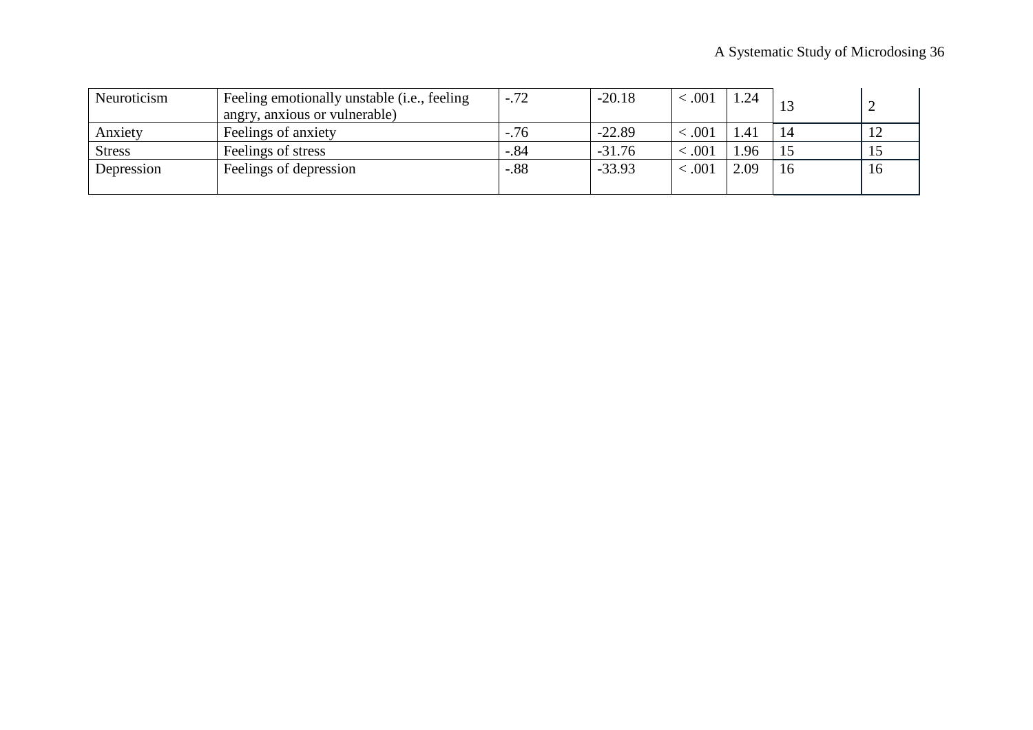| Neuroticism | Feeling emotionally unstable (i.e., feeling angry, anxious or vulnerable) | -.72 | -20.18 | < .001 | 1.24 | 13 | 2 |
|---|---|---|---|---|---|---|---|
| Anxiety | Feelings of anxiety | -.76 | -22.89 | < .001 | 1.41 | 14 | 12 |
| Stress | Feelings of stress | -.84 | -31.76 | < .001 | 1.96 | 15 | 15 |
| Depression | Feelings of depression | -.88 | -33.93 | < .001 | 2.09 | 16 | 16 |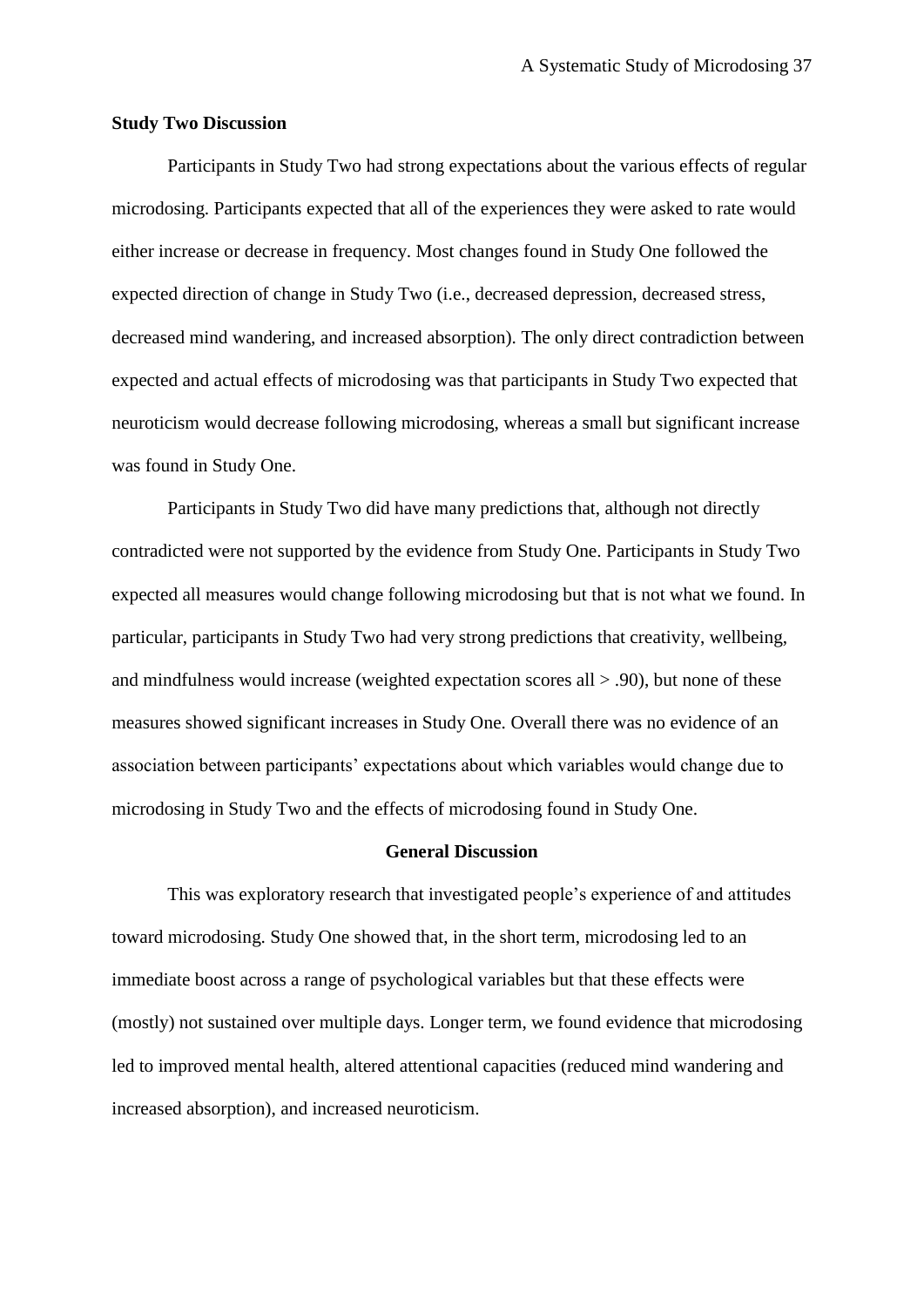**Study Two Discussion**

Participants in Study Two had strong expectations about the various effects of regular microdosing. Participants expected that all of the experiences they were asked to rate would either increase or decrease in frequency. Most changes found in Study One followed the expected direction of change in Study Two (i.e., decreased depression, decreased stress, decreased mind wandering, and increased absorption). The only direct contradiction between expected and actual effects of microdosing was that participants in Study Two expected that neuroticism would decrease following microdosing, whereas a small but significant increase was found in Study One.

Participants in Study Two did have many predictions that, although not directly contradicted were not supported by the evidence from Study One. Participants in Study Two expected all measures would change following microdosing but that is not what we found. In particular, participants in Study Two had very strong predictions that creativity, wellbeing, and mindfulness would increase (weighted expectation scores all > .90), but none of these measures showed significant increases in Study One. Overall there was no evidence of an association between participants' expectations about which variables would change due to microdosing in Study Two and the effects of microdosing found in Study One.

## General Discussion

This was exploratory research that investigated people's experience of and attitudes toward microdosing. Study One showed that, in the short term, microdosing led to an immediate boost across a range of psychological variables but that these effects were (mostly) not sustained over multiple days. Longer term, we found evidence that microdosing led to improved mental health, altered attentional capacities (reduced mind wandering and increased absorption), and increased neuroticism.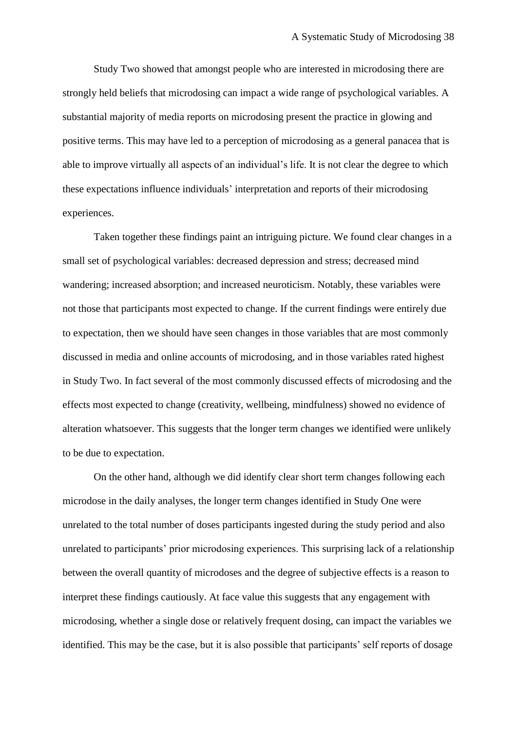Study Two showed that amongst people who are interested in microdosing there are strongly held beliefs that microdosing can impact a wide range of psychological variables. A substantial majority of media reports on microdosing present the practice in glowing and positive terms. This may have led to a perception of microdosing as a general panacea that is able to improve virtually all aspects of an individual's life. It is not clear the degree to which these expectations influence individuals' interpretation and reports of their microdosing experiences.

Taken together these findings paint an intriguing picture. We found clear changes in a small set of psychological variables: decreased depression and stress; decreased mind wandering; increased absorption; and increased neuroticism. Notably, these variables were not those that participants most expected to change. If the current findings were entirely due to expectation, then we should have seen changes in those variables that are most commonly discussed in media and online accounts of microdosing, and in those variables rated highest in Study Two. In fact several of the most commonly discussed effects of microdosing and the effects most expected to change (creativity, wellbeing, mindfulness) showed no evidence of alteration whatsoever. This suggests that the longer term changes we identified were unlikely to be due to expectation.

On the other hand, although we did identify clear short term changes following each microdose in the daily analyses, the longer term changes identified in Study One were unrelated to the total number of doses participants ingested during the study period and also unrelated to participants' prior microdosing experiences. This surprising lack of a relationship between the overall quantity of microdoses and the degree of subjective effects is a reason to interpret these findings cautiously. At face value this suggests that any engagement with microdosing, whether a single dose or relatively frequent dosing, can impact the variables we identified. This may be the case, but it is also possible that participants' self reports of dosage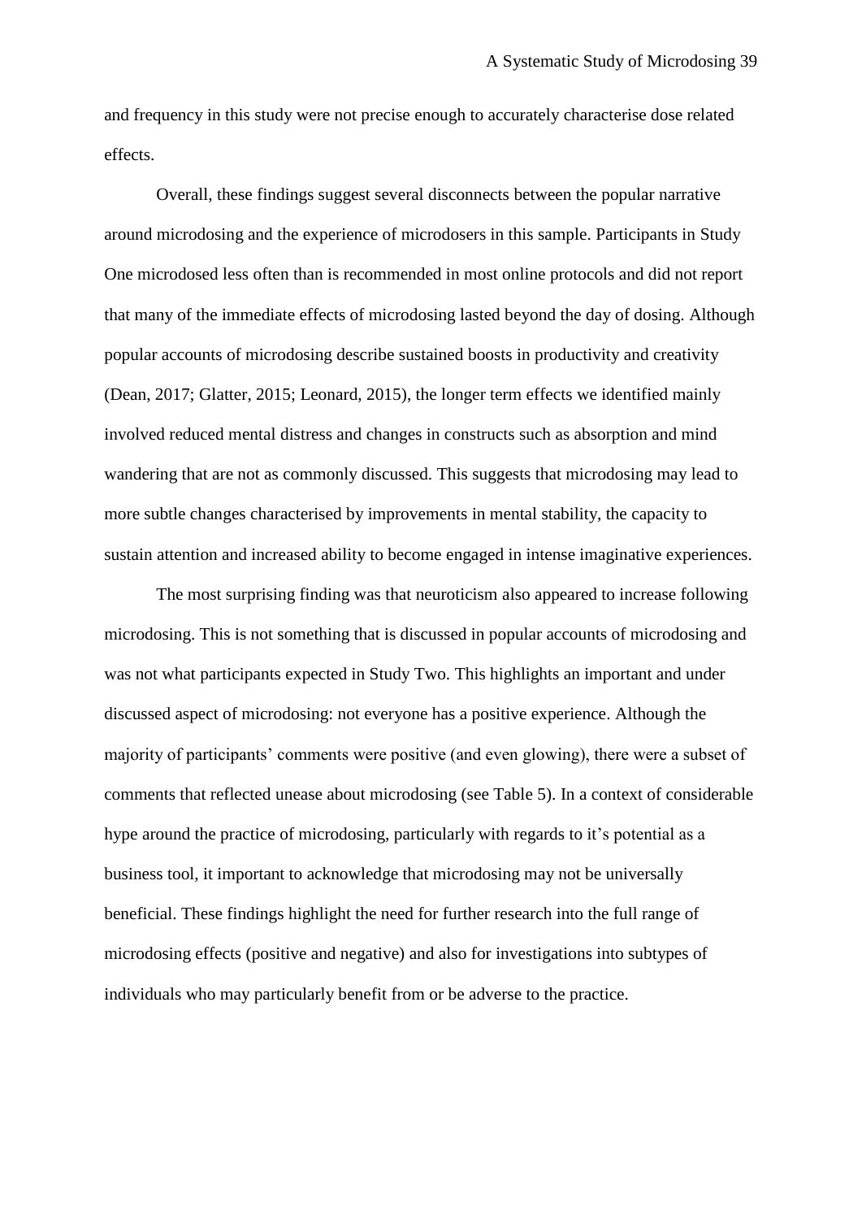and frequency in this study were not precise enough to accurately characterise dose related effects.

Overall, these findings suggest several disconnects between the popular narrative around microdosing and the experience of microdosers in this sample. Participants in Study One microdosed less often than is recommended in most online protocols and did not report that many of the immediate effects of microdosing lasted beyond the day of dosing. Although popular accounts of microdosing describe sustained boosts in productivity and creativity (Dean, 2017; Glatter, 2015; Leonard, 2015), the longer term effects we identified mainly involved reduced mental distress and changes in constructs such as absorption and mind wandering that are not as commonly discussed. This suggests that microdosing may lead to more subtle changes characterised by improvements in mental stability, the capacity to sustain attention and increased ability to become engaged in intense imaginative experiences.

The most surprising finding was that neuroticism also appeared to increase following microdosing. This is not something that is discussed in popular accounts of microdosing and was not what participants expected in Study Two. This highlights an important and under discussed aspect of microdosing: not everyone has a positive experience. Although the majority of participants' comments were positive (and even glowing), there were a subset of comments that reflected unease about microdosing (see Table 5). In a context of considerable hype around the practice of microdosing, particularly with regards to it's potential as a business tool, it important to acknowledge that microdosing may not be universally beneficial. These findings highlight the need for further research into the full range of microdosing effects (positive and negative) and also for investigations into subtypes of individuals who may particularly benefit from or be adverse to the practice.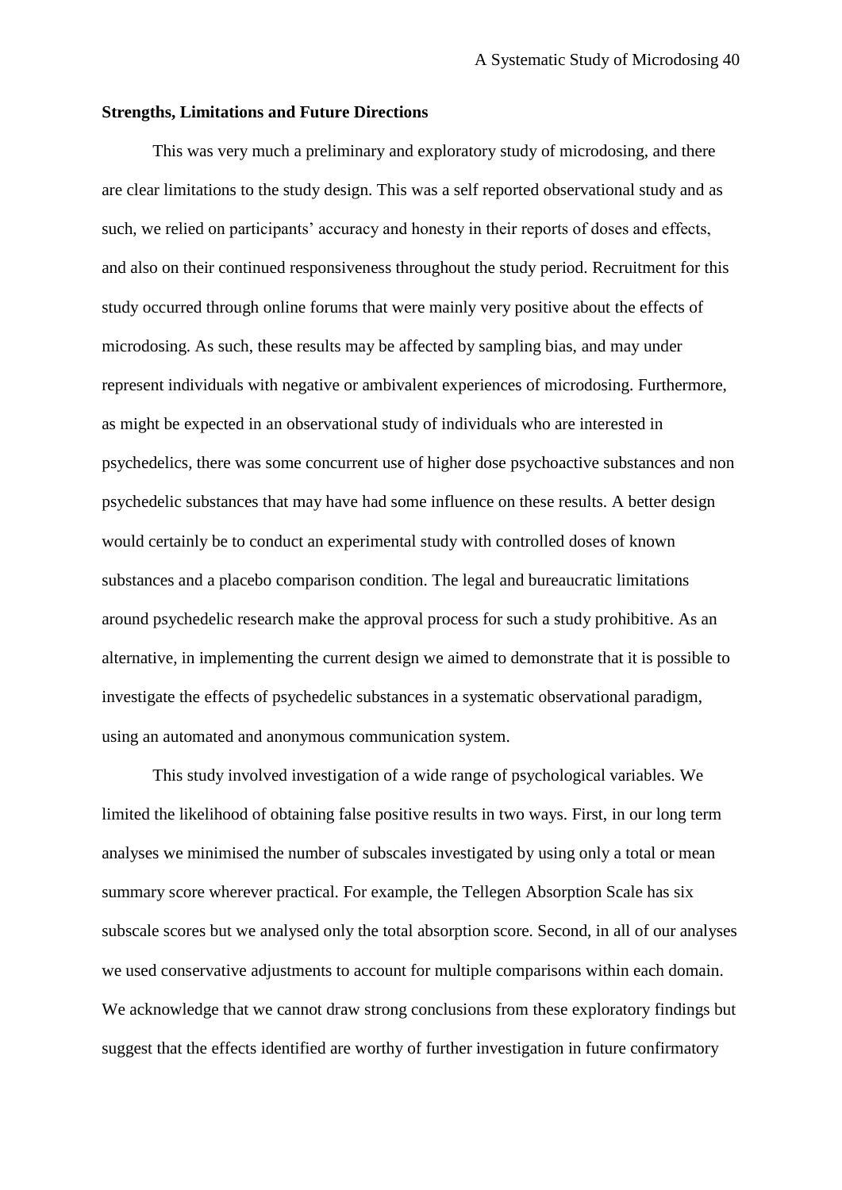**Strengths, Limitations and Future Directions**

This was very much a preliminary and exploratory study of microdosing, and there are clear limitations to the study design. This was a self reported observational study and as such, we relied on participants' accuracy and honesty in their reports of doses and effects, and also on their continued responsiveness throughout the study period. Recruitment for this study occurred through online forums that were mainly very positive about the effects of microdosing. As such, these results may be affected by sampling bias, and may under represent individuals with negative or ambivalent experiences of microdosing. Furthermore, as might be expected in an observational study of individuals who are interested in psychedelics, there was some concurrent use of higher dose psychoactive substances and non psychedelic substances that may have had some influence on these results. A better design would certainly be to conduct an experimental study with controlled doses of known substances and a placebo comparison condition. The legal and bureaucratic limitations around psychedelic research make the approval process for such a study prohibitive. As an alternative, in implementing the current design we aimed to demonstrate that it is possible to investigate the effects of psychedelic substances in a systematic observational paradigm, using an automated and anonymous communication system.

This study involved investigation of a wide range of psychological variables. We limited the likelihood of obtaining false positive results in two ways. First, in our long term analyses we minimised the number of subscales investigated by using only a total or mean summary score wherever practical. For example, the Tellegen Absorption Scale has six subscale scores but we analysed only the total absorption score. Second, in all of our analyses we used conservative adjustments to account for multiple comparisons within each domain. We acknowledge that we cannot draw strong conclusions from these exploratory findings but suggest that the effects identified are worthy of further investigation in future confirmatory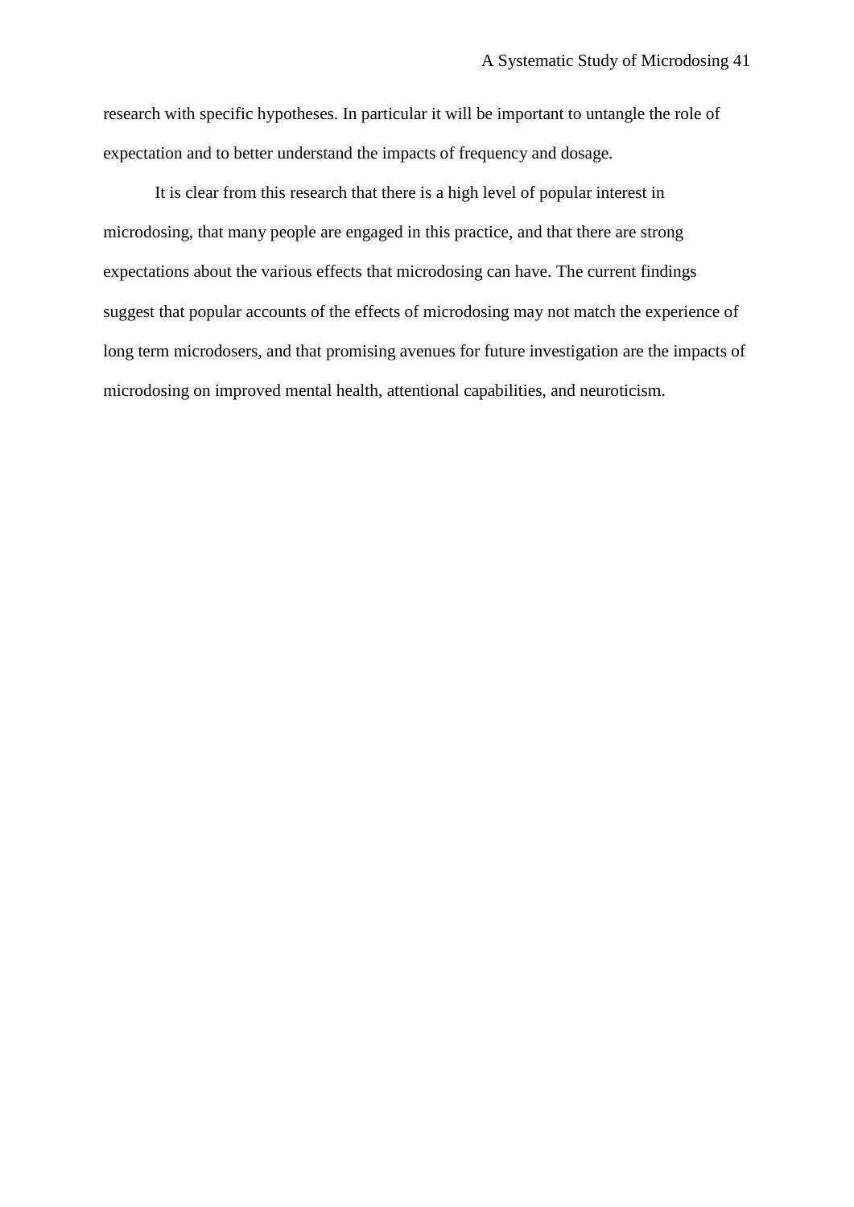research with specific hypotheses. In particular it will be important to untangle the role of expectation and to better understand the impacts of frequency and dosage.

It is clear from this research that there is a high level of popular interest in microdosing, that many people are engaged in this practice, and that there are strong expectations about the various effects that microdosing can have. The current findings suggest that popular accounts of the effects of microdosing may not match the experience of long term microdosers, and that promising avenues for future investigation are the impacts of microdosing on improved mental health, attentional capabilities, and neuroticism.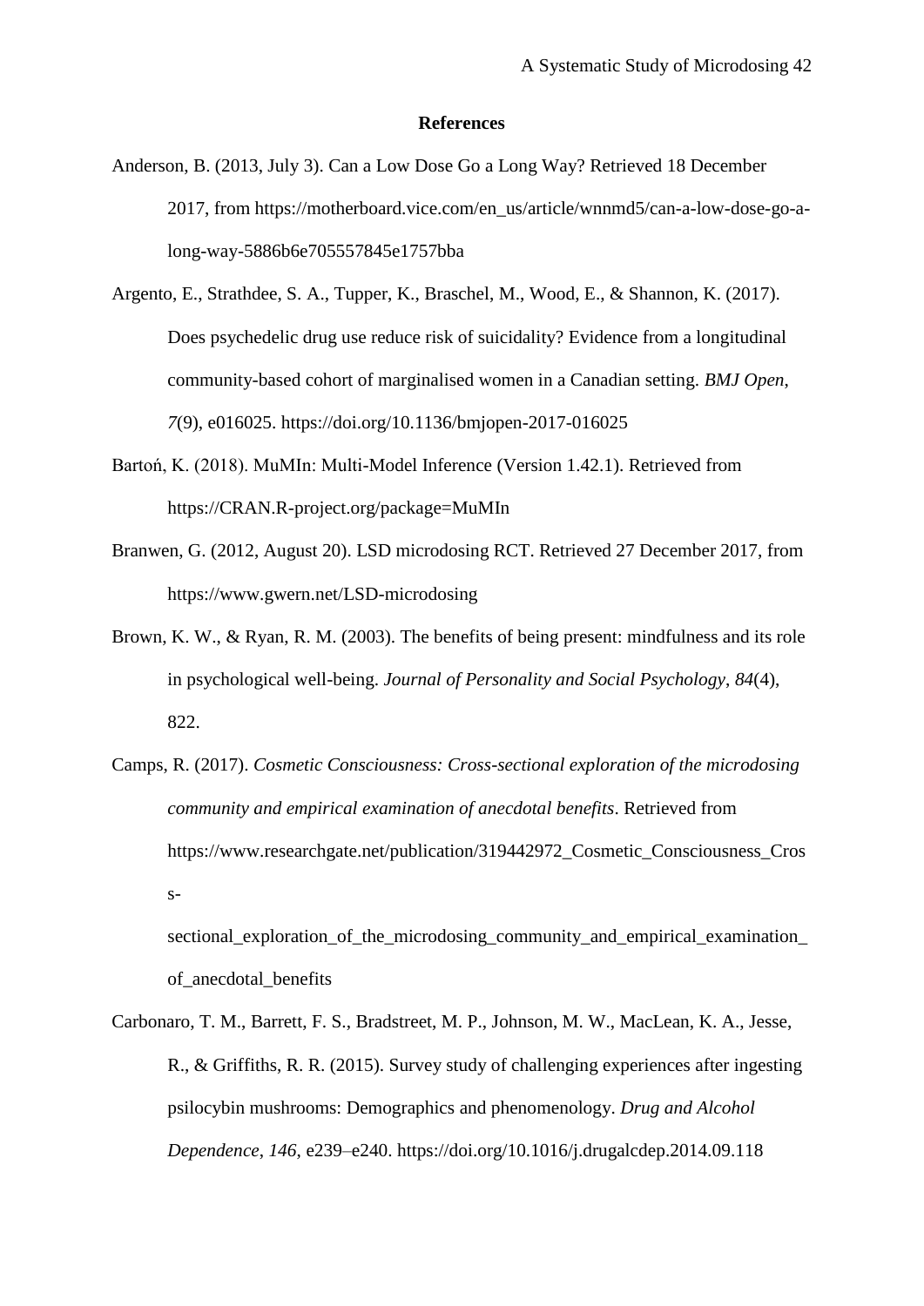# References

Anderson, B. (2013, July 3). Can a Low Dose Go a Long Way? Retrieved 18 December 2017, from https://motherboard.vice.com/en_us/article/wnnmd5/can-a-low-dose-go-a-long-way-5886b6e705557845e1757bba

Argento, E., Strathdee, S. A., Tupper, K., Braschel, M., Wood, E., & Shannon, K. (2017). Does psychedelic drug use reduce risk of suicidality? Evidence from a longitudinal community-based cohort of marginalised women in a Canadian setting. *BMJ Open*, *7*(9), e016025. https://doi.org/10.1136/bmjopen-2017-016025

Bartoń, K. (2018). MuMIn: Multi-Model Inference (Version 1.42.1). Retrieved from https://CRAN.R-project.org/package=MuMIn

Branwen, G. (2012, August 20). LSD microdosing RCT. Retrieved 27 December 2017, from https://www.gwern.net/LSD-microdosing

Brown, K. W., & Ryan, R. M. (2003). The benefits of being present: mindfulness and its role in psychological well-being. *Journal of Personality and Social Psychology*, *84*(4), 822.

Camps, R. (2017). *Cosmetic Consciousness: Cross-sectional exploration of the microdosing community and empirical examination of anecdotal benefits*. Retrieved from https://www.researchgate.net/publication/319442972_Cosmetic_Consciousness_Cross-sectional_exploration_of_the_microdosing_community_and_empirical_examination_of_anecdotal_benefits

Carbonaro, T. M., Barrett, F. S., Bradstreet, M. P., Johnson, M. W., MacLean, K. A., Jesse, R., & Griffiths, R. R. (2015). Survey study of challenging experiences after ingesting psilocybin mushrooms: Demographics and phenomenology. *Drug and Alcohol Dependence*, *146*, e239–e240. https://doi.org/10.1016/j.drugalcdep.2014.09.118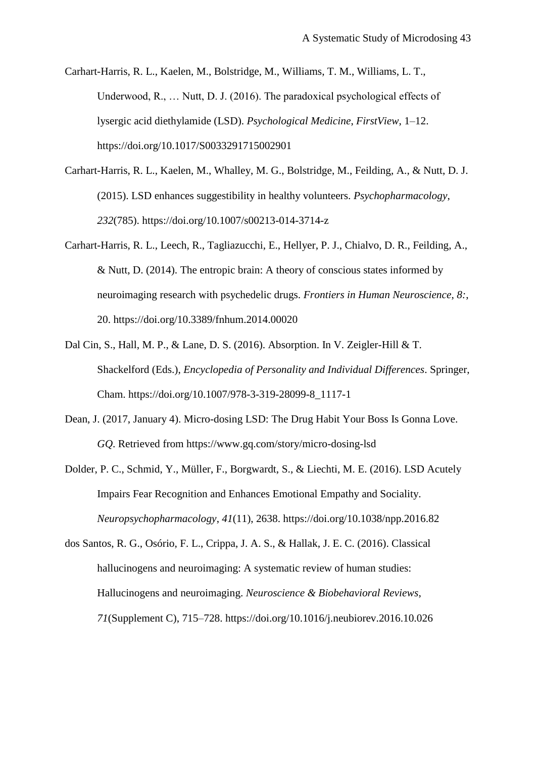Carhart-Harris, R. L., Kaelen, M., Bolstridge, M., Williams, T. M., Williams, L. T., Underwood, R., … Nutt, D. J. (2016). The paradoxical psychological effects of lysergic acid diethylamide (LSD). *Psychological Medicine*, *FirstView*, 1–12. https://doi.org/10.1017/S0033291715002901

Carhart-Harris, R. L., Kaelen, M., Whalley, M. G., Bolstridge, M., Feilding, A., & Nutt, D. J. (2015). LSD enhances suggestibility in healthy volunteers. *Psychopharmacology*, *232*(785). https://doi.org/10.1007/s00213-014-3714-z

Carhart-Harris, R. L., Leech, R., Tagliazucchi, E., Hellyer, P. J., Chialvo, D. R., Feilding, A., & Nutt, D. (2014). The entropic brain: A theory of conscious states informed by neuroimaging research with psychedelic drugs. *Frontiers in Human Neuroscience*, *8:*, 20. https://doi.org/10.3389/fnhum.2014.00020

Dal Cin, S., Hall, M. P., & Lane, D. S. (2016). Absorption. In V. Zeigler-Hill & T. Shackelford (Eds.), *Encyclopedia of Personality and Individual Differences*. Springer, Cham. https://doi.org/10.1007/978-3-319-28099-8_1117-1

Dean, J. (2017, January 4). Micro-dosing LSD: The Drug Habit Your Boss Is Gonna Love. *GQ*. Retrieved from https://www.gq.com/story/micro-dosing-lsd

Dolder, P. C., Schmid, Y., Müller, F., Borgwardt, S., & Liechti, M. E. (2016). LSD Acutely Impairs Fear Recognition and Enhances Emotional Empathy and Sociality. *Neuropsychopharmacology*, *41*(11), 2638. https://doi.org/10.1038/npp.2016.82

dos Santos, R. G., Osório, F. L., Crippa, J. A. S., & Hallak, J. E. C. (2016). Classical hallucinogens and neuroimaging: A systematic review of human studies: Hallucinogens and neuroimaging. *Neuroscience & Biobehavioral Reviews*, *71*(Supplement C), 715–728. https://doi.org/10.1016/j.neubiorev.2016.10.026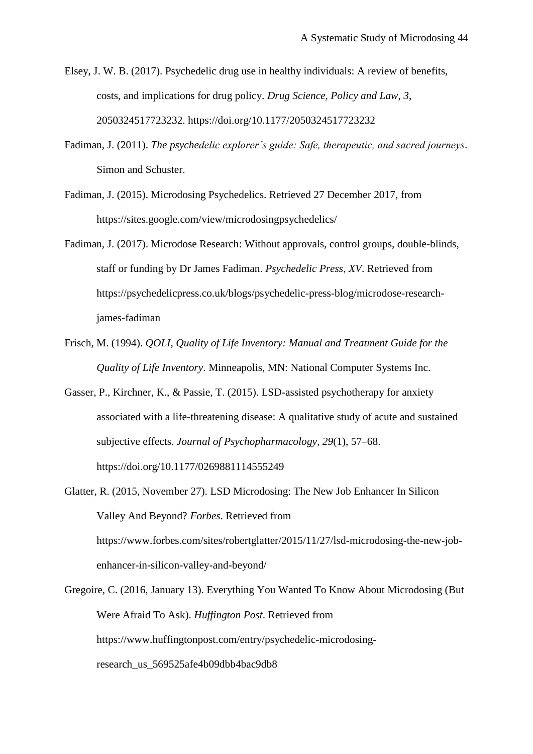Elsey, J. W. B. (2017). Psychedelic drug use in healthy individuals: A review of benefits, costs, and implications for drug policy. *Drug Science, Policy and Law*, *3*, 2050324517723232. https://doi.org/10.1177/2050324517723232

Fadiman, J. (2011). *The psychedelic explorer's guide: Safe, therapeutic, and sacred journeys*. Simon and Schuster.

Fadiman, J. (2015). Microdosing Psychedelics. Retrieved 27 December 2017, from https://sites.google.com/view/microdosingpsychedelics/

Fadiman, J. (2017). Microdose Research: Without approvals, control groups, double-blinds, staff or funding by Dr James Fadiman. *Psychedelic Press*, *XV*. Retrieved from https://psychedelicpress.co.uk/blogs/psychedelic-press-blog/microdose-research-james-fadiman

Frisch, M. (1994). *QOLI, Quality of Life Inventory: Manual and Treatment Guide for the Quality of Life Inventory*. Minneapolis, MN: National Computer Systems Inc.

Gasser, P., Kirchner, K., & Passie, T. (2015). LSD-assisted psychotherapy for anxiety associated with a life-threatening disease: A qualitative study of acute and sustained subjective effects. *Journal of Psychopharmacology*, *29*(1), 57–68. https://doi.org/10.1177/0269881114555249

Glatter, R. (2015, November 27). LSD Microdosing: The New Job Enhancer In Silicon Valley And Beyond? *Forbes*. Retrieved from https://www.forbes.com/sites/robertglatter/2015/11/27/lsd-microdosing-the-new-job-enhancer-in-silicon-valley-and-beyond/

Gregoire, C. (2016, January 13). Everything You Wanted To Know About Microdosing (But Were Afraid To Ask). *Huffington Post*. Retrieved from https://www.huffingtonpost.com/entry/psychedelic-microdosing-research_us_569525afe4b09dbb4bac9db8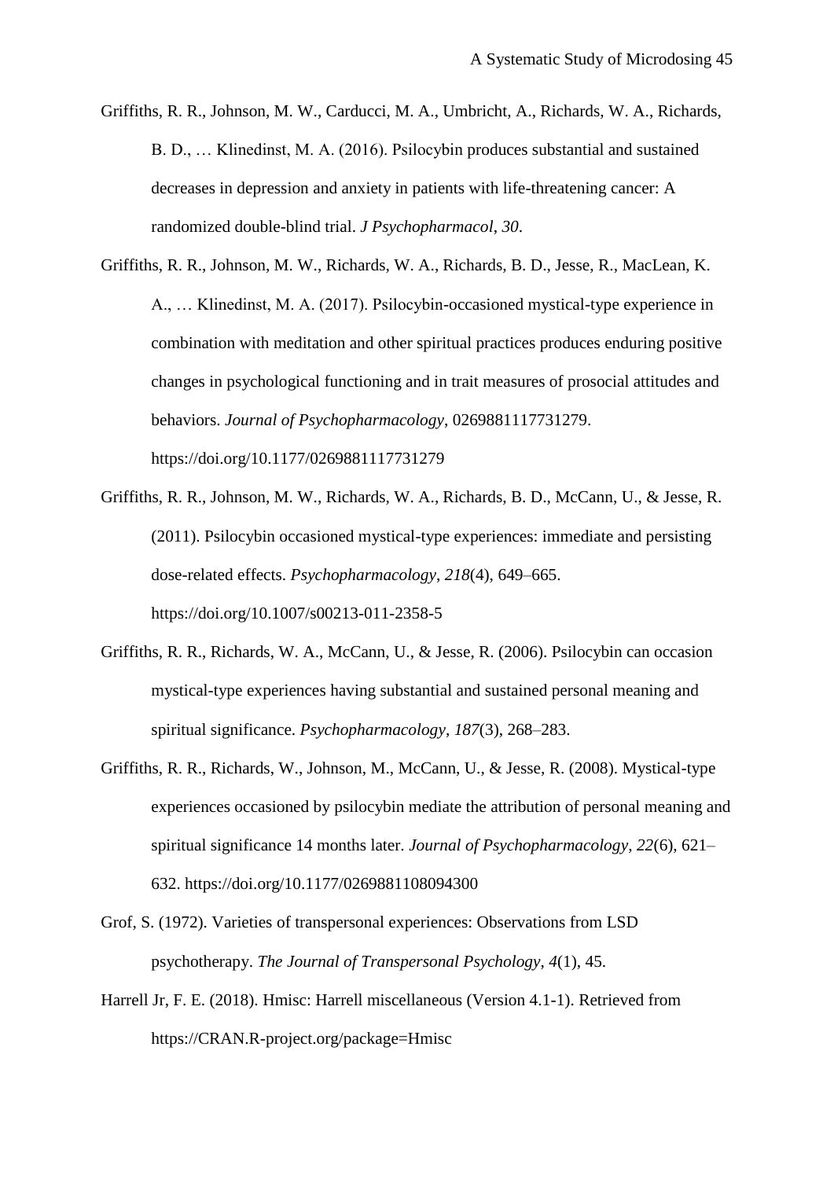Griffiths, R. R., Johnson, M. W., Carducci, M. A., Umbricht, A., Richards, W. A., Richards, B. D., … Klinedinst, M. A. (2016). Psilocybin produces substantial and sustained decreases in depression and anxiety in patients with life-threatening cancer: A randomized double-blind trial. *J Psychopharmacol*, *30*.

Griffiths, R. R., Johnson, M. W., Richards, W. A., Richards, B. D., Jesse, R., MacLean, K. A., … Klinedinst, M. A. (2017). Psilocybin-occasioned mystical-type experience in combination with meditation and other spiritual practices produces enduring positive changes in psychological functioning and in trait measures of prosocial attitudes and behaviors. *Journal of Psychopharmacology*, 0269881117731279. https://doi.org/10.1177/0269881117731279

Griffiths, R. R., Johnson, M. W., Richards, W. A., Richards, B. D., McCann, U., & Jesse, R. (2011). Psilocybin occasioned mystical-type experiences: immediate and persisting dose-related effects. *Psychopharmacology*, *218*(4), 649–665. https://doi.org/10.1007/s00213-011-2358-5

Griffiths, R. R., Richards, W. A., McCann, U., & Jesse, R. (2006). Psilocybin can occasion mystical-type experiences having substantial and sustained personal meaning and spiritual significance. *Psychopharmacology*, *187*(3), 268–283.

Griffiths, R. R., Richards, W., Johnson, M., McCann, U., & Jesse, R. (2008). Mystical-type experiences occasioned by psilocybin mediate the attribution of personal meaning and spiritual significance 14 months later. *Journal of Psychopharmacology*, *22*(6), 621–632. https://doi.org/10.1177/0269881108094300

Grof, S. (1972). Varieties of transpersonal experiences: Observations from LSD psychotherapy. *The Journal of Transpersonal Psychology*, *4*(1), 45.

Harrell Jr, F. E. (2018). Hmisc: Harrell miscellaneous (Version 4.1-1). Retrieved from https://CRAN.R-project.org/package=Hmisc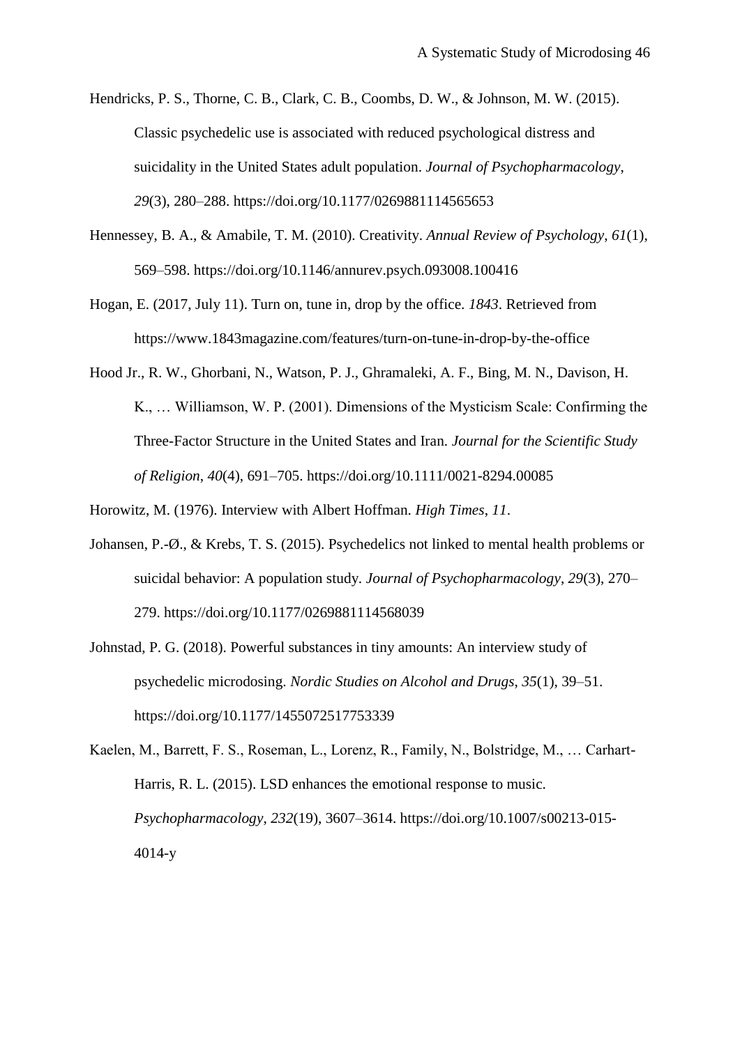Hendricks, P. S., Thorne, C. B., Clark, C. B., Coombs, D. W., & Johnson, M. W. (2015). Classic psychedelic use is associated with reduced psychological distress and suicidality in the United States adult population. *Journal of Psychopharmacology*, *29*(3), 280–288. https://doi.org/10.1177/0269881114565653

Hennessey, B. A., & Amabile, T. M. (2010). Creativity. *Annual Review of Psychology*, *61*(1), 569–598. https://doi.org/10.1146/annurev.psych.093008.100416

Hogan, E. (2017, July 11). Turn on, tune in, drop by the office. *1843*. Retrieved from https://www.1843magazine.com/features/turn-on-tune-in-drop-by-the-office

Hood Jr., R. W., Ghorbani, N., Watson, P. J., Ghramaleki, A. F., Bing, M. N., Davison, H. K., … Williamson, W. P. (2001). Dimensions of the Mysticism Scale: Confirming the Three-Factor Structure in the United States and Iran. *Journal for the Scientific Study of Religion*, *40*(4), 691–705. https://doi.org/10.1111/0021-8294.00085

Horowitz, M. (1976). Interview with Albert Hoffman. *High Times*, *11*.

Johansen, P.-Ø., & Krebs, T. S. (2015). Psychedelics not linked to mental health problems or suicidal behavior: A population study. *Journal of Psychopharmacology*, *29*(3), 270–279. https://doi.org/10.1177/0269881114568039

Johnstad, P. G. (2018). Powerful substances in tiny amounts: An interview study of psychedelic microdosing. *Nordic Studies on Alcohol and Drugs*, *35*(1), 39–51. https://doi.org/10.1177/1455072517753339

Kaelen, M., Barrett, F. S., Roseman, L., Lorenz, R., Family, N., Bolstridge, M., … Carhart-Harris, R. L. (2015). LSD enhances the emotional response to music. *Psychopharmacology*, *232*(19), 3607–3614. https://doi.org/10.1007/s00213-015-4014-y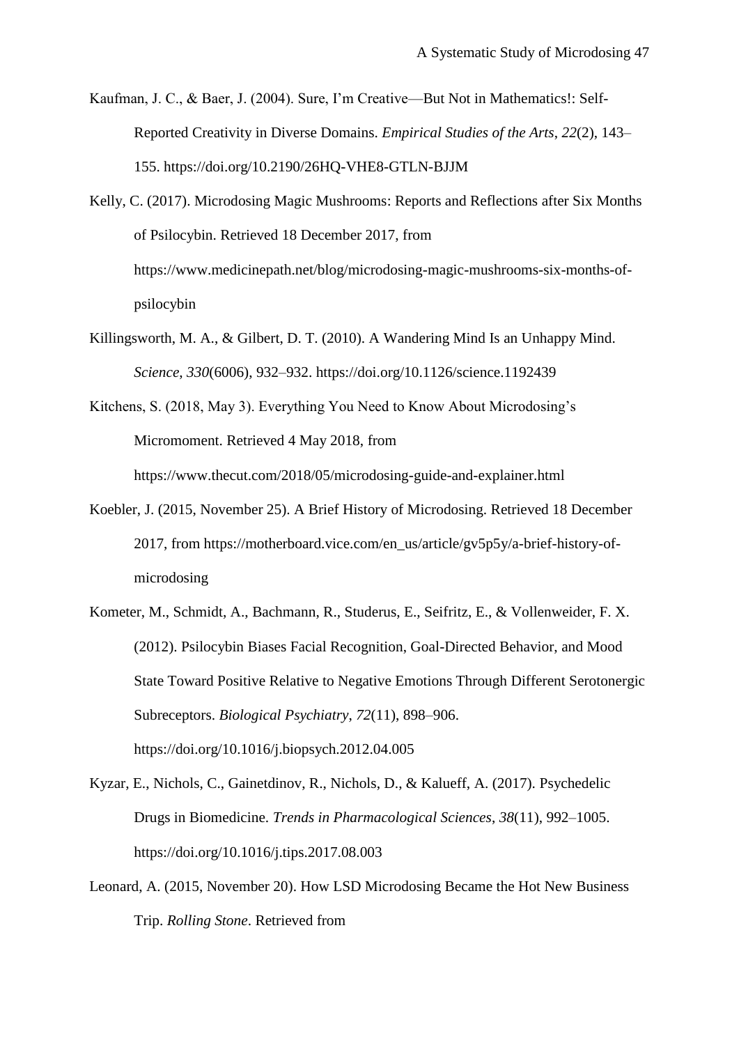Kaufman, J. C., & Baer, J. (2004). Sure, I'm Creative—But Not in Mathematics!: Self-Reported Creativity in Diverse Domains. *Empirical Studies of the Arts*, *22*(2), 143–155. https://doi.org/10.2190/26HQ-VHE8-GTLN-BJJM

Kelly, C. (2017). Microdosing Magic Mushrooms: Reports and Reflections after Six Months of Psilocybin. Retrieved 18 December 2017, from https://www.medicinepath.net/blog/microdosing-magic-mushrooms-six-months-of-psilocybin

Killingsworth, M. A., & Gilbert, D. T. (2010). A Wandering Mind Is an Unhappy Mind. *Science*, *330*(6006), 932–932. https://doi.org/10.1126/science.1192439

Kitchens, S. (2018, May 3). Everything You Need to Know About Microdosing's Micromoment. Retrieved 4 May 2018, from https://www.thecut.com/2018/05/microdosing-guide-and-explainer.html

Koebler, J. (2015, November 25). A Brief History of Microdosing. Retrieved 18 December 2017, from https://motherboard.vice.com/en_us/article/gv5p5y/a-brief-history-of-microdosing

Kometer, M., Schmidt, A., Bachmann, R., Studerus, E., Seifritz, E., & Vollenweider, F. X. (2012). Psilocybin Biases Facial Recognition, Goal-Directed Behavior, and Mood State Toward Positive Relative to Negative Emotions Through Different Serotonergic Subreceptors. *Biological Psychiatry*, *72*(11), 898–906. https://doi.org/10.1016/j.biopsych.2012.04.005

Kyzar, E., Nichols, C., Gainetdinov, R., Nichols, D., & Kalueff, A. (2017). Psychedelic Drugs in Biomedicine. *Trends in Pharmacological Sciences*, *38*(11), 992–1005. https://doi.org/10.1016/j.tips.2017.08.003

Leonard, A. (2015, November 20). How LSD Microdosing Became the Hot New Business Trip. *Rolling Stone*. Retrieved from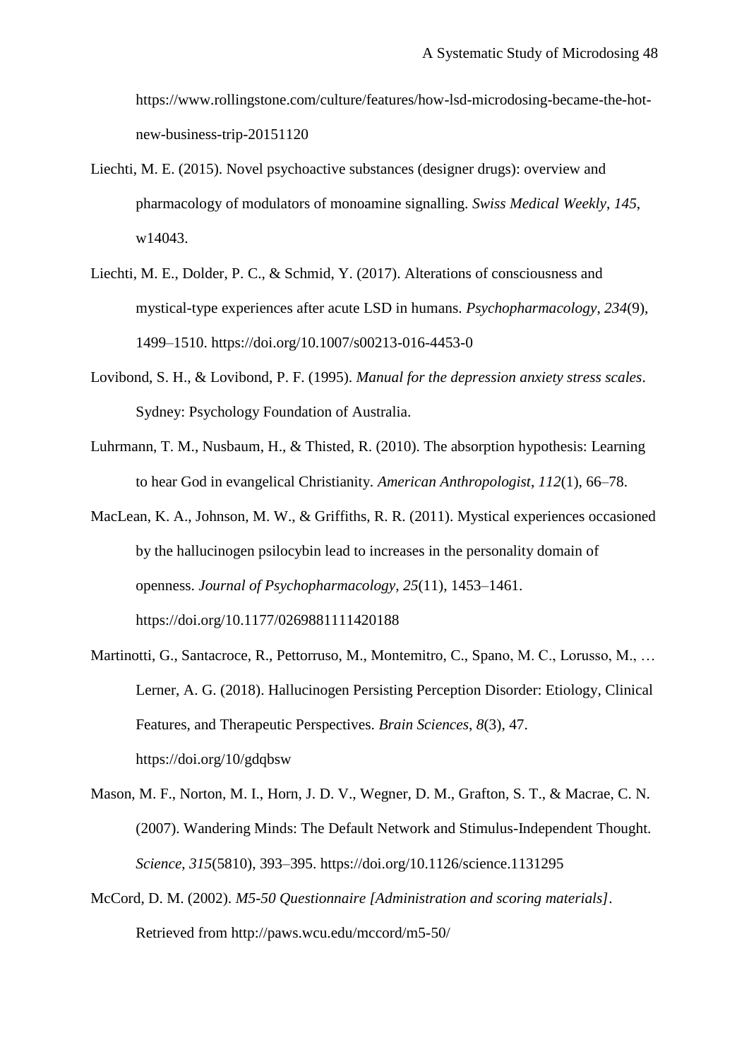https://www.rollingstone.com/culture/features/how-lsd-microdosing-became-the-hot-new-business-trip-20151120

Liechti, M. E. (2015). Novel psychoactive substances (designer drugs): overview and pharmacology of modulators of monoamine signalling. *Swiss Medical Weekly*, *145*, w14043.

Liechti, M. E., Dolder, P. C., & Schmid, Y. (2017). Alterations of consciousness and mystical-type experiences after acute LSD in humans. *Psychopharmacology*, *234*(9), 1499–1510. https://doi.org/10.1007/s00213-016-4453-0

Lovibond, S. H., & Lovibond, P. F. (1995). *Manual for the depression anxiety stress scales*. Sydney: Psychology Foundation of Australia.

Luhrmann, T. M., Nusbaum, H., & Thisted, R. (2010). The absorption hypothesis: Learning to hear God in evangelical Christianity. *American Anthropologist*, *112*(1), 66–78.

MacLean, K. A., Johnson, M. W., & Griffiths, R. R. (2011). Mystical experiences occasioned by the hallucinogen psilocybin lead to increases in the personality domain of openness. *Journal of Psychopharmacology*, *25*(11), 1453–1461. https://doi.org/10.1177/0269881111420188

Martinotti, G., Santacroce, R., Pettorruso, M., Montemitro, C., Spano, M. C., Lorusso, M., … Lerner, A. G. (2018). Hallucinogen Persisting Perception Disorder: Etiology, Clinical Features, and Therapeutic Perspectives. *Brain Sciences*, *8*(3), 47. https://doi.org/10/gdqbsw

Mason, M. F., Norton, M. I., Horn, J. D. V., Wegner, D. M., Grafton, S. T., & Macrae, C. N. (2007). Wandering Minds: The Default Network and Stimulus-Independent Thought. *Science*, *315*(5810), 393–395. https://doi.org/10.1126/science.1131295

McCord, D. M. (2002). *M5-50 Questionnaire [Administration and scoring materials]*. Retrieved from http://paws.wcu.edu/mccord/m5-50/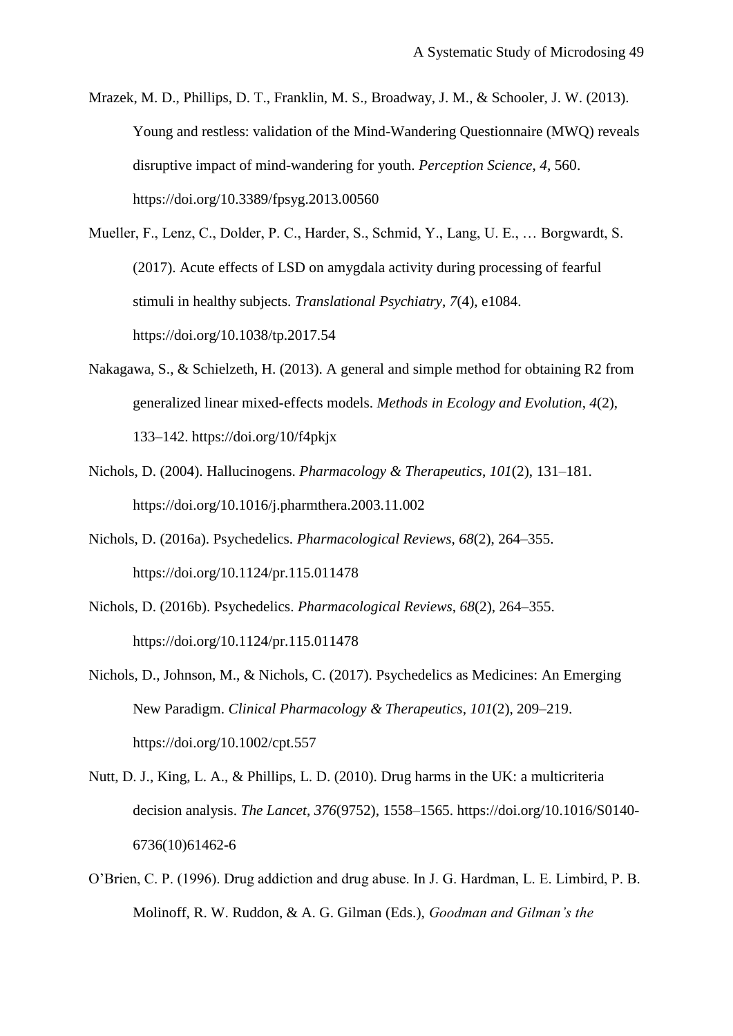Mrazek, M. D., Phillips, D. T., Franklin, M. S., Broadway, J. M., & Schooler, J. W. (2013). Young and restless: validation of the Mind-Wandering Questionnaire (MWQ) reveals disruptive impact of mind-wandering for youth. *Perception Science*, *4*, 560. https://doi.org/10.3389/fpsyg.2013.00560

Mueller, F., Lenz, C., Dolder, P. C., Harder, S., Schmid, Y., Lang, U. E., … Borgwardt, S. (2017). Acute effects of LSD on amygdala activity during processing of fearful stimuli in healthy subjects. *Translational Psychiatry*, *7*(4), e1084. https://doi.org/10.1038/tp.2017.54

Nakagawa, S., & Schielzeth, H. (2013). A general and simple method for obtaining R2 from generalized linear mixed-effects models. *Methods in Ecology and Evolution*, *4*(2), 133–142. https://doi.org/10/f4pkjx

Nichols, D. (2004). Hallucinogens. *Pharmacology & Therapeutics*, *101*(2), 131–181. https://doi.org/10.1016/j.pharmthera.2003.11.002

Nichols, D. (2016a). Psychedelics. *Pharmacological Reviews*, *68*(2), 264–355. https://doi.org/10.1124/pr.115.011478

Nichols, D. (2016b). Psychedelics. *Pharmacological Reviews*, *68*(2), 264–355. https://doi.org/10.1124/pr.115.011478

Nichols, D., Johnson, M., & Nichols, C. (2017). Psychedelics as Medicines: An Emerging New Paradigm. *Clinical Pharmacology & Therapeutics*, *101*(2), 209–219. https://doi.org/10.1002/cpt.557

Nutt, D. J., King, L. A., & Phillips, L. D. (2010). Drug harms in the UK: a multicriteria decision analysis. *The Lancet*, *376*(9752), 1558–1565. https://doi.org/10.1016/S0140-6736(10)61462-6

O'Brien, C. P. (1996). Drug addiction and drug abuse. In J. G. Hardman, L. E. Limbird, P. B. Molinoff, R. W. Ruddon, & A. G. Gilman (Eds.), *Goodman and Gilman's the*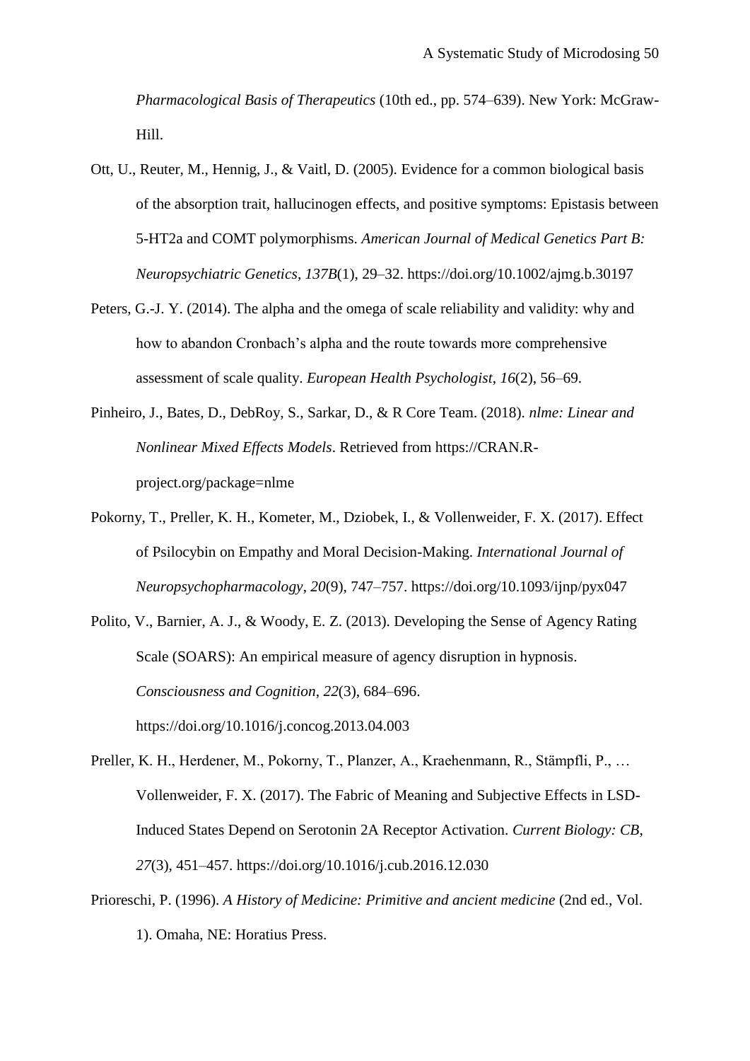*Pharmacological Basis of Therapeutics* (10th ed., pp. 574–639). New York: McGraw-Hill.

Ott, U., Reuter, M., Hennig, J., & Vaitl, D. (2005). Evidence for a common biological basis of the absorption trait, hallucinogen effects, and positive symptoms: Epistasis between 5-HT2a and COMT polymorphisms. *American Journal of Medical Genetics Part B: Neuropsychiatric Genetics*, *137B*(1), 29–32. https://doi.org/10.1002/ajmg.b.30197

Peters, G.-J. Y. (2014). The alpha and the omega of scale reliability and validity: why and how to abandon Cronbach's alpha and the route towards more comprehensive assessment of scale quality. *European Health Psychologist*, *16*(2), 56–69.

Pinheiro, J., Bates, D., DebRoy, S., Sarkar, D., & R Core Team. (2018). *nlme: Linear and Nonlinear Mixed Effects Models*. Retrieved from https://CRAN.R-project.org/package=nlme

Pokorny, T., Preller, K. H., Kometer, M., Dziobek, I., & Vollenweider, F. X. (2017). Effect of Psilocybin on Empathy and Moral Decision-Making. *International Journal of Neuropsychopharmacology*, *20*(9), 747–757. https://doi.org/10.1093/ijnp/pyx047

Polito, V., Barnier, A. J., & Woody, E. Z. (2013). Developing the Sense of Agency Rating Scale (SOARS): An empirical measure of agency disruption in hypnosis. *Consciousness and Cognition*, *22*(3), 684–696. https://doi.org/10.1016/j.concog.2013.04.003

Preller, K. H., Herdener, M., Pokorny, T., Planzer, A., Kraehenmann, R., Stämpfli, P., … Vollenweider, F. X. (2017). The Fabric of Meaning and Subjective Effects in LSD-Induced States Depend on Serotonin 2A Receptor Activation. *Current Biology: CB*, *27*(3), 451–457. https://doi.org/10.1016/j.cub.2016.12.030

Prioreschi, P. (1996). *A History of Medicine: Primitive and ancient medicine* (2nd ed., Vol. 1). Omaha, NE: Horatius Press.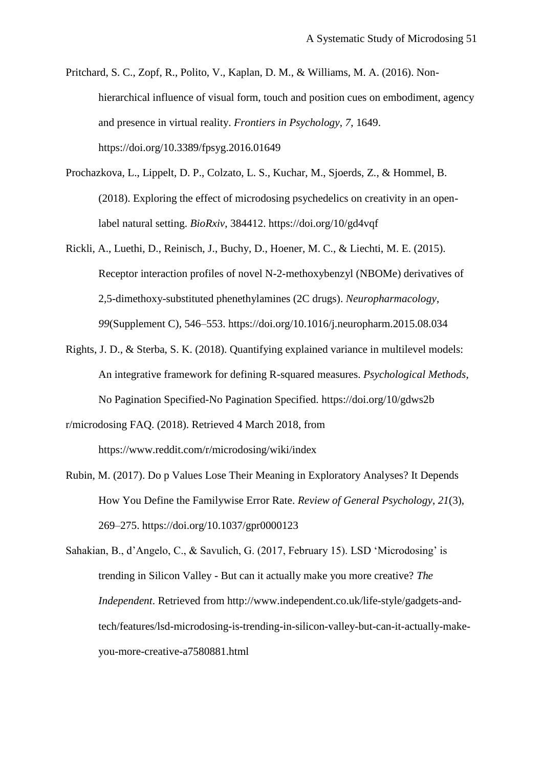Pritchard, S. C., Zopf, R., Polito, V., Kaplan, D. M., & Williams, M. A. (2016). Non-hierarchical influence of visual form, touch and position cues on embodiment, agency and presence in virtual reality. *Frontiers in Psychology*, *7*, 1649. https://doi.org/10.3389/fpsyg.2016.01649

Prochazkova, L., Lippelt, D. P., Colzato, L. S., Kuchar, M., Sjoerds, Z., & Hommel, B. (2018). Exploring the effect of microdosing psychedelics on creativity in an open-label natural setting. *BioRxiv*, 384412. https://doi.org/10/gd4vqf

Rickli, A., Luethi, D., Reinisch, J., Buchy, D., Hoener, M. C., & Liechti, M. E. (2015). Receptor interaction profiles of novel N-2-methoxybenzyl (NBOMe) derivatives of 2,5-dimethoxy-substituted phenethylamines (2C drugs). *Neuropharmacology*, *99*(Supplement C), 546–553. https://doi.org/10.1016/j.neuropharm.2015.08.034

Rights, J. D., & Sterba, S. K. (2018). Quantifying explained variance in multilevel models: An integrative framework for defining R-squared measures. *Psychological Methods*, No Pagination Specified-No Pagination Specified. https://doi.org/10/gdws2b

r/microdosing FAQ. (2018). Retrieved 4 March 2018, from https://www.reddit.com/r/microdosing/wiki/index

Rubin, M. (2017). Do p Values Lose Their Meaning in Exploratory Analyses? It Depends How You Define the Familywise Error Rate. *Review of General Psychology*, *21*(3), 269–275. https://doi.org/10.1037/gpr0000123

Sahakian, B., d'Angelo, C., & Savulich, G. (2017, February 15). LSD 'Microdosing' is trending in Silicon Valley - But can it actually make you more creative? *The Independent*. Retrieved from http://www.independent.co.uk/life-style/gadgets-and-tech/features/lsd-microdosing-is-trending-in-silicon-valley-but-can-it-actually-make-you-more-creative-a7580881.html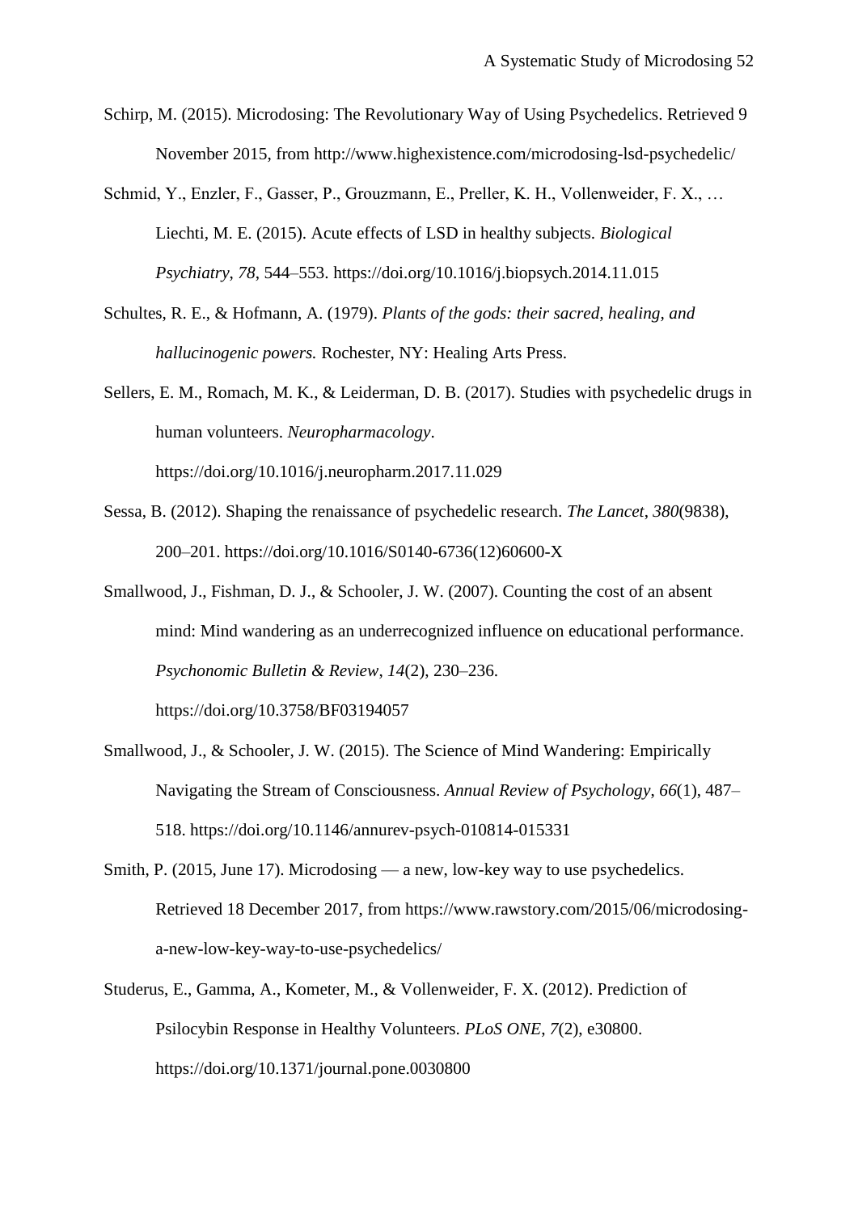Schirp, M. (2015). Microdosing: The Revolutionary Way of Using Psychedelics. Retrieved 9 November 2015, from http://www.highexistence.com/microdosing-lsd-psychedelic/

Schmid, Y., Enzler, F., Gasser, P., Grouzmann, E., Preller, K. H., Vollenweider, F. X., … Liechti, M. E. (2015). Acute effects of LSD in healthy subjects. *Biological Psychiatry*, *78*, 544–553. https://doi.org/10.1016/j.biopsych.2014.11.015

Schultes, R. E., & Hofmann, A. (1979). *Plants of the gods: their sacred, healing, and hallucinogenic powers.* Rochester, NY: Healing Arts Press.

Sellers, E. M., Romach, M. K., & Leiderman, D. B. (2017). Studies with psychedelic drugs in human volunteers. *Neuropharmacology*. https://doi.org/10.1016/j.neuropharm.2017.11.029

Sessa, B. (2012). Shaping the renaissance of psychedelic research. *The Lancet*, *380*(9838), 200–201. https://doi.org/10.1016/S0140-6736(12)60600-X

Smallwood, J., Fishman, D. J., & Schooler, J. W. (2007). Counting the cost of an absent mind: Mind wandering as an underrecognized influence on educational performance. *Psychonomic Bulletin & Review*, *14*(2), 230–236. https://doi.org/10.3758/BF03194057

Smallwood, J., & Schooler, J. W. (2015). The Science of Mind Wandering: Empirically Navigating the Stream of Consciousness. *Annual Review of Psychology*, *66*(1), 487–518. https://doi.org/10.1146/annurev-psych-010814-015331

Smith, P. (2015, June 17). Microdosing — a new, low-key way to use psychedelics. Retrieved 18 December 2017, from https://www.rawstory.com/2015/06/microdosing-a-new-low-key-way-to-use-psychedelics/

Studerus, E., Gamma, A., Kometer, M., & Vollenweider, F. X. (2012). Prediction of Psilocybin Response in Healthy Volunteers. *PLoS ONE*, *7*(2), e30800. https://doi.org/10.1371/journal.pone.0030800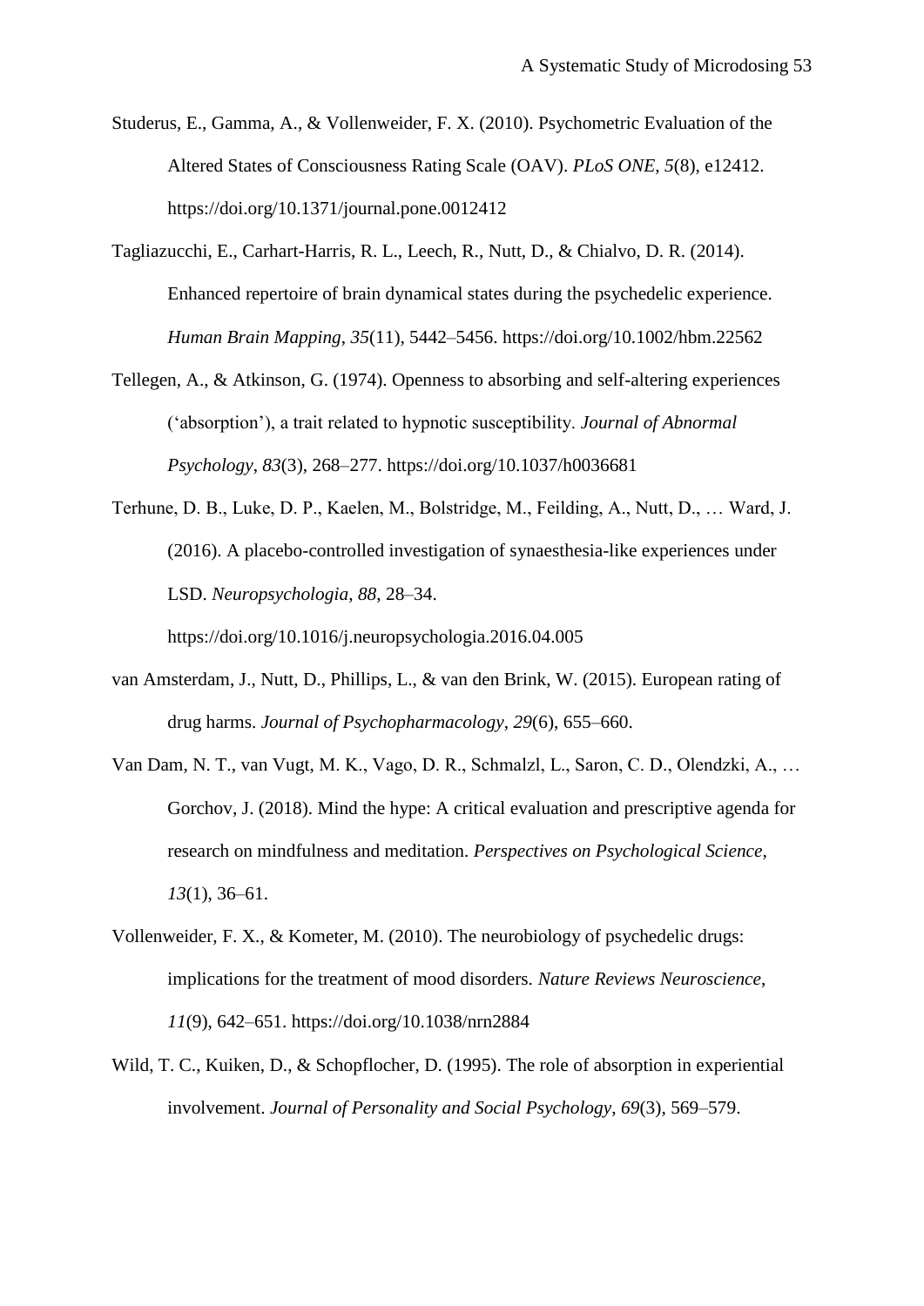Studerus, E., Gamma, A., & Vollenweider, F. X. (2010). Psychometric Evaluation of the Altered States of Consciousness Rating Scale (OAV). *PLoS ONE*, *5*(8), e12412. https://doi.org/10.1371/journal.pone.0012412

Tagliazucchi, E., Carhart-Harris, R. L., Leech, R., Nutt, D., & Chialvo, D. R. (2014). Enhanced repertoire of brain dynamical states during the psychedelic experience. *Human Brain Mapping*, *35*(11), 5442–5456. https://doi.org/10.1002/hbm.22562

Tellegen, A., & Atkinson, G. (1974). Openness to absorbing and self-altering experiences ('absorption'), a trait related to hypnotic susceptibility. *Journal of Abnormal Psychology*, *83*(3), 268–277. https://doi.org/10.1037/h0036681

Terhune, D. B., Luke, D. P., Kaelen, M., Bolstridge, M., Feilding, A., Nutt, D., … Ward, J. (2016). A placebo-controlled investigation of synaesthesia-like experiences under LSD. *Neuropsychologia*, *88*, 28–34. https://doi.org/10.1016/j.neuropsychologia.2016.04.005

van Amsterdam, J., Nutt, D., Phillips, L., & van den Brink, W. (2015). European rating of drug harms. *Journal of Psychopharmacology*, *29*(6), 655–660.

Van Dam, N. T., van Vugt, M. K., Vago, D. R., Schmalzl, L., Saron, C. D., Olendzki, A., … Gorchov, J. (2018). Mind the hype: A critical evaluation and prescriptive agenda for research on mindfulness and meditation. *Perspectives on Psychological Science*, *13*(1), 36–61.

Vollenweider, F. X., & Kometer, M. (2010). The neurobiology of psychedelic drugs: implications for the treatment of mood disorders. *Nature Reviews Neuroscience*, *11*(9), 642–651. https://doi.org/10.1038/nrn2884

Wild, T. C., Kuiken, D., & Schopflocher, D. (1995). The role of absorption in experiential involvement. *Journal of Personality and Social Psychology*, *69*(3), 569–579.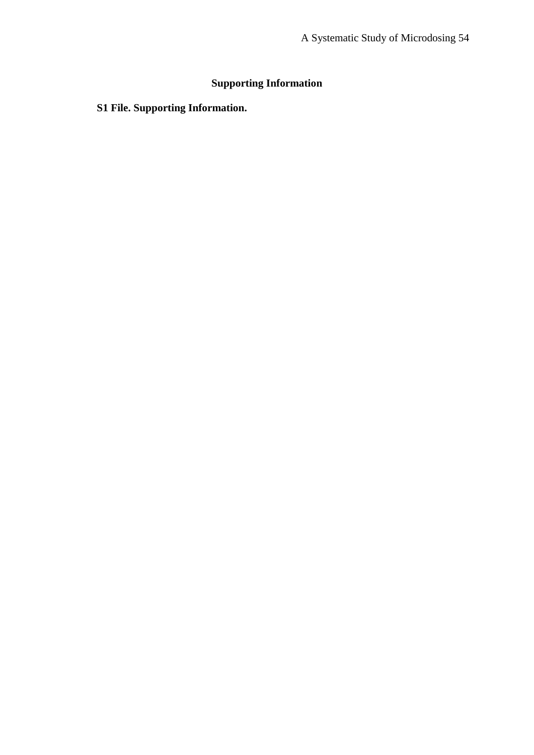# Supporting Information

**S1 File. Supporting Information.**